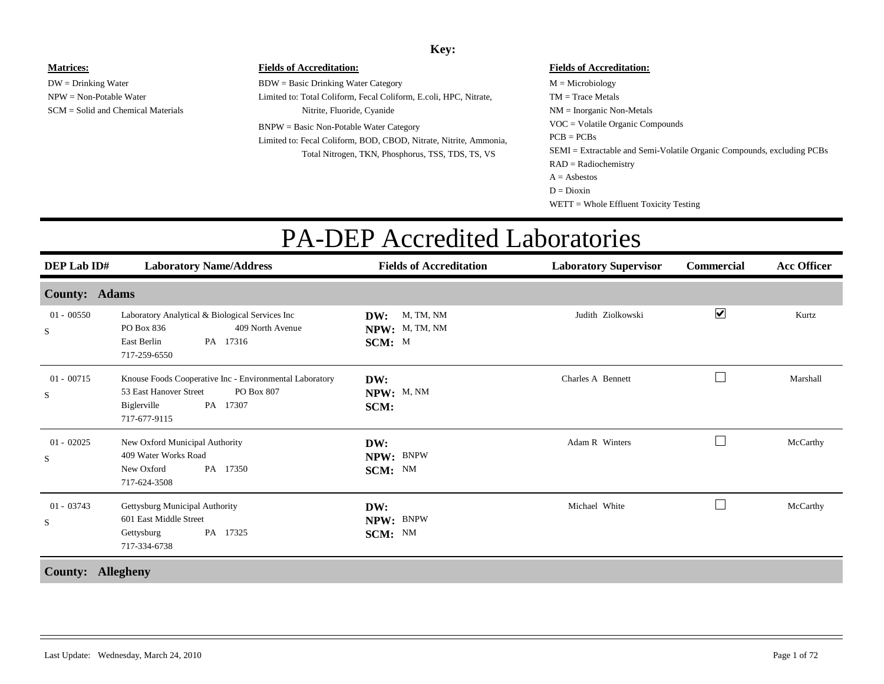**Key:**

**Matrices:**

DW = Drinking Water
NPW = Non-Potable Water
SCM = Solid and Chemical Materials

**Fields of Accreditation:**

BDW = Basic Drinking Water Category
Limited to: Total Coliform, Fecal Coliform, E.coli, HPC, Nitrate, Nitrite, Fluoride, Cyanide

BNPW = Basic Non-Potable Water Category
Limited to: Fecal Coliform, BOD, CBOD, Nitrate, Nitrite, Ammonia, Total Nitrogen, TKN, Phosphorus, TSS, TDS, TS, VS

**Fields of Accreditation:**

M = Microbiology
TM = Trace Metals
NM = Inorganic Non-Metals
VOC = Volatile Organic Compounds
PCB = PCBs
SEMI = Extractable and Semi-Volatile Organic Compounds, excluding PCBs
RAD = Radiochemistry
A = Asbestos
D = Dioxin
WETT = Whole Effluent Toxicity Testing

# PA-DEP Accredited Laboratories

| DEP Lab ID# | Laboratory Name/Address | Fields of Accreditation | Laboratory Supervisor | Commercial | Acc Officer |
|---|---|---|---|---|---|
| **County: Adams** | | | | | |
| 01 - 00550 S | Laboratory Analytical & Biological Services Inc<br>PO Box 836 409 North Avenue<br>East Berlin PA 17316<br>717-259-6550 | **DW:** M, TM, NM<br>**NPW:** M, TM, NM<br>**SCM:** M | Judith Ziolkowski | ☑ | Kurtz |
| 01 - 00715 S | Knouse Foods Cooperative Inc - Environmental Laboratory<br>53 East Hanover Street PO Box 807<br>Biglerville PA 17307<br>717-677-9115 | **DW:**<br>**NPW:** M, NM<br>**SCM:** | Charles A Bennett | ☐ | Marshall |
| 01 - 02025 S | New Oxford Municipal Authority<br>409 Water Works Road<br>New Oxford PA 17350<br>717-624-3508 | **DW:**<br>**NPW:** BNPW<br>**SCM:** NM | Adam R Winters | ☐ | McCarthy |
| 01 - 03743 S | Gettysburg Municipal Authority<br>601 East Middle Street<br>Gettysburg PA 17325<br>717-334-6738 | **DW:**<br>**NPW:** BNPW<br>**SCM:** NM | Michael White | ☐ | McCarthy |
| **County: Allegheny** | | | | | |

Last Update: Wednesday, March 24, 2010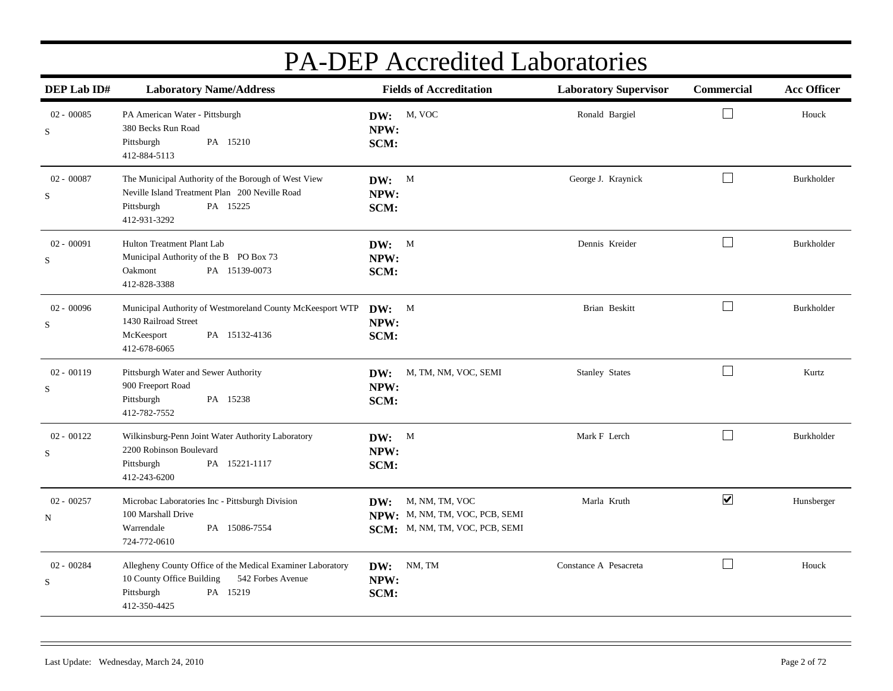# PA-DEP Accredited Laboratories

| DEP Lab ID# | Laboratory Name/Address | Fields of Accreditation | Laboratory Supervisor | Commercial | Acc Officer |
|---|---|---|---|---|---|
| 02 - 00085<br>S | PA American Water - Pittsburgh<br>380 Becks Run Road<br>Pittsburgh PA 15210<br>412-884-5113 | **DW:** M, VOC<br>**NPW:**<br>**SCM:** | Ronald Bargiel | ☐ | Houck |
| 02 - 00087<br>S | The Municipal Authority of the Borough of West View<br>Neville Island Treatment Plan 200 Neville Road<br>Pittsburgh PA 15225<br>412-931-3292 | **DW:** M<br>**NPW:**<br>**SCM:** | George J. Kraynick | ☐ | Burkholder |
| 02 - 00091<br>S | Hulton Treatment Plant Lab<br>Municipal Authority of the B PO Box 73<br>Oakmont PA 15139-0073<br>412-828-3388 | **DW:** M<br>**NPW:**<br>**SCM:** | Dennis Kreider | ☐ | Burkholder |
| 02 - 00096<br>S | Municipal Authority of Westmoreland County McKeesport WTP<br>1430 Railroad Street<br>McKeesport PA 15132-4136<br>412-678-6065 | **DW:** M<br>**NPW:**<br>**SCM:** | Brian Beskitt | ☐ | Burkholder |
| 02 - 00119<br>S | Pittsburgh Water and Sewer Authority<br>900 Freeport Road<br>Pittsburgh PA 15238<br>412-782-7552 | **DW:** M, TM, NM, VOC, SEMI<br>**NPW:**<br>**SCM:** | Stanley States | ☐ | Kurtz |
| 02 - 00122<br>S | Wilkinsburg-Penn Joint Water Authority Laboratory<br>2200 Robinson Boulevard<br>Pittsburgh PA 15221-1117<br>412-243-6200 | **DW:** M<br>**NPW:**<br>**SCM:** | Mark F Lerch | ☐ | Burkholder |
| 02 - 00257<br>N | Microbac Laboratories Inc - Pittsburgh Division<br>100 Marshall Drive<br>Warrendale PA 15086-7554<br>724-772-0610 | **DW:** M, NM, TM, VOC<br>**NPW:** M, NM, TM, VOC, PCB, SEMI<br>**SCM:** M, NM, TM, VOC, PCB, SEMI | Marla Kruth | ☑ | Hunsberger |
| 02 - 00284<br>S | Allegheny County Office of the Medical Examiner Laboratory<br>10 County Office Building 542 Forbes Avenue<br>Pittsburgh PA 15219<br>412-350-4425 | **DW:** NM, TM<br>**NPW:**<br>**SCM:** | Constance A Pesacreta | ☐ | Houck |

Last Update: Wednesday, March 24, 2010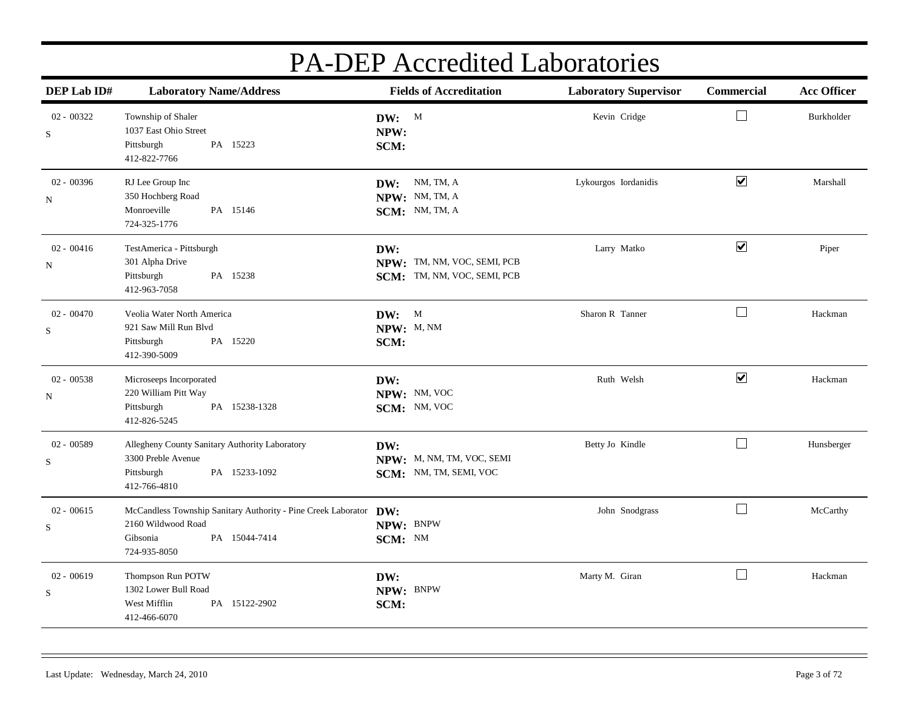# PA-DEP Accredited Laboratories

| DEP Lab ID# | Laboratory Name/Address | Fields of Accreditation | Laboratory Supervisor | Commercial | Acc Officer |
|---|---|---|---|---|---|
| 02 - 00322<br>S | Township of Shaler<br>1037 East Ohio Street<br>Pittsburgh PA 15223<br>412-822-7766 | **DW:** M<br>**NPW:**<br>**SCM:** | Kevin Cridge | ☐ | Burkholder |
| 02 - 00396<br>N | RJ Lee Group Inc<br>350 Hochberg Road<br>Monroeville PA 15146<br>724-325-1776 | **DW:** NM, TM, A<br>**NPW:** NM, TM, A<br>**SCM:** NM, TM, A | Lykourgos Iordanidis | ☑ | Marshall |
| 02 - 00416<br>N | TestAmerica - Pittsburgh<br>301 Alpha Drive<br>Pittsburgh PA 15238<br>412-963-7058 | **DW:**<br>**NPW:** TM, NM, VOC, SEMI, PCB<br>**SCM:** TM, NM, VOC, SEMI, PCB | Larry Matko | ☑ | Piper |
| 02 - 00470<br>S | Veolia Water North America<br>921 Saw Mill Run Blvd<br>Pittsburgh PA 15220<br>412-390-5009 | **DW:** M<br>**NPW:** M, NM<br>**SCM:** | Sharon R Tanner | ☐ | Hackman |
| 02 - 00538<br>N | Microseeps Incorporated<br>220 William Pitt Way<br>Pittsburgh PA 15238-1328<br>412-826-5245 | **DW:**<br>**NPW:** NM, VOC<br>**SCM:** NM, VOC | Ruth Welsh | ☑ | Hackman |
| 02 - 00589<br>S | Allegheny County Sanitary Authority Laboratory<br>3300 Preble Avenue<br>Pittsburgh PA 15233-1092<br>412-766-4810 | **DW:**<br>**NPW:** M, NM, TM, VOC, SEMI<br>**SCM:** NM, TM, SEMI, VOC | Betty Jo Kindle | ☐ | Hunsberger |
| 02 - 00615<br>S | McCandless Township Sanitary Authority - Pine Creek Laborator<br>2160 Wildwood Road<br>Gibsonia PA 15044-7414<br>724-935-8050 | **DW:**<br>**NPW:** BNPW<br>**SCM:** NM | John Snodgrass | ☐ | McCarthy |
| 02 - 00619<br>S | Thompson Run POTW<br>1302 Lower Bull Road<br>West Mifflin PA 15122-2902<br>412-466-6070 | **DW:**<br>**NPW:** BNPW<br>**SCM:** | Marty M. Giran | ☐ | Hackman |

Last Update: Wednesday, March 24, 2010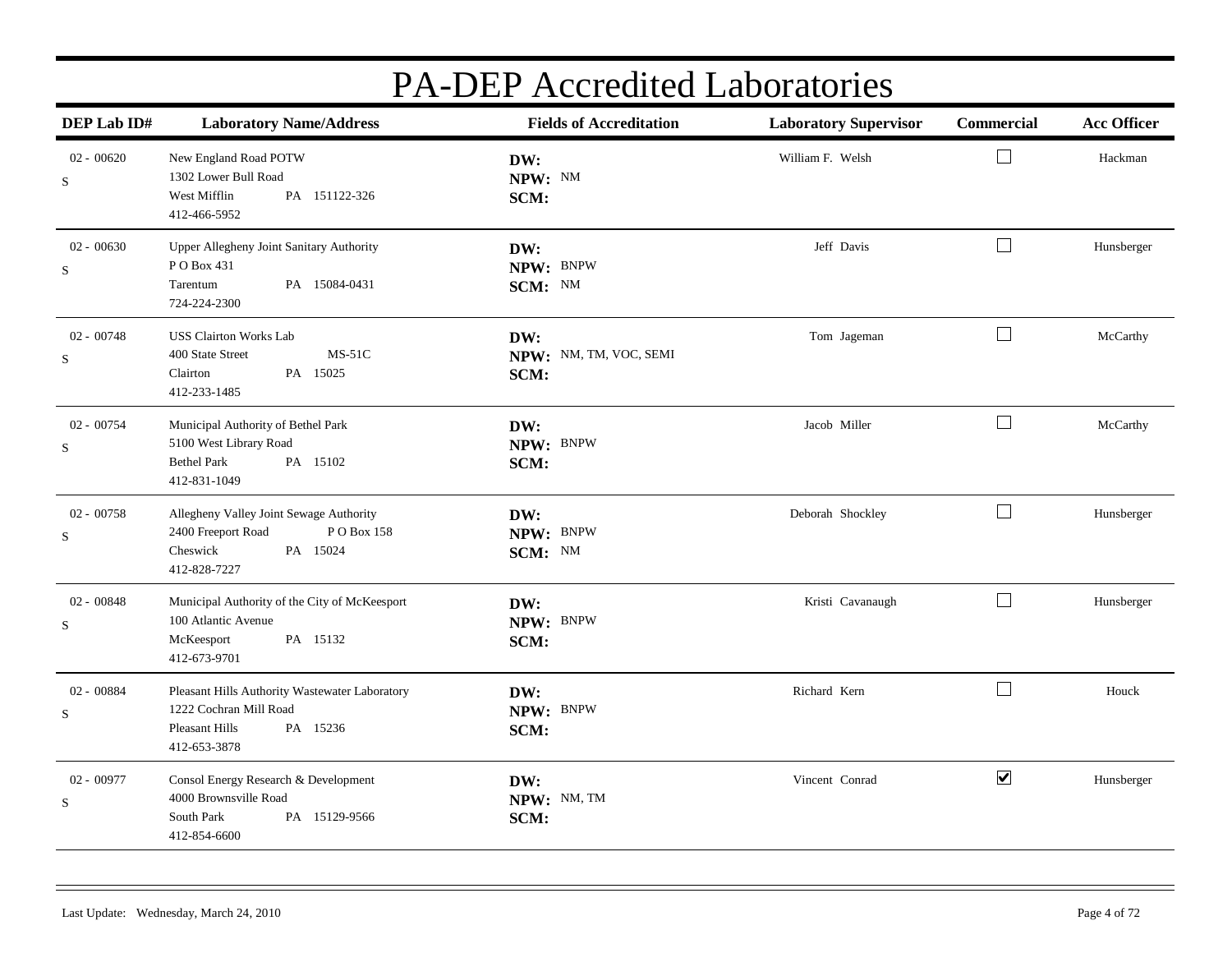# PA-DEP Accredited Laboratories

| DEP Lab ID# | Laboratory Name/Address | Fields of Accreditation | Laboratory Supervisor | Commercial | Acc Officer |
|---|---|---|---|---|---|
| 02 - 00620<br>S | New England Road POTW<br>1302 Lower Bull Road<br>West Mifflin PA 151122-326<br>412-466-5952 | **DW:**<br>**NPW:** NM<br>**SCM:** | William F. Welsh | ☐ | Hackman |
| 02 - 00630<br>S | Upper Allegheny Joint Sanitary Authority<br>P O Box 431<br>Tarentum PA 15084-0431<br>724-224-2300 | **DW:**<br>**NPW:** BNPW<br>**SCM:** NM | Jeff Davis | ☐ | Hunsberger |
| 02 - 00748<br>S | USS Clairton Works Lab<br>400 State Street MS-51C<br>Clairton PA 15025<br>412-233-1485 | **DW:**<br>**NPW:** NM, TM, VOC, SEMI<br>**SCM:** | Tom Jageman | ☐ | McCarthy |
| 02 - 00754<br>S | Municipal Authority of Bethel Park<br>5100 West Library Road<br>Bethel Park PA 15102<br>412-831-1049 | **DW:**<br>**NPW:** BNPW<br>**SCM:** | Jacob Miller | ☐ | McCarthy |
| 02 - 00758<br>S | Allegheny Valley Joint Sewage Authority<br>2400 Freeport Road P O Box 158<br>Cheswick PA 15024<br>412-828-7227 | **DW:**<br>**NPW:** BNPW<br>**SCM:** NM | Deborah Shockley | ☐ | Hunsberger |
| 02 - 00848<br>S | Municipal Authority of the City of McKeesport<br>100 Atlantic Avenue<br>McKeesport PA 15132<br>412-673-9701 | **DW:**<br>**NPW:** BNPW<br>**SCM:** | Kristi Cavanaugh | ☐ | Hunsberger |
| 02 - 00884<br>S | Pleasant Hills Authority Wastewater Laboratory<br>1222 Cochran Mill Road<br>Pleasant Hills PA 15236<br>412-653-3878 | **DW:**<br>**NPW:** BNPW<br>**SCM:** | Richard Kern | ☐ | Houck |
| 02 - 00977<br>S | Consol Energy Research & Development<br>4000 Brownsville Road<br>South Park PA 15129-9566<br>412-854-6600 | **DW:**<br>**NPW:** NM, TM<br>**SCM:** | Vincent Conrad | ☑ | Hunsberger |

Last Update: Wednesday, March 24, 2010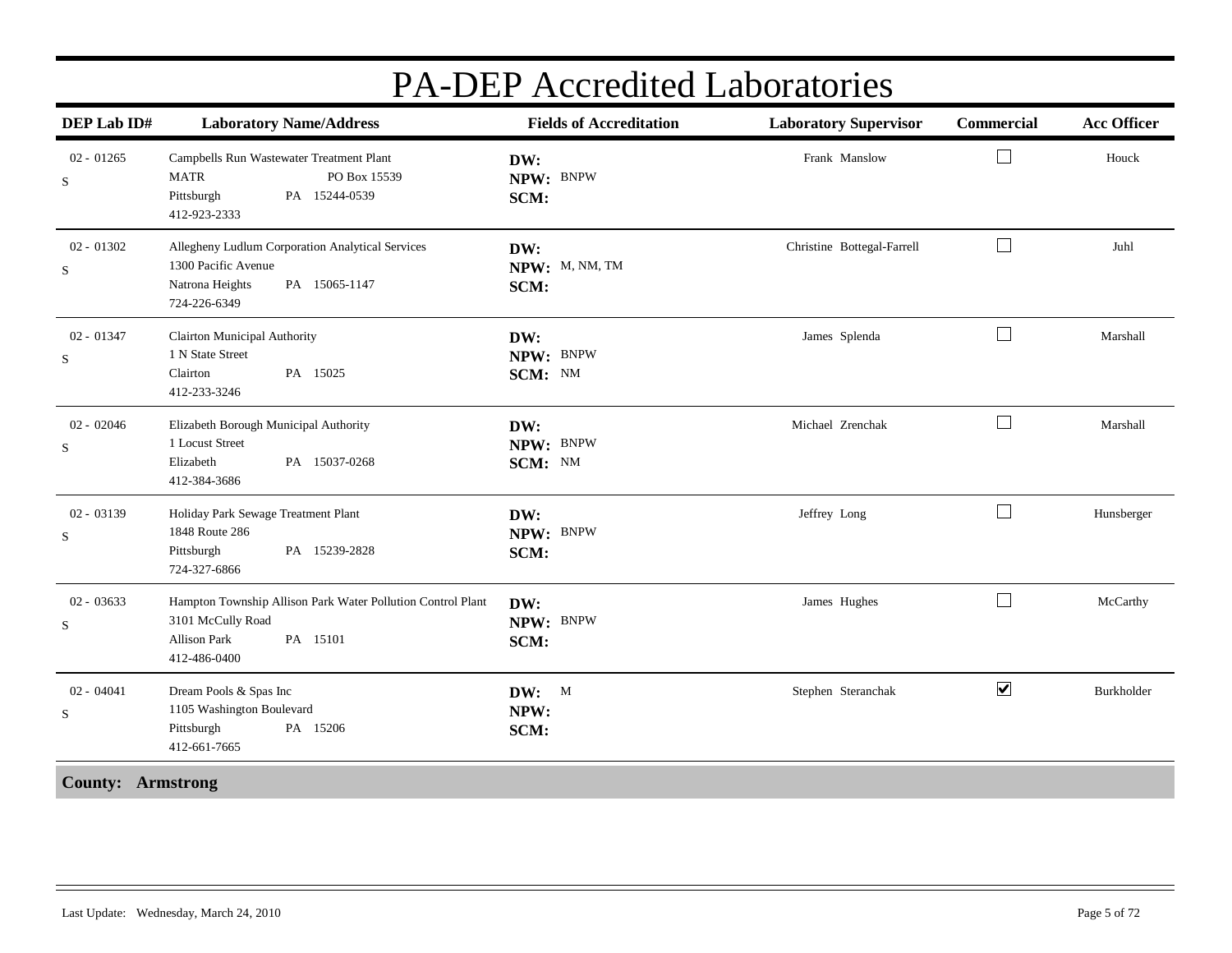# PA-DEP Accredited Laboratories

| DEP Lab ID# | Laboratory Name/Address | Fields of Accreditation | Laboratory Supervisor | Commercial | Acc Officer |
|---|---|---|---|---|---|
| 02 - 01265 S | Campbells Run Wastewater Treatment Plant<br>MATR PO Box 15539<br>Pittsburgh PA 15244-0539<br>412-923-2333 | **DW:**<br>**NPW:** BNPW<br>**SCM:** | Frank Manslow | ☐ | Houck |
| 02 - 01302 S | Allegheny Ludlum Corporation Analytical Services<br>1300 Pacific Avenue<br>Natrona Heights PA 15065-1147<br>724-226-6349 | **DW:**<br>**NPW:** M, NM, TM<br>**SCM:** | Christine Bottegal-Farrell | ☐ | Juhl |
| 02 - 01347 S | Clairton Municipal Authority<br>1 N State Street<br>Clairton PA 15025<br>412-233-3246 | **DW:**<br>**NPW:** BNPW<br>**SCM:** NM | James Splenda | ☐ | Marshall |
| 02 - 02046 S | Elizabeth Borough Municipal Authority<br>1 Locust Street<br>Elizabeth PA 15037-0268<br>412-384-3686 | **DW:**<br>**NPW:** BNPW<br>**SCM:** NM | Michael Zrenchak | ☐ | Marshall |
| 02 - 03139 S | Holiday Park Sewage Treatment Plant<br>1848 Route 286<br>Pittsburgh PA 15239-2828<br>724-327-6866 | **DW:**<br>**NPW:** BNPW<br>**SCM:** | Jeffrey Long | ☐ | Hunsberger |
| 02 - 03633 S | Hampton Township Allison Park Water Pollution Control Plant<br>3101 McCully Road<br>Allison Park PA 15101<br>412-486-0400 | **DW:**<br>**NPW:** BNPW<br>**SCM:** | James Hughes | ☐ | McCarthy |
| 02 - 04041 S | Dream Pools & Spas Inc<br>1105 Washington Boulevard<br>Pittsburgh PA 15206<br>412-661-7665 | **DW:** M<br>**NPW:**<br>**SCM:** | Stephen Steranchak | ☑ | Burkholder |

**County: Armstrong**

Last Update: Wednesday, March 24, 2010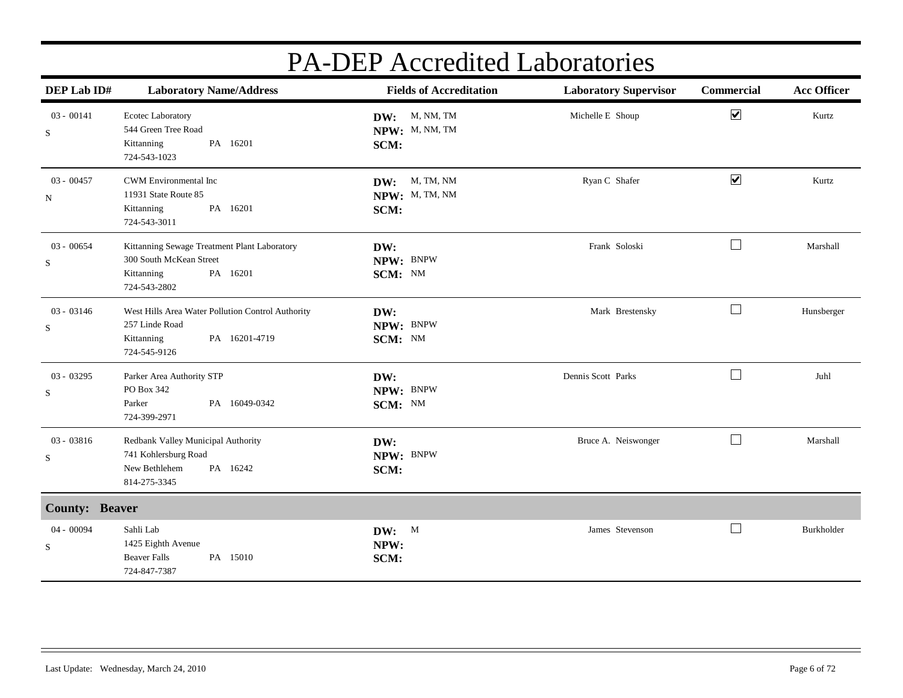# PA-DEP Accredited Laboratories

| DEP Lab ID# | Laboratory Name/Address | Fields of Accreditation | Laboratory Supervisor | Commercial | Acc Officer |
|---|---|---|---|---|---|
| 03 - 00141<br>S | Ecotec Laboratory<br>544 Green Tree Road<br>Kittanning PA 16201<br>724-543-1023 | **DW:** M, NM, TM<br>**NPW:** M, NM, TM<br>**SCM:** | Michelle E Shoup | ☑ | Kurtz |
| 03 - 00457<br>N | CWM Environmental Inc<br>11931 State Route 85<br>Kittanning PA 16201<br>724-543-3011 | **DW:** M, TM, NM<br>**NPW:** M, TM, NM<br>**SCM:** | Ryan C Shafer | ☑ | Kurtz |
| 03 - 00654<br>S | Kittanning Sewage Treatment Plant Laboratory<br>300 South McKean Street<br>Kittanning PA 16201<br>724-543-2802 | **DW:**<br>**NPW:** BNPW<br>**SCM:** NM | Frank Soloski | ☐ | Marshall |
| 03 - 03146<br>S | West Hills Area Water Pollution Control Authority<br>257 Linde Road<br>Kittanning PA 16201-4719<br>724-545-9126 | **DW:**<br>**NPW:** BNPW<br>**SCM:** NM | Mark Brestensky | ☐ | Hunsberger |
| 03 - 03295<br>S | Parker Area Authority STP<br>PO Box 342<br>Parker PA 16049-0342<br>724-399-2971 | **DW:**<br>**NPW:** BNPW<br>**SCM:** NM | Dennis Scott Parks | ☐ | Juhl |
| 03 - 03816<br>S | Redbank Valley Municipal Authority<br>741 Kohlersburg Road<br>New Bethlehem PA 16242<br>814-275-3345 | **DW:**<br>**NPW:** BNPW<br>**SCM:** | Bruce A. Neiswonger | ☐ | Marshall |
| **County: Beaver** | | | | | |
| 04 - 00094<br>S | Sahli Lab<br>1425 Eighth Avenue<br>Beaver Falls PA 15010<br>724-847-7387 | **DW:** M<br>**NPW:**<br>**SCM:** | James Stevenson | ☐ | Burkholder |

Last Update: Wednesday, March 24, 2010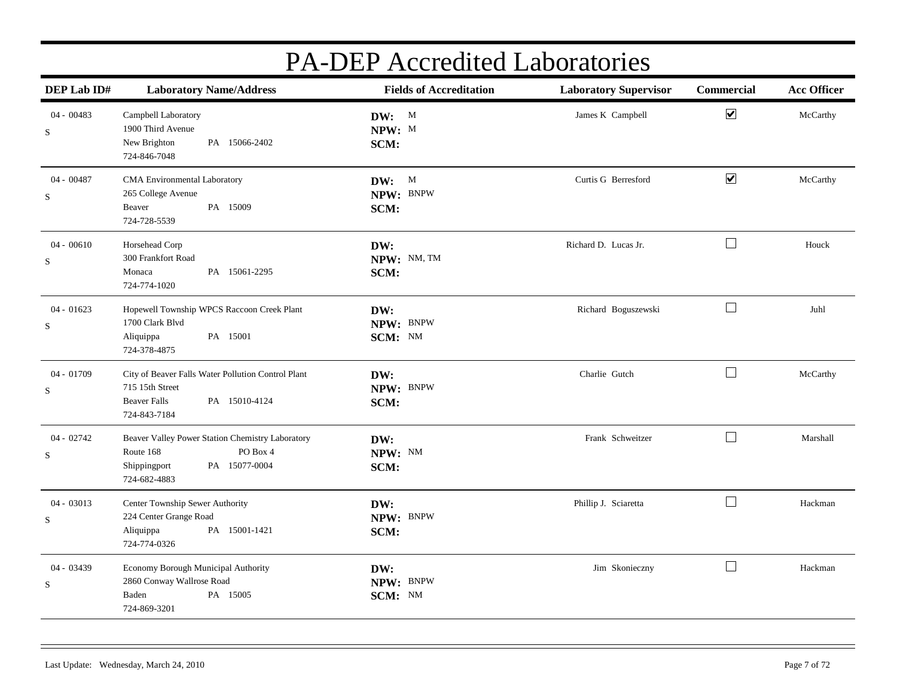# PA-DEP Accredited Laboratories

| DEP Lab ID# | Laboratory Name/Address | Fields of Accreditation | Laboratory Supervisor | Commercial | Acc Officer |
|---|---|---|---|---|---|
| 04 - 00483<br>S | Campbell Laboratory<br>1900 Third Avenue<br>New Brighton PA 15066-2402<br>724-846-7048 | **DW:** M<br>**NPW:** M<br>**SCM:** | James K Campbell | ☑ | McCarthy |
| 04 - 00487<br>S | CMA Environmental Laboratory<br>265 College Avenue<br>Beaver PA 15009<br>724-728-5539 | **DW:** M<br>**NPW:** BNPW<br>**SCM:** | Curtis G Berresford | ☑ | McCarthy |
| 04 - 00610<br>S | Horsehead Corp<br>300 Frankfort Road<br>Monaca PA 15061-2295<br>724-774-1020 | **DW:**<br>**NPW:** NM, TM<br>**SCM:** | Richard D. Lucas Jr. | ☐ | Houck |
| 04 - 01623<br>S | Hopewell Township WPCS Raccoon Creek Plant<br>1700 Clark Blvd<br>Aliquippa PA 15001<br>724-378-4875 | **DW:**<br>**NPW:** BNPW<br>**SCM:** NM | Richard Boguszewski | ☐ | Juhl |
| 04 - 01709<br>S | City of Beaver Falls Water Pollution Control Plant<br>715 15th Street<br>Beaver Falls PA 15010-4124<br>724-843-7184 | **DW:**<br>**NPW:** BNPW<br>**SCM:** | Charlie Gutch | ☐ | McCarthy |
| 04 - 02742<br>S | Beaver Valley Power Station Chemistry Laboratory<br>Route 168 PO Box 4<br>Shippingport PA 15077-0004<br>724-682-4883 | **DW:**<br>**NPW:** NM<br>**SCM:** | Frank Schweitzer | ☐ | Marshall |
| 04 - 03013<br>S | Center Township Sewer Authority<br>224 Center Grange Road<br>Aliquippa PA 15001-1421<br>724-774-0326 | **DW:**<br>**NPW:** BNPW<br>**SCM:** | Phillip J. Sciaretta | ☐ | Hackman |
| 04 - 03439<br>S | Economy Borough Municipal Authority<br>2860 Conway Wallrose Road<br>Baden PA 15005<br>724-869-3201 | **DW:**<br>**NPW:** BNPW<br>**SCM:** NM | Jim Skonieczny | ☐ | Hackman |

Last Update: Wednesday, March 24, 2010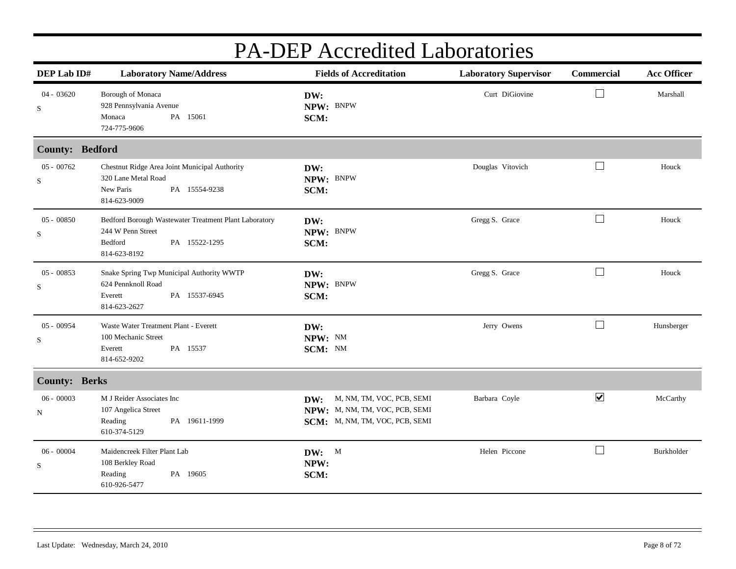# PA-DEP Accredited Laboratories

| DEP Lab ID# | Laboratory Name/Address | Fields of Accreditation | Laboratory Supervisor | Commercial | Acc Officer |
|---|---|---|---|---|---|
| 04 - 03620<br>S | Borough of Monaca<br>928 Pennsylvania Avenue<br>Monaca PA 15061<br>724-775-9606 | **DW:**<br>**NPW:** BNPW<br>**SCM:** | Curt DiGiovine | ☐ | Marshall |
| **County: Bedford** | | | | | |
| 05 - 00762<br>S | Chestnut Ridge Area Joint Municipal Authority<br>320 Lane Metal Road<br>New Paris PA 15554-9238<br>814-623-9009 | **DW:**<br>**NPW:** BNPW<br>**SCM:** | Douglas Vitovich | ☐ | Houck |
| 05 - 00850<br>S | Bedford Borough Wastewater Treatment Plant Laboratory<br>244 W Penn Street<br>Bedford PA 15522-1295<br>814-623-8192 | **DW:**<br>**NPW:** BNPW<br>**SCM:** | Gregg S. Grace | ☐ | Houck |
| 05 - 00853<br>S | Snake Spring Twp Municipal Authority WWTP<br>624 Pennknoll Road<br>Everett PA 15537-6945<br>814-623-2627 | **DW:**<br>**NPW:** BNPW<br>**SCM:** | Gregg S. Grace | ☐ | Houck |
| 05 - 00954<br>S | Waste Water Treatment Plant - Everett<br>100 Mechanic Street<br>Everett PA 15537<br>814-652-9202 | **DW:**<br>**NPW:** NM<br>**SCM:** NM | Jerry Owens | ☐ | Hunsberger |
| **County: Berks** | | | | | |
| 06 - 00003<br>N | M J Reider Associates Inc<br>107 Angelica Street<br>Reading PA 19611-1999<br>610-374-5129 | **DW:** M, NM, TM, VOC, PCB, SEMI<br>**NPW:** M, NM, TM, VOC, PCB, SEMI<br>**SCM:** M, NM, TM, VOC, PCB, SEMI | Barbara Coyle | ☑ | McCarthy |
| 06 - 00004<br>S | Maidencreek Filter Plant Lab<br>108 Berkley Road<br>Reading PA 19605<br>610-926-5477 | **DW:** M<br>**NPW:**<br>**SCM:** | Helen Piccone | ☐ | Burkholder |

Last Update: Wednesday, March 24, 2010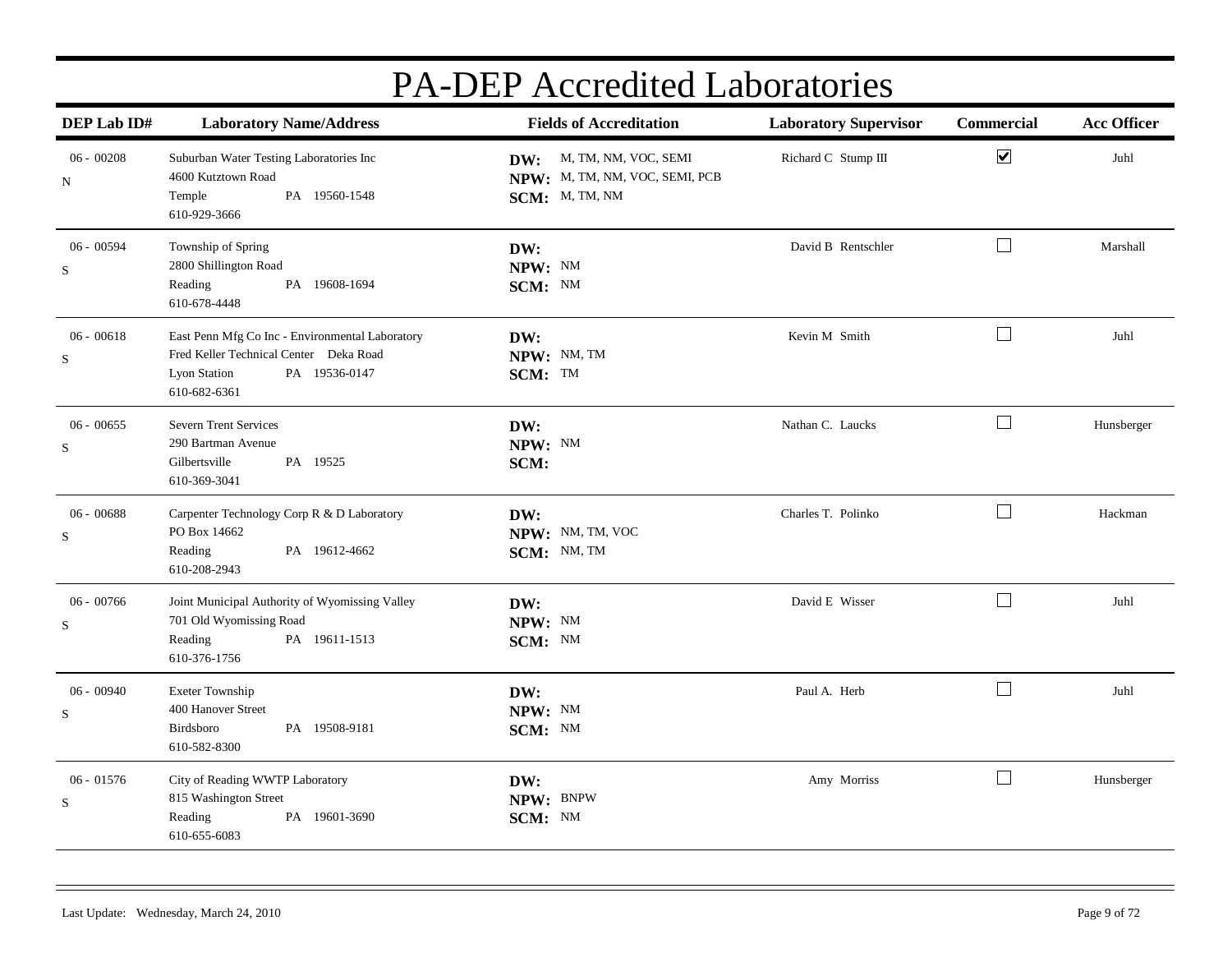# PA-DEP Accredited Laboratories

| DEP Lab ID# | Laboratory Name/Address | Fields of Accreditation | Laboratory Supervisor | Commercial | Acc Officer |
|---|---|---|---|---|---|
| 06 - 00208<br>N | Suburban Water Testing Laboratories Inc<br>4600 Kutztown Road<br>Temple PA 19560-1548<br>610-929-3666 | **DW:** M, TM, NM, VOC, SEMI<br>**NPW:** M, TM, NM, VOC, SEMI, PCB<br>**SCM:** M, TM, NM | Richard C Stump III | ☑ | Juhl |
| 06 - 00594<br>S | Township of Spring<br>2800 Shillington Road<br>Reading PA 19608-1694<br>610-678-4448 | **DW:**<br>**NPW:** NM<br>**SCM:** NM | David B Rentschler | ☐ | Marshall |
| 06 - 00618<br>S | East Penn Mfg Co Inc - Environmental Laboratory<br>Fred Keller Technical Center Deka Road<br>Lyon Station PA 19536-0147<br>610-682-6361 | **DW:**<br>**NPW:** NM, TM<br>**SCM:** TM | Kevin M Smith | ☐ | Juhl |
| 06 - 00655<br>S | Severn Trent Services<br>290 Bartman Avenue<br>Gilbertsville PA 19525<br>610-369-3041 | **DW:**<br>**NPW:** NM<br>**SCM:** | Nathan C. Laucks | ☐ | Hunsberger |
| 06 - 00688<br>S | Carpenter Technology Corp R & D Laboratory<br>PO Box 14662<br>Reading PA 19612-4662<br>610-208-2943 | **DW:**<br>**NPW:** NM, TM, VOC<br>**SCM:** NM, TM | Charles T. Polinko | ☐ | Hackman |
| 06 - 00766<br>S | Joint Municipal Authority of Wyomissing Valley<br>701 Old Wyomissing Road<br>Reading PA 19611-1513<br>610-376-1756 | **DW:**<br>**NPW:** NM<br>**SCM:** NM | David E Wisser | ☐ | Juhl |
| 06 - 00940<br>S | Exeter Township<br>400 Hanover Street<br>Birdsboro PA 19508-9181<br>610-582-8300 | **DW:**<br>**NPW:** NM<br>**SCM:** NM | Paul A. Herb | ☐ | Juhl |
| 06 - 01576<br>S | City of Reading WWTP Laboratory<br>815 Washington Street<br>Reading PA 19601-3690<br>610-655-6083 | **DW:**<br>**NPW:** BNPW<br>**SCM:** NM | Amy Morriss | ☐ | Hunsberger |

Last Update: Wednesday, March 24, 2010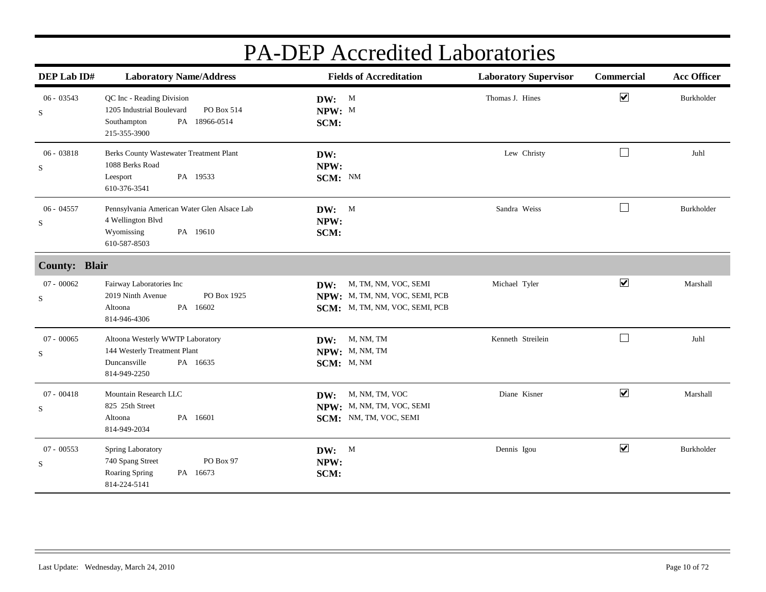# PA-DEP Accredited Laboratories

| DEP Lab ID# | Laboratory Name/Address | Fields of Accreditation | Laboratory Supervisor | Commercial | Acc Officer |
|---|---|---|---|---|---|
| 06 - 03543<br>S | QC Inc - Reading Division<br>1205 Industrial Boulevard PO Box 514<br>Southampton PA 18966-0514<br>215-355-3900 | **DW:** M<br>**NPW:** M<br>**SCM:** | Thomas J. Hines | ☑ | Burkholder |
| 06 - 03818<br>S | Berks County Wastewater Treatment Plant<br>1088 Berks Road<br>Leesport PA 19533<br>610-376-3541 | **DW:**<br>**NPW:**<br>**SCM:** NM | Lew Christy | ☐ | Juhl |
| 06 - 04557<br>S | Pennsylvania American Water Glen Alsace Lab<br>4 Wellington Blvd<br>Wyomissing PA 19610<br>610-587-8503 | **DW:** M<br>**NPW:**<br>**SCM:** | Sandra Weiss | ☐ | Burkholder |
| **County: Blair** | | | | | |
| 07 - 00062<br>S | Fairway Laboratories Inc<br>2019 Ninth Avenue PO Box 1925<br>Altoona PA 16602<br>814-946-4306 | **DW:** M, TM, NM, VOC, SEMI<br>**NPW:** M, TM, NM, VOC, SEMI, PCB<br>**SCM:** M, TM, NM, VOC, SEMI, PCB | Michael Tyler | ☑ | Marshall |
| 07 - 00065<br>S | Altoona Westerly WWTP Laboratory<br>144 Westerly Treatment Plant<br>Duncansville PA 16635<br>814-949-2250 | **DW:** M, NM, TM<br>**NPW:** M, NM, TM<br>**SCM:** M, NM | Kenneth Streilein | ☐ | Juhl |
| 07 - 00418<br>S | Mountain Research LLC<br>825 25th Street<br>Altoona PA 16601<br>814-949-2034 | **DW:** M, NM, TM, VOC<br>**NPW:** M, NM, TM, VOC, SEMI<br>**SCM:** NM, TM, VOC, SEMI | Diane Kisner | ☑ | Marshall |
| 07 - 00553<br>S | Spring Laboratory<br>740 Spang Street PO Box 97<br>Roaring Spring PA 16673<br>814-224-5141 | **DW:** M<br>**NPW:**<br>**SCM:** | Dennis Igou | ☑ | Burkholder |

Last Update: Wednesday, March 24, 2010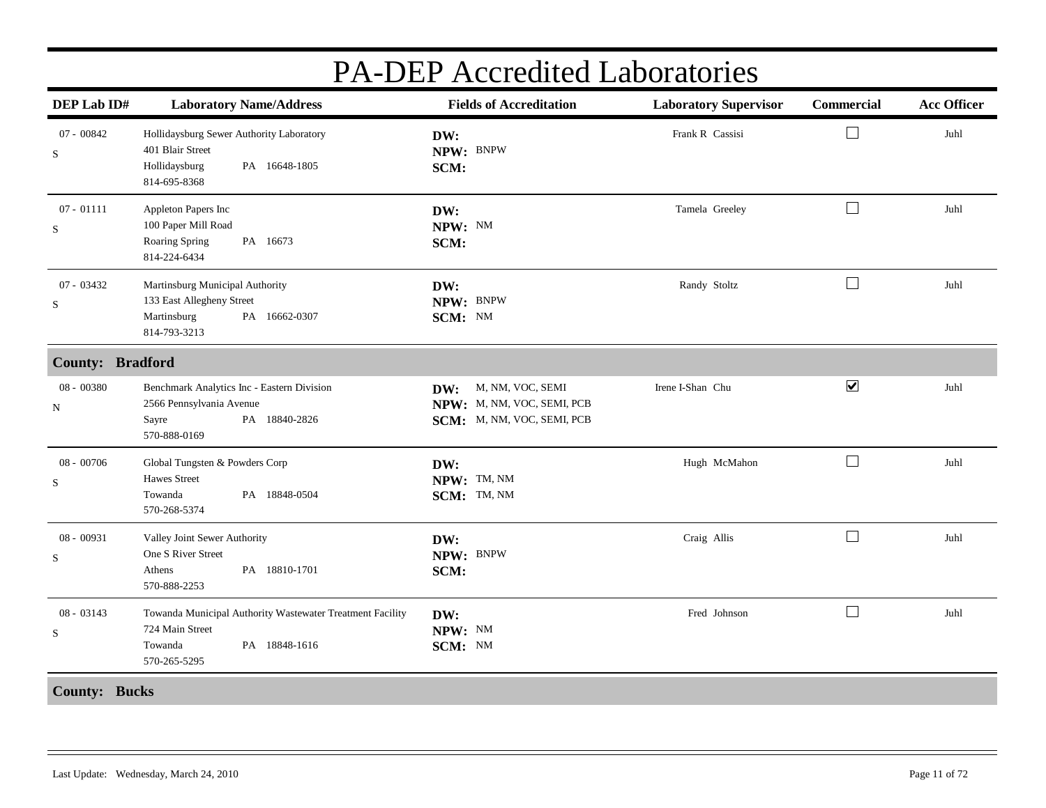# PA-DEP Accredited Laboratories

| DEP Lab ID# | Laboratory Name/Address | Fields of Accreditation | Laboratory Supervisor | Commercial | Acc Officer |
|---|---|---|---|---|---|
| 07 - 00842<br>S | Hollidaysburg Sewer Authority Laboratory<br>401 Blair Street<br>Hollidaysburg PA 16648-1805<br>814-695-8368 | **DW:**<br>**NPW:** BNPW<br>**SCM:** | Frank R Cassisi | ☐ | Juhl |
| 07 - 01111<br>S | Appleton Papers Inc<br>100 Paper Mill Road<br>Roaring Spring PA 16673<br>814-224-6434 | **DW:**<br>**NPW:** NM<br>**SCM:** | Tamela Greeley | ☐ | Juhl |
| 07 - 03432<br>S | Martinsburg Municipal Authority<br>133 East Allegheny Street<br>Martinsburg PA 16662-0307<br>814-793-3213 | **DW:**<br>**NPW:** BNPW<br>**SCM:** NM | Randy Stoltz | ☐ | Juhl |
| **County: Bradford** | | | | | |
| 08 - 00380<br>N | Benchmark Analytics Inc - Eastern Division<br>2566 Pennsylvania Avenue<br>Sayre PA 18840-2826<br>570-888-0169 | **DW:** M, NM, VOC, SEMI<br>**NPW:** M, NM, VOC, SEMI, PCB<br>**SCM:** M, NM, VOC, SEMI, PCB | Irene I-Shan Chu | ☑ | Juhl |
| 08 - 00706<br>S | Global Tungsten & Powders Corp<br>Hawes Street<br>Towanda PA 18848-0504<br>570-268-5374 | **DW:**<br>**NPW:** TM, NM<br>**SCM:** TM, NM | Hugh McMahon | ☐ | Juhl |
| 08 - 00931<br>S | Valley Joint Sewer Authority<br>One S River Street<br>Athens PA 18810-1701<br>570-888-2253 | **DW:**<br>**NPW:** BNPW<br>**SCM:** | Craig Allis | ☐ | Juhl |
| 08 - 03143<br>S | Towanda Municipal Authority Wastewater Treatment Facility<br>724 Main Street<br>Towanda PA 18848-1616<br>570-265-5295 | **DW:**<br>**NPW:** NM<br>**SCM:** NM | Fred Johnson | ☐ | Juhl |
| **County: Bucks** | | | | | |

Last Update: Wednesday, March 24, 2010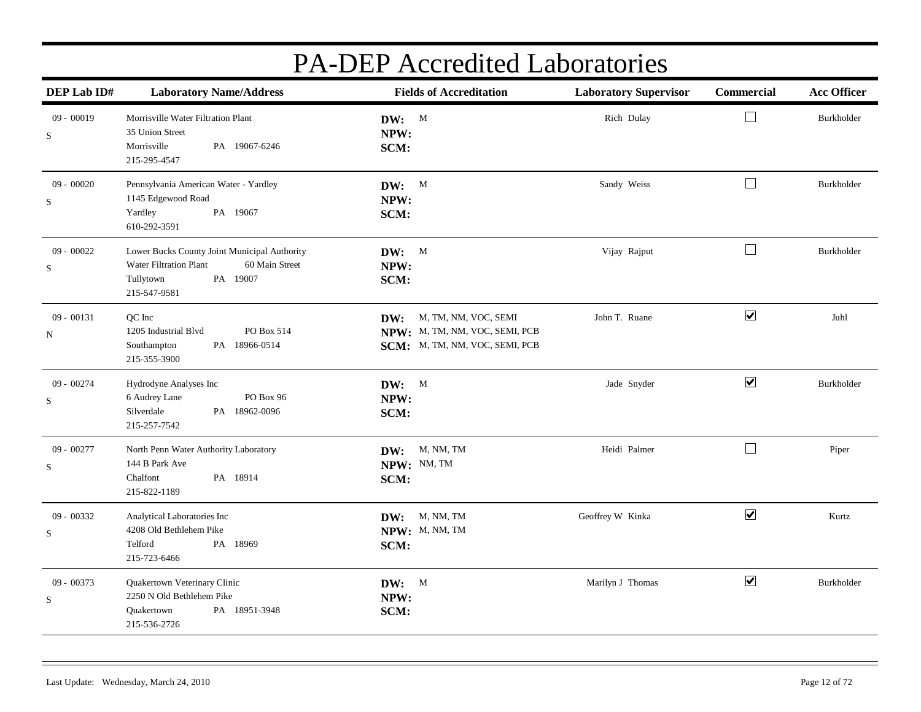# PA-DEP Accredited Laboratories

| DEP Lab ID# | Laboratory Name/Address | Fields of Accreditation | Laboratory Supervisor | Commercial | Acc Officer |
|---|---|---|---|---|---|
| 09 - 00019<br>S | Morrisville Water Filtration Plant<br>35 Union Street<br>Morrisville PA 19067-6246<br>215-295-4547 | **DW:** M<br>**NPW:**<br>**SCM:** | Rich Dulay | ☐ | Burkholder |
| 09 - 00020<br>S | Pennsylvania American Water - Yardley<br>1145 Edgewood Road<br>Yardley PA 19067<br>610-292-3591 | **DW:** M<br>**NPW:**<br>**SCM:** | Sandy Weiss | ☐ | Burkholder |
| 09 - 00022<br>S | Lower Bucks County Joint Municipal Authority<br>Water Filtration Plant 60 Main Street<br>Tullytown PA 19007<br>215-547-9581 | **DW:** M<br>**NPW:**<br>**SCM:** | Vijay Rajput | ☐ | Burkholder |
| 09 - 00131<br>N | QC Inc<br>1205 Industrial Blvd PO Box 514<br>Southampton PA 18966-0514<br>215-355-3900 | **DW:** M, TM, NM, VOC, SEMI<br>**NPW:** M, TM, NM, VOC, SEMI, PCB<br>**SCM:** M, TM, NM, VOC, SEMI, PCB | John T. Ruane | ☑ | Juhl |
| 09 - 00274<br>S | Hydrodyne Analyses Inc<br>6 Audrey Lane PO Box 96<br>Silverdale PA 18962-0096<br>215-257-7542 | **DW:** M<br>**NPW:**<br>**SCM:** | Jade Snyder | ☑ | Burkholder |
| 09 - 00277<br>S | North Penn Water Authority Laboratory<br>144 B Park Ave<br>Chalfont PA 18914<br>215-822-1189 | **DW:** M, NM, TM<br>**NPW:** NM, TM<br>**SCM:** | Heidi Palmer | ☐ | Piper |
| 09 - 00332<br>S | Analytical Laboratories Inc<br>4208 Old Bethlehem Pike<br>Telford PA 18969<br>215-723-6466 | **DW:** M, NM, TM<br>**NPW:** M, NM, TM<br>**SCM:** | Geoffrey W Kinka | ☑ | Kurtz |
| 09 - 00373<br>S | Quakertown Veterinary Clinic<br>2250 N Old Bethlehem Pike<br>Quakertown PA 18951-3948<br>215-536-2726 | **DW:** M<br>**NPW:**<br>**SCM:** | Marilyn J Thomas | ☑ | Burkholder |

Last Update: Wednesday, March 24, 2010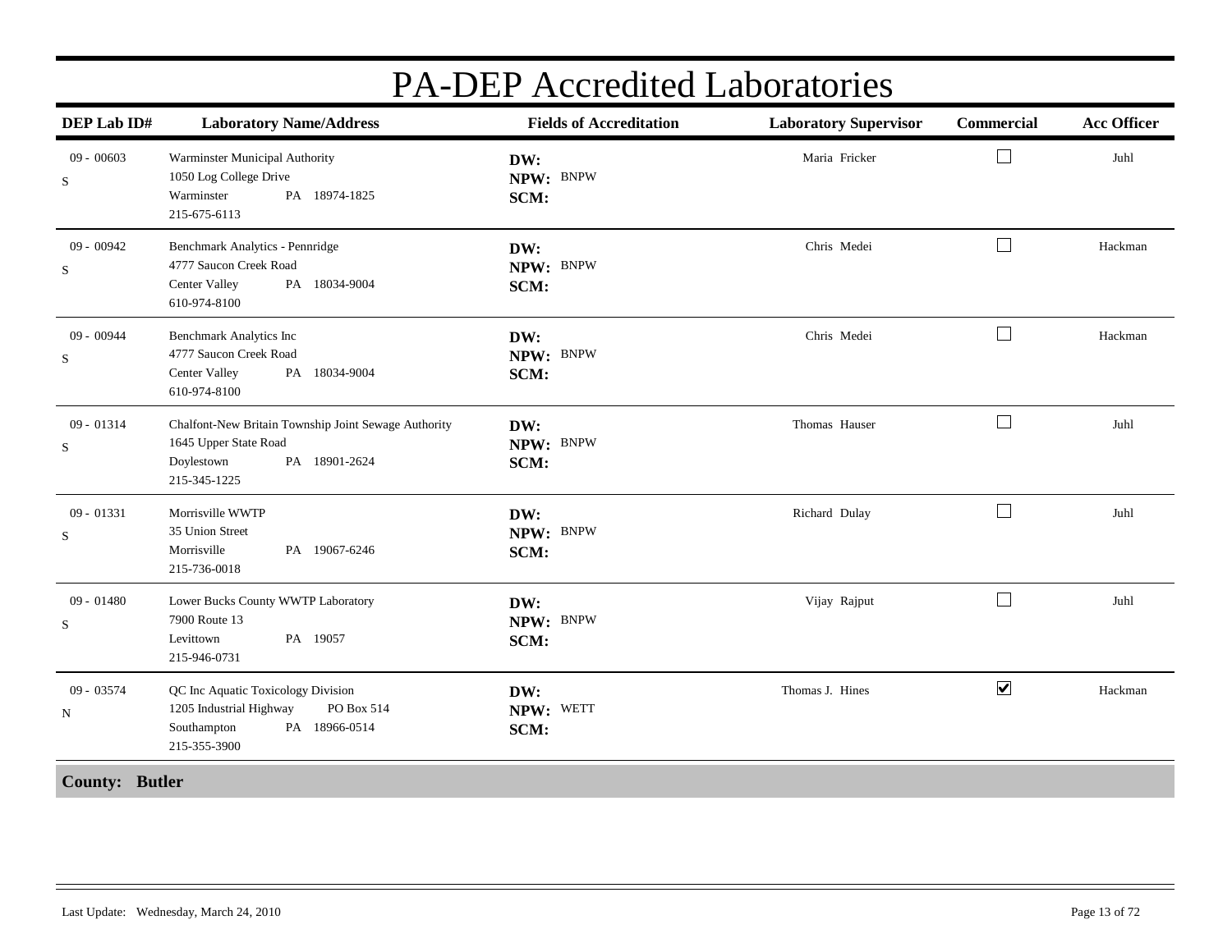# PA-DEP Accredited Laboratories

| DEP Lab ID# | Laboratory Name/Address | Fields of Accreditation | Laboratory Supervisor | Commercial | Acc Officer |
|---|---|---|---|---|---|
| 09 - 00603<br>S | Warminster Municipal Authority<br>1050 Log College Drive<br>Warminster PA 18974-1825<br>215-675-6113 | **DW:**<br>**NPW:** BNPW<br>**SCM:** | Maria Fricker | ☐ | Juhl |
| 09 - 00942<br>S | Benchmark Analytics - Pennridge<br>4777 Saucon Creek Road<br>Center Valley PA 18034-9004<br>610-974-8100 | **DW:**<br>**NPW:** BNPW<br>**SCM:** | Chris Medei | ☐ | Hackman |
| 09 - 00944<br>S | Benchmark Analytics Inc<br>4777 Saucon Creek Road<br>Center Valley PA 18034-9004<br>610-974-8100 | **DW:**<br>**NPW:** BNPW<br>**SCM:** | Chris Medei | ☐ | Hackman |
| 09 - 01314<br>S | Chalfont-New Britain Township Joint Sewage Authority<br>1645 Upper State Road<br>Doylestown PA 18901-2624<br>215-345-1225 | **DW:**<br>**NPW:** BNPW<br>**SCM:** | Thomas Hauser | ☐ | Juhl |
| 09 - 01331<br>S | Morrisville WWTP<br>35 Union Street<br>Morrisville PA 19067-6246<br>215-736-0018 | **DW:**<br>**NPW:** BNPW<br>**SCM:** | Richard Dulay | ☐ | Juhl |
| 09 - 01480<br>S | Lower Bucks County WWTP Laboratory<br>7900 Route 13<br>Levittown PA 19057<br>215-946-0731 | **DW:**<br>**NPW:** BNPW<br>**SCM:** | Vijay Rajput | ☐ | Juhl |
| 09 - 03574<br>N | QC Inc Aquatic Toxicology Division<br>1205 Industrial Highway PO Box 514<br>Southampton PA 18966-0514<br>215-355-3900 | **DW:**<br>**NPW:** WETT<br>**SCM:** | Thomas J. Hines | ☑ | Hackman |

**County: Butler**

Last Update: Wednesday, March 24, 2010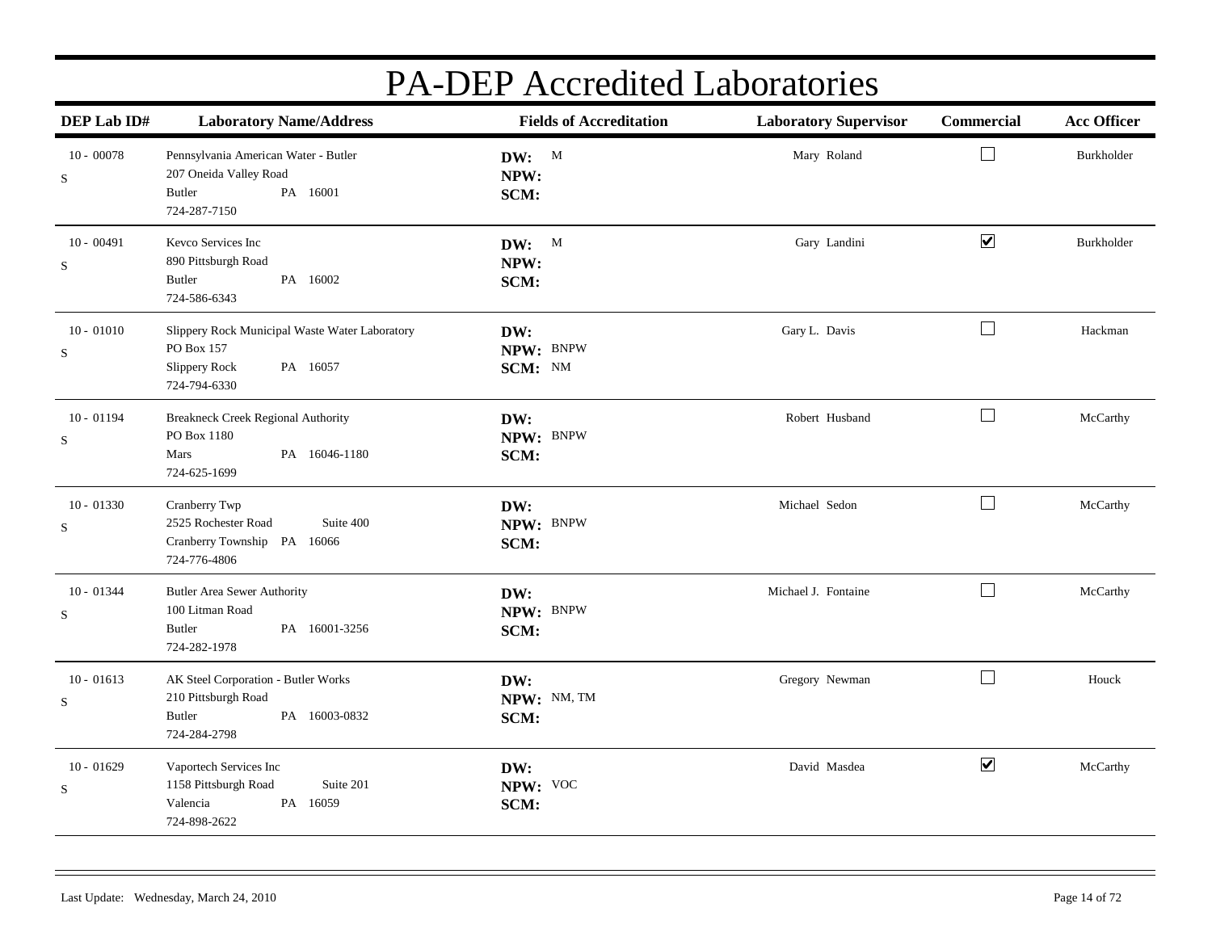# PA-DEP Accredited Laboratories

| DEP Lab ID# | Laboratory Name/Address | Fields of Accreditation | Laboratory Supervisor | Commercial | Acc Officer |
|---|---|---|---|---|---|
| 10 - 00078 S | Pennsylvania American Water - Butler<br>207 Oneida Valley Road<br>Butler PA 16001<br>724-287-7150 | **DW:** M<br>**NPW:**<br>**SCM:** | Mary Roland | ☐ | Burkholder |
| 10 - 00491 S | Kevco Services Inc<br>890 Pittsburgh Road<br>Butler PA 16002<br>724-586-6343 | **DW:** M<br>**NPW:**<br>**SCM:** | Gary Landini | ☑ | Burkholder |
| 10 - 01010 S | Slippery Rock Municipal Waste Water Laboratory<br>PO Box 157<br>Slippery Rock PA 16057<br>724-794-6330 | **DW:**<br>**NPW:** BNPW<br>**SCM:** NM | Gary L. Davis | ☐ | Hackman |
| 10 - 01194 S | Breakneck Creek Regional Authority<br>PO Box 1180<br>Mars PA 16046-1180<br>724-625-1699 | **DW:**<br>**NPW:** BNPW<br>**SCM:** | Robert Husband | ☐ | McCarthy |
| 10 - 01330 S | Cranberry Twp<br>2525 Rochester Road Suite 400<br>Cranberry Township PA 16066<br>724-776-4806 | **DW:**<br>**NPW:** BNPW<br>**SCM:** | Michael Sedon | ☐ | McCarthy |
| 10 - 01344 S | Butler Area Sewer Authority<br>100 Litman Road<br>Butler PA 16001-3256<br>724-282-1978 | **DW:**<br>**NPW:** BNPW<br>**SCM:** | Michael J. Fontaine | ☐ | McCarthy |
| 10 - 01613 S | AK Steel Corporation - Butler Works<br>210 Pittsburgh Road<br>Butler PA 16003-0832<br>724-284-2798 | **DW:**<br>**NPW:** NM, TM<br>**SCM:** | Gregory Newman | ☐ | Houck |
| 10 - 01629 S | Vaportech Services Inc<br>1158 Pittsburgh Road Suite 201<br>Valencia PA 16059<br>724-898-2622 | **DW:**<br>**NPW:** VOC<br>**SCM:** | David Masdea | ☑ | McCarthy |

Last Update: Wednesday, March 24, 2010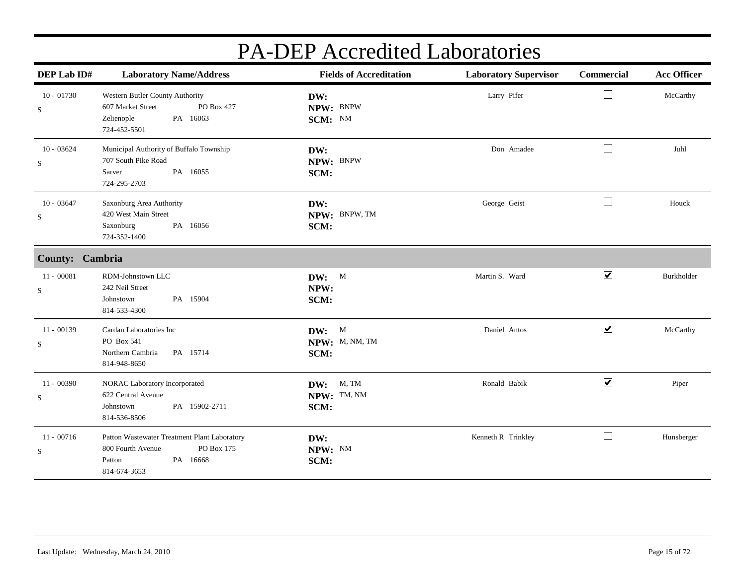# PA-DEP Accredited Laboratories

| DEP Lab ID# | Laboratory Name/Address | Fields of Accreditation | Laboratory Supervisor | Commercial | Acc Officer |
|---|---|---|---|---|---|
| 10 - 01730<br>S | Western Butler County Authority<br>607 Market Street PO Box 427<br>Zelienople PA 16063<br>724-452-5501 | **DW:**<br>**NPW:** BNPW<br>**SCM:** NM | Larry Pifer | ☐ | McCarthy |
| 10 - 03624<br>S | Municipal Authority of Buffalo Township<br>707 South Pike Road<br>Sarver PA 16055<br>724-295-2703 | **DW:**<br>**NPW:** BNPW<br>**SCM:** | Don Amadee | ☐ | Juhl |
| 10 - 03647<br>S | Saxonburg Area Authority<br>420 West Main Street<br>Saxonburg PA 16056<br>724-352-1400 | **DW:**<br>**NPW:** BNPW, TM<br>**SCM:** | George Geist | ☐ | Houck |
| **County: Cambria** | | | | | |
| 11 - 00081<br>S | RDM-Johnstown LLC<br>242 Neil Street<br>Johnstown PA 15904<br>814-533-4300 | **DW:** M<br>**NPW:**<br>**SCM:** | Martin S. Ward | ☑ | Burkholder |
| 11 - 00139<br>S | Cardan Laboratories Inc<br>PO Box 541<br>Northern Cambria PA 15714<br>814-948-8650 | **DW:** M<br>**NPW:** M, NM, TM<br>**SCM:** | Daniel Antos | ☑ | McCarthy |
| 11 - 00390<br>S | NORAC Laboratory Incorporated<br>622 Central Avenue<br>Johnstown PA 15902-2711<br>814-536-8506 | **DW:** M, TM<br>**NPW:** TM, NM<br>**SCM:** | Ronald Babik | ☑ | Piper |
| 11 - 00716<br>S | Patton Wastewater Treatment Plant Laboratory<br>800 Fourth Avenue PO Box 175<br>Patton PA 16668<br>814-674-3653 | **DW:**<br>**NPW:** NM<br>**SCM:** | Kenneth R Trinkley | ☐ | Hunsberger |

Last Update: Wednesday, March 24, 2010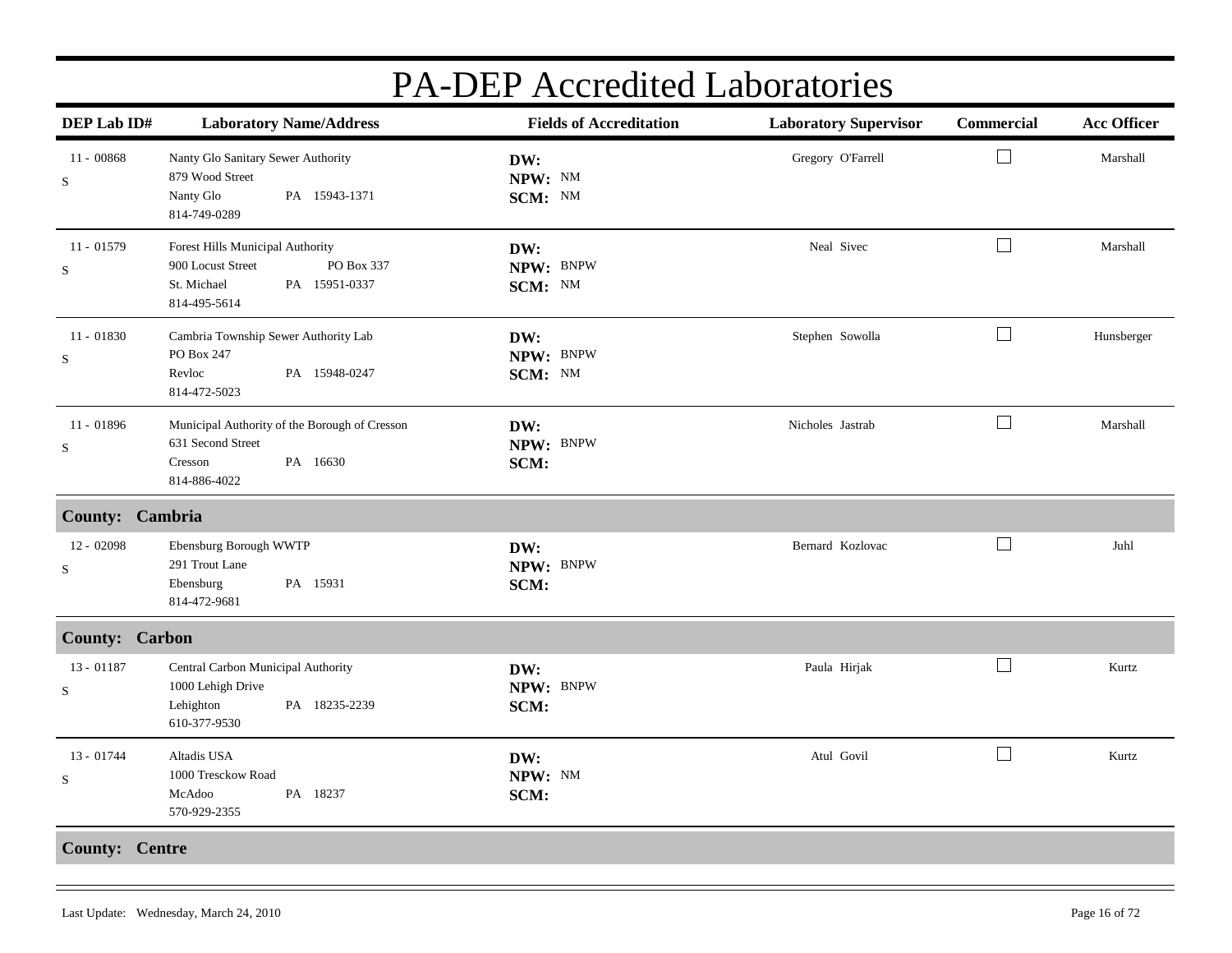# PA-DEP Accredited Laboratories

| DEP Lab ID# | Laboratory Name/Address | Fields of Accreditation | Laboratory Supervisor | Commercial | Acc Officer |
|---|---|---|---|---|---|
| 11 - 00868<br>S | Nanty Glo Sanitary Sewer Authority<br>879 Wood Street<br>Nanty Glo PA 15943-1371<br>814-749-0289 | **DW:**<br>**NPW:** NM<br>**SCM:** NM | Gregory O'Farrell | ☐ | Marshall |
| 11 - 01579<br>S | Forest Hills Municipal Authority<br>900 Locust Street PO Box 337<br>St. Michael PA 15951-0337<br>814-495-5614 | **DW:**<br>**NPW:** BNPW<br>**SCM:** NM | Neal Sivec | ☐ | Marshall |
| 11 - 01830<br>S | Cambria Township Sewer Authority Lab<br>PO Box 247<br>Revloc PA 15948-0247<br>814-472-5023 | **DW:**<br>**NPW:** BNPW<br>**SCM:** NM | Stephen Sowolla | ☐ | Hunsberger |
| 11 - 01896<br>S | Municipal Authority of the Borough of Cresson<br>631 Second Street<br>Cresson PA 16630<br>814-886-4022 | **DW:**<br>**NPW:** BNPW<br>**SCM:** | Nicholes Jastrab | ☐ | Marshall |
| **County: Cambria** | | | | | |
| 12 - 02098<br>S | Ebensburg Borough WWTP<br>291 Trout Lane<br>Ebensburg PA 15931<br>814-472-9681 | **DW:**<br>**NPW:** BNPW<br>**SCM:** | Bernard Kozlovac | ☐ | Juhl |
| **County: Carbon** | | | | | |
| 13 - 01187<br>S | Central Carbon Municipal Authority<br>1000 Lehigh Drive<br>Lehighton PA 18235-2239<br>610-377-9530 | **DW:**<br>**NPW:** BNPW<br>**SCM:** | Paula Hirjak | ☐ | Kurtz |
| 13 - 01744<br>S | Altadis USA<br>1000 Tresckow Road<br>McAdoo PA 18237<br>570-929-2355 | **DW:**<br>**NPW:** NM<br>**SCM:** | Atul Govil | ☐ | Kurtz |
| **County: Centre** | | | | | |

Last Update: Wednesday, March 24, 2010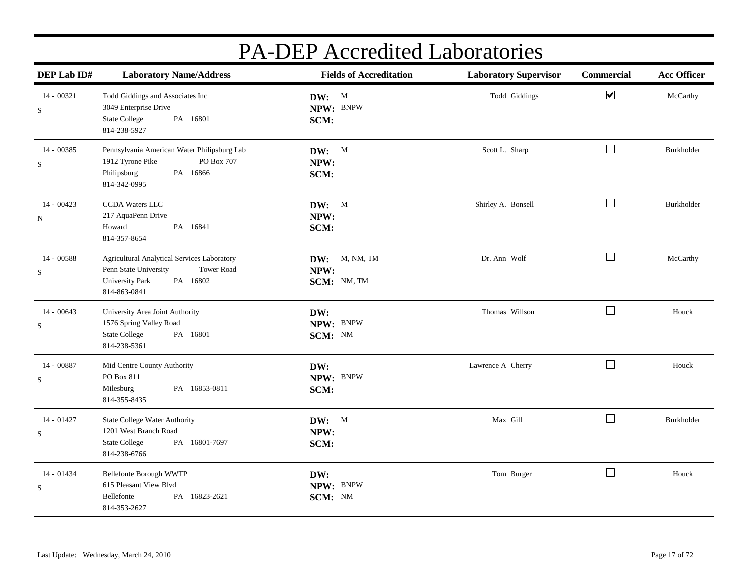# PA-DEP Accredited Laboratories

| DEP Lab ID# | Laboratory Name/Address | Fields of Accreditation | Laboratory Supervisor | Commercial | Acc Officer |
|---|---|---|---|---|---|
| 14 - 00321<br>S | Todd Giddings and Associates Inc<br>3049 Enterprise Drive<br>State College PA 16801<br>814-238-5927 | **DW:** M<br>**NPW:** BNPW<br>**SCM:** | Todd Giddings | ☑ | McCarthy |
| 14 - 00385<br>S | Pennsylvania American Water Philipsburg Lab<br>1912 Tyrone Pike PO Box 707<br>Philipsburg PA 16866<br>814-342-0995 | **DW:** M<br>**NPW:**<br>**SCM:** | Scott L. Sharp | ☐ | Burkholder |
| 14 - 00423<br>N | CCDA Waters LLC<br>217 AquaPenn Drive<br>Howard PA 16841<br>814-357-8654 | **DW:** M<br>**NPW:**<br>**SCM:** | Shirley A. Bonsell | ☐ | Burkholder |
| 14 - 00588<br>S | Agricultural Analytical Services Laboratory<br>Penn State University Tower Road<br>University Park PA 16802<br>814-863-0841 | **DW:** M, NM, TM<br>**NPW:**<br>**SCM:** NM, TM | Dr. Ann Wolf | ☐ | McCarthy |
| 14 - 00643<br>S | University Area Joint Authority<br>1576 Spring Valley Road<br>State College PA 16801<br>814-238-5361 | **DW:**<br>**NPW:** BNPW<br>**SCM:** NM | Thomas Willson | ☐ | Houck |
| 14 - 00887<br>S | Mid Centre County Authority<br>PO Box 811<br>Milesburg PA 16853-0811<br>814-355-8435 | **DW:**<br>**NPW:** BNPW<br>**SCM:** | Lawrence A Cherry | ☐ | Houck |
| 14 - 01427<br>S | State College Water Authority<br>1201 West Branch Road<br>State College PA 16801-7697<br>814-238-6766 | **DW:** M<br>**NPW:**<br>**SCM:** | Max Gill | ☐ | Burkholder |
| 14 - 01434<br>S | Bellefonte Borough WWTP<br>615 Pleasant View Blvd<br>Bellefonte PA 16823-2621<br>814-353-2627 | **DW:**<br>**NPW:** BNPW<br>**SCM:** NM | Tom Burger | ☐ | Houck |

Last Update: Wednesday, March 24, 2010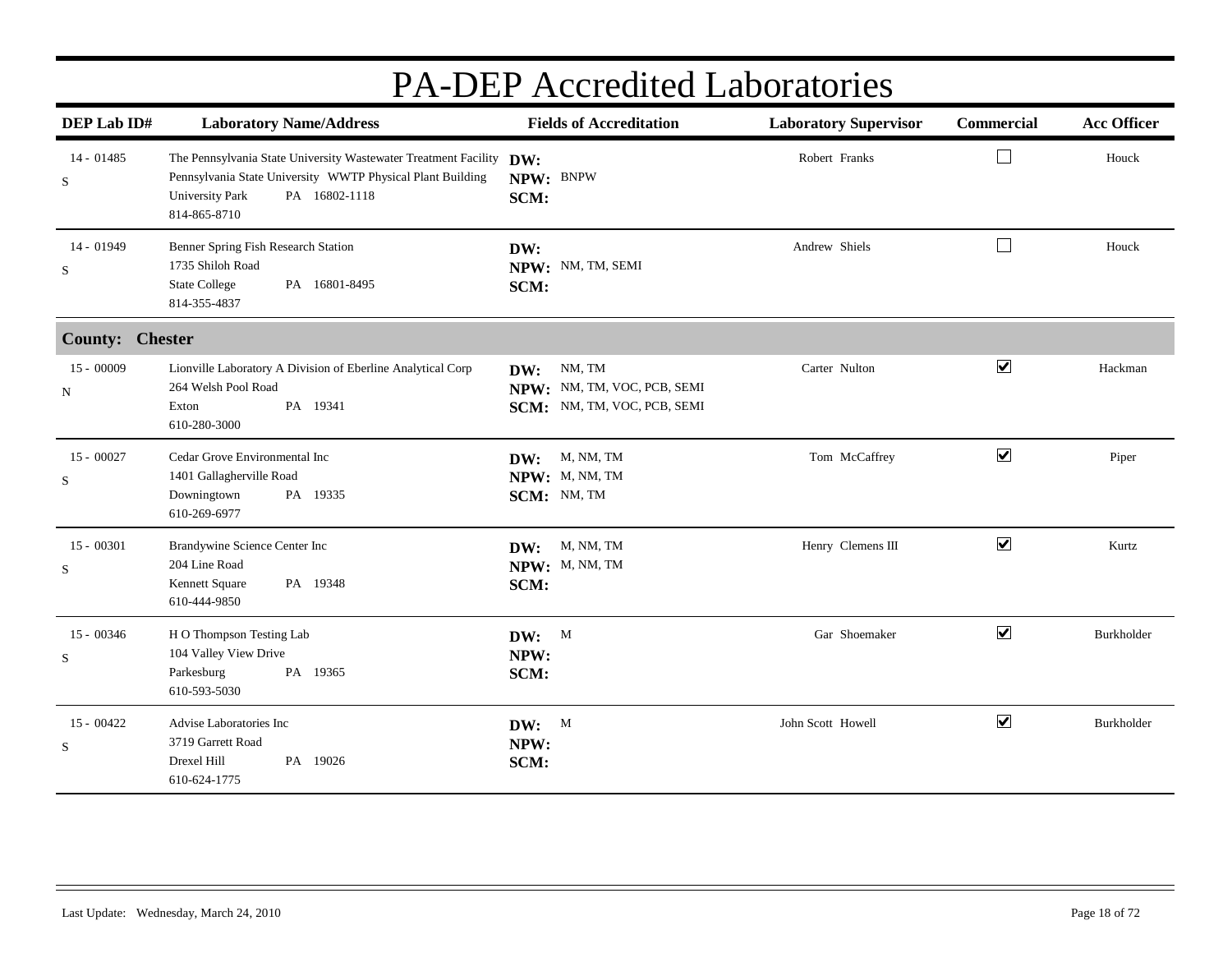# PA-DEP Accredited Laboratories

| DEP Lab ID# | Laboratory Name/Address | Fields of Accreditation | Laboratory Supervisor | Commercial | Acc Officer |
|---|---|---|---|---|---|
| 14 - 01485<br>S | The Pennsylvania State University Wastewater Treatment Facility<br>Pennsylvania State University WWTP Physical Plant Building<br>University Park PA 16802-1118<br>814-865-8710 | **DW:**<br>**NPW:** BNPW<br>**SCM:** | Robert Franks | ☐ | Houck |
| 14 - 01949<br>S | Benner Spring Fish Research Station<br>1735 Shiloh Road<br>State College PA 16801-8495<br>814-355-4837 | **DW:**<br>**NPW:** NM, TM, SEMI<br>**SCM:** | Andrew Shiels | ☐ | Houck |
| **County: Chester** | | | | | |
| 15 - 00009<br>N | Lionville Laboratory A Division of Eberline Analytical Corp<br>264 Welsh Pool Road<br>Exton PA 19341<br>610-280-3000 | **DW:** NM, TM<br>**NPW:** NM, TM, VOC, PCB, SEMI<br>**SCM:** NM, TM, VOC, PCB, SEMI | Carter Nulton | ☑ | Hackman |
| 15 - 00027<br>S | Cedar Grove Environmental Inc<br>1401 Gallagherville Road<br>Downingtown PA 19335<br>610-269-6977 | **DW:** M, NM, TM<br>**NPW:** M, NM, TM<br>**SCM:** NM, TM | Tom McCaffrey | ☑ | Piper |
| 15 - 00301<br>S | Brandywine Science Center Inc<br>204 Line Road<br>Kennett Square PA 19348<br>610-444-9850 | **DW:** M, NM, TM<br>**NPW:** M, NM, TM<br>**SCM:** | Henry Clemens III | ☑ | Kurtz |
| 15 - 00346<br>S | H O Thompson Testing Lab<br>104 Valley View Drive<br>Parkesburg PA 19365<br>610-593-5030 | **DW:** M<br>**NPW:**<br>**SCM:** | Gar Shoemaker | ☑ | Burkholder |
| 15 - 00422<br>S | Advise Laboratories Inc<br>3719 Garrett Road<br>Drexel Hill PA 19026<br>610-624-1775 | **DW:** M<br>**NPW:**<br>**SCM:** | John Scott Howell | ☑ | Burkholder |

Last Update: Wednesday, March 24, 2010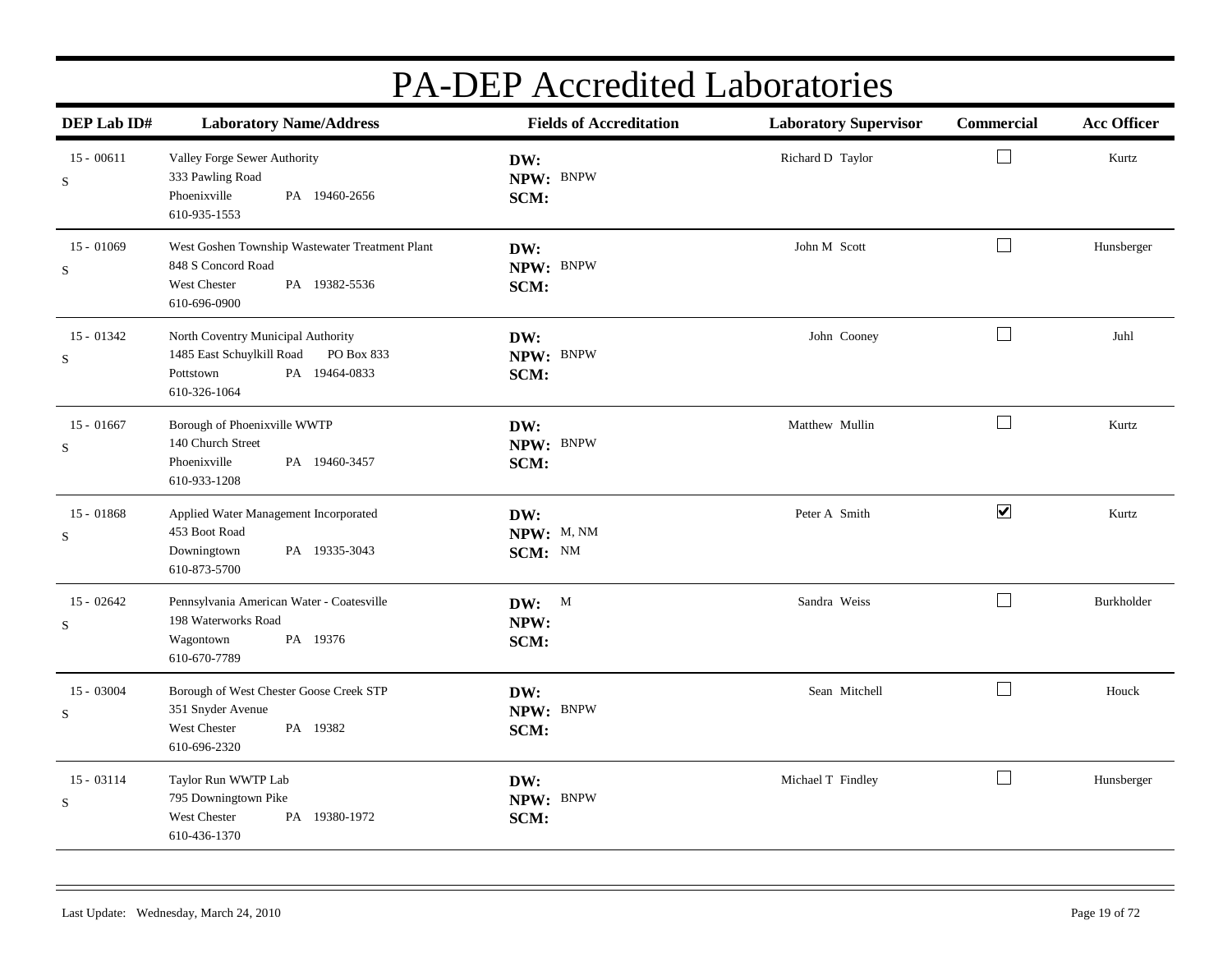# PA-DEP Accredited Laboratories

| DEP Lab ID# | Laboratory Name/Address | Fields of Accreditation | Laboratory Supervisor | Commercial | Acc Officer |
|---|---|---|---|---|---|
| 15 - 00611 S | Valley Forge Sewer Authority<br>333 Pawling Road<br>Phoenixville PA 19460-2656<br>610-935-1553 | **DW:**<br>**NPW:** BNPW<br>**SCM:** | Richard D Taylor | ☐ | Kurtz |
| 15 - 01069 S | West Goshen Township Wastewater Treatment Plant<br>848 S Concord Road<br>West Chester PA 19382-5536<br>610-696-0900 | **DW:**<br>**NPW:** BNPW<br>**SCM:** | John M Scott | ☐ | Hunsberger |
| 15 - 01342 S | North Coventry Municipal Authority<br>1485 East Schuylkill Road PO Box 833<br>Pottstown PA 19464-0833<br>610-326-1064 | **DW:**<br>**NPW:** BNPW<br>**SCM:** | John Cooney | ☐ | Juhl |
| 15 - 01667 S | Borough of Phoenixville WWTP<br>140 Church Street<br>Phoenixville PA 19460-3457<br>610-933-1208 | **DW:**<br>**NPW:** BNPW<br>**SCM:** | Matthew Mullin | ☐ | Kurtz |
| 15 - 01868 S | Applied Water Management Incorporated<br>453 Boot Road<br>Downingtown PA 19335-3043<br>610-873-5700 | **DW:**<br>**NPW:** M, NM<br>**SCM:** NM | Peter A Smith | ☑ | Kurtz |
| 15 - 02642 S | Pennsylvania American Water - Coatesville<br>198 Waterworks Road<br>Wagontown PA 19376<br>610-670-7789 | **DW:** M<br>**NPW:**<br>**SCM:** | Sandra Weiss | ☐ | Burkholder |
| 15 - 03004 S | Borough of West Chester Goose Creek STP<br>351 Snyder Avenue<br>West Chester PA 19382<br>610-696-2320 | **DW:**<br>**NPW:** BNPW<br>**SCM:** | Sean Mitchell | ☐ | Houck |
| 15 - 03114 S | Taylor Run WWTP Lab<br>795 Downingtown Pike<br>West Chester PA 19380-1972<br>610-436-1370 | **DW:**<br>**NPW:** BNPW<br>**SCM:** | Michael T Findley | ☐ | Hunsberger |

Last Update: Wednesday, March 24, 2010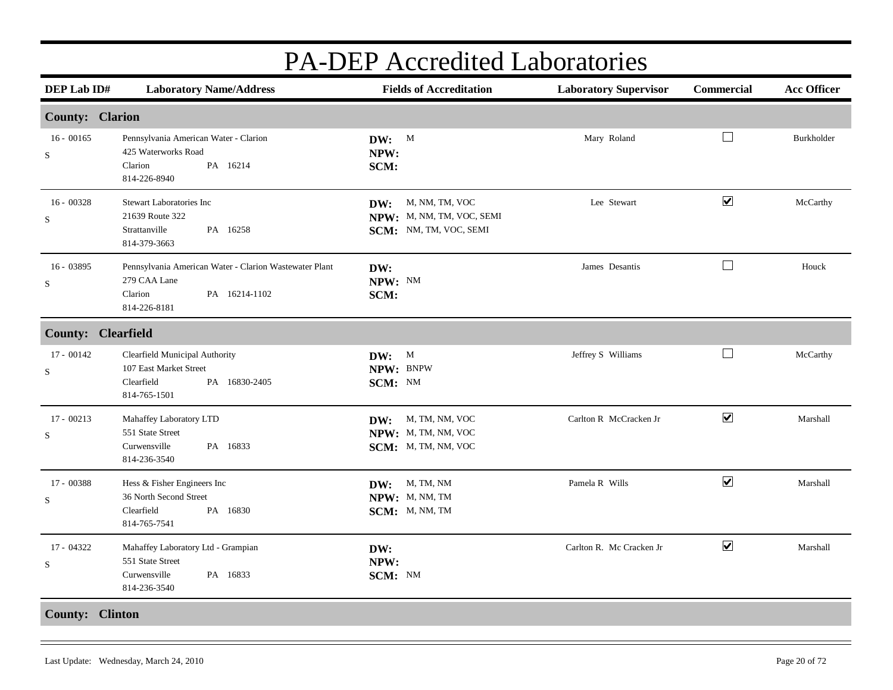# PA-DEP Accredited Laboratories

| DEP Lab ID# | Laboratory Name/Address | Fields of Accreditation | Laboratory Supervisor | Commercial | Acc Officer |
|---|---|---|---|---|---|
| **County: Clarion** | | | | | |
| 16 - 00165<br>S | Pennsylvania American Water - Clarion<br>425 Waterworks Road<br>Clarion PA 16214<br>814-226-8940 | **DW:** M<br>**NPW:**<br>**SCM:** | Mary Roland | ☐ | Burkholder |
| 16 - 00328<br>S | Stewart Laboratories Inc<br>21639 Route 322<br>Strattanville PA 16258<br>814-379-3663 | **DW:** M, NM, TM, VOC<br>**NPW:** M, NM, TM, VOC, SEMI<br>**SCM:** NM, TM, VOC, SEMI | Lee Stewart | ☑ | McCarthy |
| 16 - 03895<br>S | Pennsylvania American Water - Clarion Wastewater Plant<br>279 CAA Lane<br>Clarion PA 16214-1102<br>814-226-8181 | **DW:**<br>**NPW:** NM<br>**SCM:** | James Desantis | ☐ | Houck |
| **County: Clearfield** | | | | | |
| 17 - 00142<br>S | Clearfield Municipal Authority<br>107 East Market Street<br>Clearfield PA 16830-2405<br>814-765-1501 | **DW:** M<br>**NPW:** BNPW<br>**SCM:** NM | Jeffrey S Williams | ☐ | McCarthy |
| 17 - 00213<br>S | Mahaffey Laboratory LTD<br>551 State Street<br>Curwensville PA 16833<br>814-236-3540 | **DW:** M, TM, NM, VOC<br>**NPW:** M, TM, NM, VOC<br>**SCM:** M, TM, NM, VOC | Carlton R McCracken Jr | ☑ | Marshall |
| 17 - 00388<br>S | Hess & Fisher Engineers Inc<br>36 North Second Street<br>Clearfield PA 16830<br>814-765-7541 | **DW:** M, TM, NM<br>**NPW:** M, NM, TM<br>**SCM:** M, NM, TM | Pamela R Wills | ☑ | Marshall |
| 17 - 04322<br>S | Mahaffey Laboratory Ltd - Grampian<br>551 State Street<br>Curwensville PA 16833<br>814-236-3540 | **DW:**<br>**NPW:**<br>**SCM:** NM | Carlton R. Mc Cracken Jr | ☑ | Marshall |
| **County: Clinton** | | | | | |

Last Update: Wednesday, March 24, 2010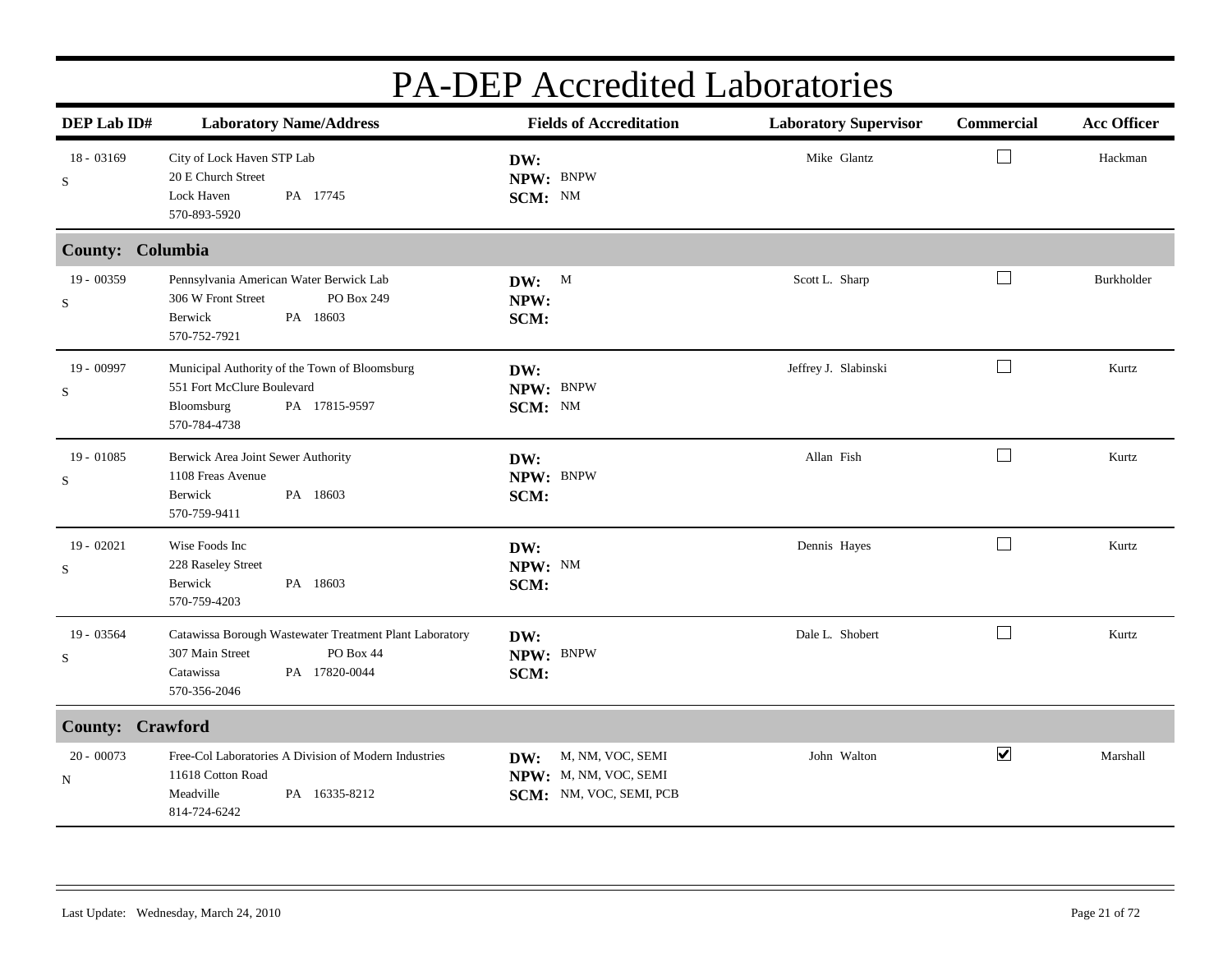# PA-DEP Accredited Laboratories

| DEP Lab ID# | Laboratory Name/Address | Fields of Accreditation | Laboratory Supervisor | Commercial | Acc Officer |
|---|---|---|---|---|---|
| 18 - 03169<br>S | City of Lock Haven STP Lab<br>20 E Church Street<br>Lock Haven PA 17745<br>570-893-5920 | **DW:**<br>**NPW:** BNPW<br>**SCM:** NM | Mike Glantz | ☐ | Hackman |
| **County: Columbia** | | | | | |
| 19 - 00359<br>S | Pennsylvania American Water Berwick Lab<br>306 W Front Street PO Box 249<br>Berwick PA 18603<br>570-752-7921 | **DW:** M<br>**NPW:**<br>**SCM:** | Scott L. Sharp | ☐ | Burkholder |
| 19 - 00997<br>S | Municipal Authority of the Town of Bloomsburg<br>551 Fort McClure Boulevard<br>Bloomsburg PA 17815-9597<br>570-784-4738 | **DW:**<br>**NPW:** BNPW<br>**SCM:** NM | Jeffrey J. Slabinski | ☐ | Kurtz |
| 19 - 01085<br>S | Berwick Area Joint Sewer Authority<br>1108 Freas Avenue<br>Berwick PA 18603<br>570-759-9411 | **DW:**<br>**NPW:** BNPW<br>**SCM:** | Allan Fish | ☐ | Kurtz |
| 19 - 02021<br>S | Wise Foods Inc<br>228 Raseley Street<br>Berwick PA 18603<br>570-759-4203 | **DW:**<br>**NPW:** NM<br>**SCM:** | Dennis Hayes | ☐ | Kurtz |
| 19 - 03564<br>S | Catawissa Borough Wastewater Treatment Plant Laboratory<br>307 Main Street PO Box 44<br>Catawissa PA 17820-0044<br>570-356-2046 | **DW:**<br>**NPW:** BNPW<br>**SCM:** | Dale L. Shobert | ☐ | Kurtz |
| **County: Crawford** | | | | | |
| 20 - 00073<br>N | Free-Col Laboratories A Division of Modern Industries<br>11618 Cotton Road<br>Meadville PA 16335-8212<br>814-724-6242 | **DW:** M, NM, VOC, SEMI<br>**NPW:** M, NM, VOC, SEMI<br>**SCM:** NM, VOC, SEMI, PCB | John Walton | ☑ | Marshall |

Last Update: Wednesday, March 24, 2010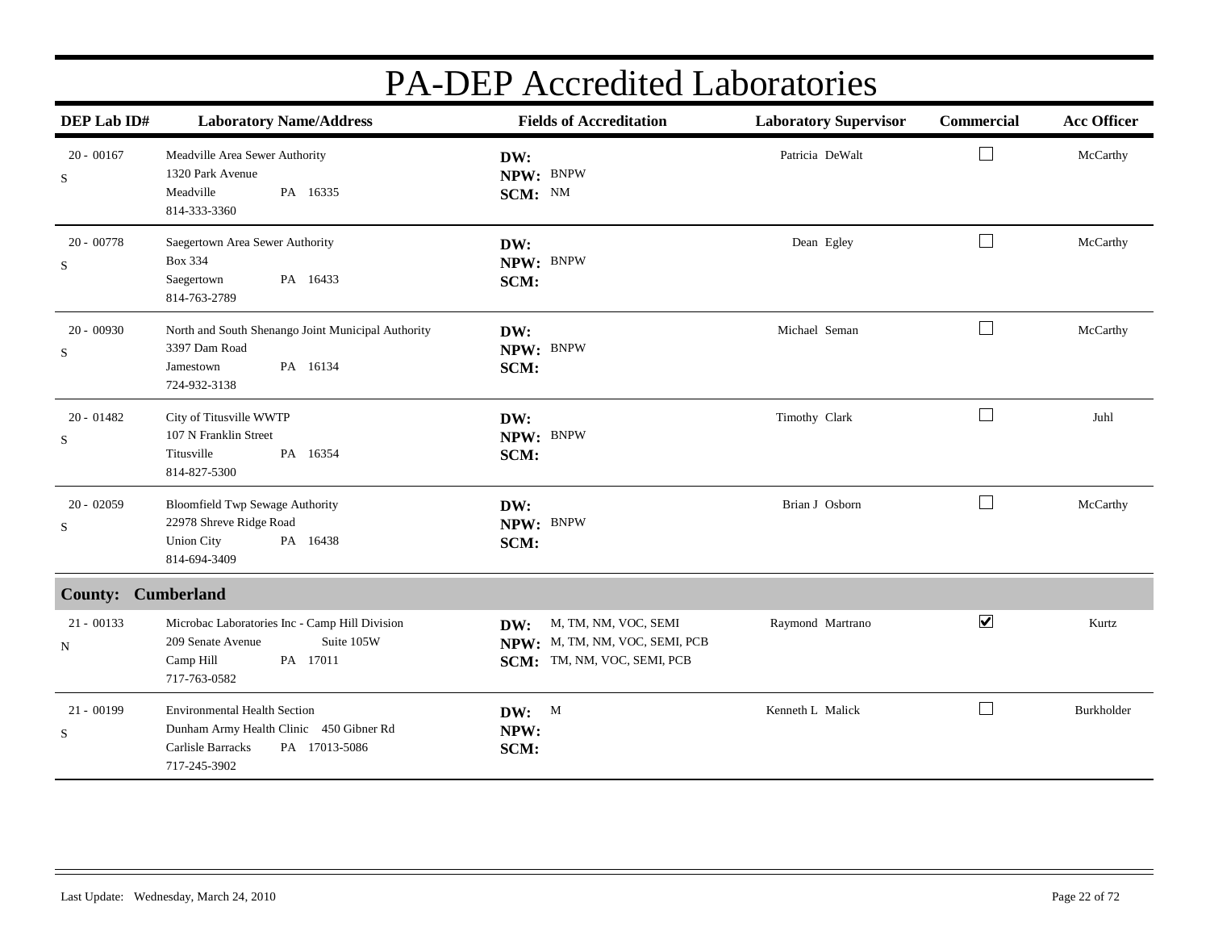# PA-DEP Accredited Laboratories

| DEP Lab ID# | Laboratory Name/Address | Fields of Accreditation | Laboratory Supervisor | Commercial | Acc Officer |
|---|---|---|---|---|---|
| 20 - 00167<br>S | Meadville Area Sewer Authority<br>1320 Park Avenue<br>Meadville PA 16335<br>814-333-3360 | **DW:**<br>**NPW:** BNPW<br>**SCM:** NM | Patricia DeWalt | ☐ | McCarthy |
| 20 - 00778<br>S | Saegertown Area Sewer Authority<br>Box 334<br>Saegertown PA 16433<br>814-763-2789 | **DW:**<br>**NPW:** BNPW<br>**SCM:** | Dean Egley | ☐ | McCarthy |
| 20 - 00930<br>S | North and South Shenango Joint Municipal Authority<br>3397 Dam Road<br>Jamestown PA 16134<br>724-932-3138 | **DW:**<br>**NPW:** BNPW<br>**SCM:** | Michael Seman | ☐ | McCarthy |
| 20 - 01482<br>S | City of Titusville WWTP<br>107 N Franklin Street<br>Titusville PA 16354<br>814-827-5300 | **DW:**<br>**NPW:** BNPW<br>**SCM:** | Timothy Clark | ☐ | Juhl |
| 20 - 02059<br>S | Bloomfield Twp Sewage Authority<br>22978 Shreve Ridge Road<br>Union City PA 16438<br>814-694-3409 | **DW:**<br>**NPW:** BNPW<br>**SCM:** | Brian J Osborn | ☐ | McCarthy |
| **County: Cumberland** | | | | | |
| 21 - 00133<br>N | Microbac Laboratories Inc - Camp Hill Division<br>209 Senate Avenue Suite 105W<br>Camp Hill PA 17011<br>717-763-0582 | **DW:** M, TM, NM, VOC, SEMI<br>**NPW:** M, TM, NM, VOC, SEMI, PCB<br>**SCM:** TM, NM, VOC, SEMI, PCB | Raymond Martrano | ☑ | Kurtz |
| 21 - 00199<br>S | Environmental Health Section<br>Dunham Army Health Clinic 450 Gibner Rd<br>Carlisle Barracks PA 17013-5086<br>717-245-3902 | **DW:** M<br>**NPW:**<br>**SCM:** | Kenneth L Malick | ☐ | Burkholder |

Last Update: Wednesday, March 24, 2010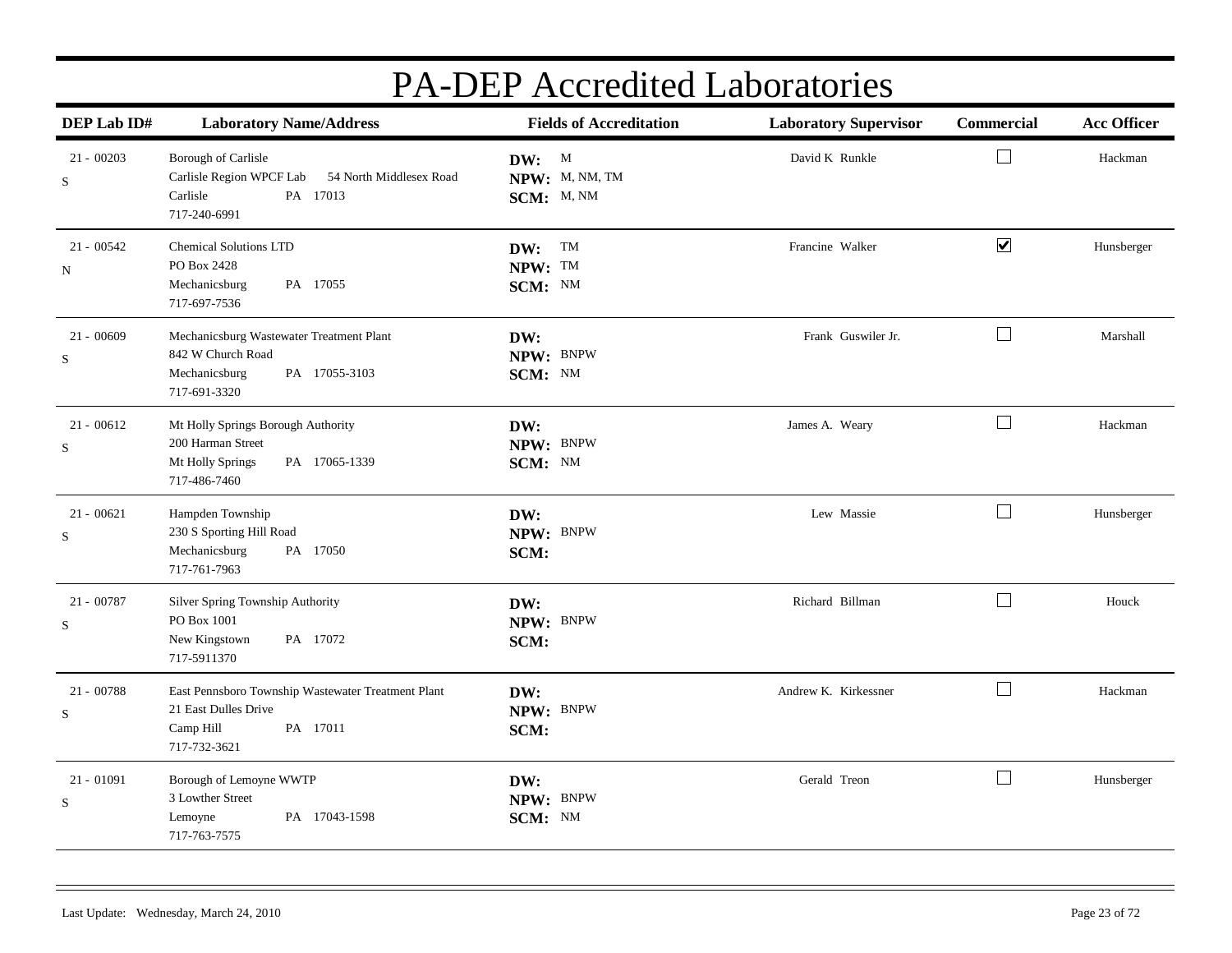# PA-DEP Accredited Laboratories

| DEP Lab ID# | Laboratory Name/Address | Fields of Accreditation | Laboratory Supervisor | Commercial | Acc Officer |
|---|---|---|---|---|---|
| 21 - 00203 S | Borough of Carlisle<br>Carlisle Region WPCF Lab 54 North Middlesex Road<br>Carlisle PA 17013<br>717-240-6991 | **DW:** M<br>**NPW:** M, NM, TM<br>**SCM:** M, NM | David K Runkle | ☐ | Hackman |
| 21 - 00542 N | Chemical Solutions LTD<br>PO Box 2428<br>Mechanicsburg PA 17055<br>717-697-7536 | **DW:** TM<br>**NPW:** TM<br>**SCM:** NM | Francine Walker | ☑ | Hunsberger |
| 21 - 00609 S | Mechanicsburg Wastewater Treatment Plant<br>842 W Church Road<br>Mechanicsburg PA 17055-3103<br>717-691-3320 | **DW:**<br>**NPW:** BNPW<br>**SCM:** NM | Frank Guswiler Jr. | ☐ | Marshall |
| 21 - 00612 S | Mt Holly Springs Borough Authority<br>200 Harman Street<br>Mt Holly Springs PA 17065-1339<br>717-486-7460 | **DW:**<br>**NPW:** BNPW<br>**SCM:** NM | James A. Weary | ☐ | Hackman |
| 21 - 00621 S | Hampden Township<br>230 S Sporting Hill Road<br>Mechanicsburg PA 17050<br>717-761-7963 | **DW:**<br>**NPW:** BNPW<br>**SCM:** | Lew Massie | ☐ | Hunsberger |
| 21 - 00787 S | Silver Spring Township Authority<br>PO Box 1001<br>New Kingstown PA 17072<br>717-5911370 | **DW:**<br>**NPW:** BNPW<br>**SCM:** | Richard Billman | ☐ | Houck |
| 21 - 00788 S | East Pennsboro Township Wastewater Treatment Plant<br>21 East Dulles Drive<br>Camp Hill PA 17011<br>717-732-3621 | **DW:**<br>**NPW:** BNPW<br>**SCM:** | Andrew K. Kirkessner | ☐ | Hackman |
| 21 - 01091 S | Borough of Lemoyne WWTP<br>3 Lowther Street<br>Lemoyne PA 17043-1598<br>717-763-7575 | **DW:**<br>**NPW:** BNPW<br>**SCM:** NM | Gerald Treon | ☐ | Hunsberger |

Last Update: Wednesday, March 24, 2010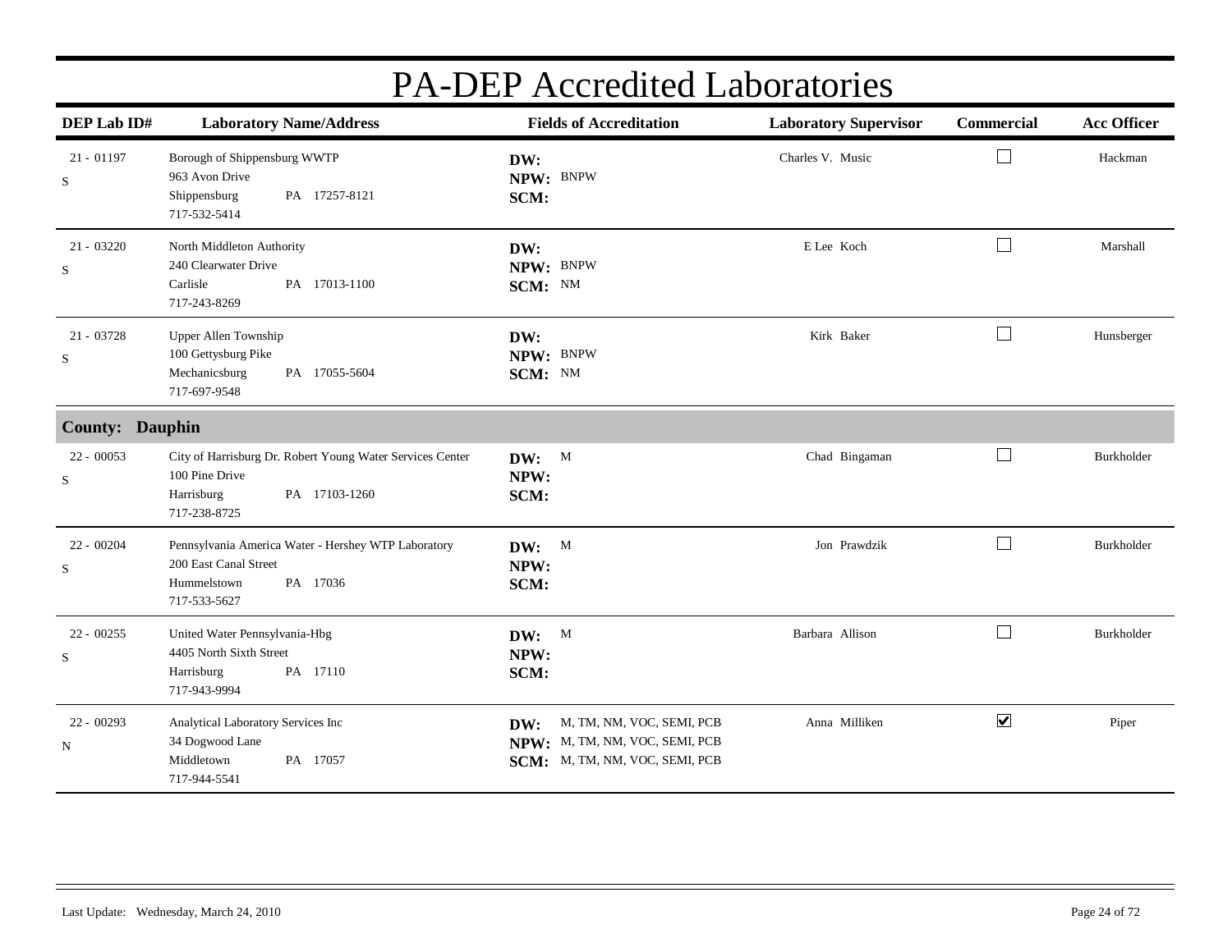# PA-DEP Accredited Laboratories

| DEP Lab ID# | Laboratory Name/Address | Fields of Accreditation | Laboratory Supervisor | Commercial | Acc Officer |
|---|---|---|---|---|---|
| 21 - 01197<br>S | Borough of Shippensburg WWTP<br>963 Avon Drive<br>Shippensburg PA 17257-8121<br>717-532-5414 | **DW:**<br>**NPW:** BNPW<br>**SCM:** | Charles V. Music | ☐ | Hackman |
| 21 - 03220<br>S | North Middleton Authority<br>240 Clearwater Drive<br>Carlisle PA 17013-1100<br>717-243-8269 | **DW:**<br>**NPW:** BNPW<br>**SCM:** NM | E Lee Koch | ☐ | Marshall |
| 21 - 03728<br>S | Upper Allen Township<br>100 Gettysburg Pike<br>Mechanicsburg PA 17055-5604<br>717-697-9548 | **DW:**<br>**NPW:** BNPW<br>**SCM:** NM | Kirk Baker | ☐ | Hunsberger |
| **County: Dauphin** | | | | | |
| 22 - 00053<br>S | City of Harrisburg Dr. Robert Young Water Services Center<br>100 Pine Drive<br>Harrisburg PA 17103-1260<br>717-238-8725 | **DW:** M<br>**NPW:**<br>**SCM:** | Chad Bingaman | ☐ | Burkholder |
| 22 - 00204<br>S | Pennsylvania America Water - Hershey WTP Laboratory<br>200 East Canal Street<br>Hummelstown PA 17036<br>717-533-5627 | **DW:** M<br>**NPW:**<br>**SCM:** | Jon Prawdzik | ☐ | Burkholder |
| 22 - 00255<br>S | United Water Pennsylvania-Hbg<br>4405 North Sixth Street<br>Harrisburg PA 17110<br>717-943-9994 | **DW:** M<br>**NPW:**<br>**SCM:** | Barbara Allison | ☐ | Burkholder |
| 22 - 00293<br>N | Analytical Laboratory Services Inc<br>34 Dogwood Lane<br>Middletown PA 17057<br>717-944-5541 | **DW:** M, TM, NM, VOC, SEMI, PCB<br>**NPW:** M, TM, NM, VOC, SEMI, PCB<br>**SCM:** M, TM, NM, VOC, SEMI, PCB | Anna Milliken | ☑ | Piper |

Last Update: Wednesday, March 24, 2010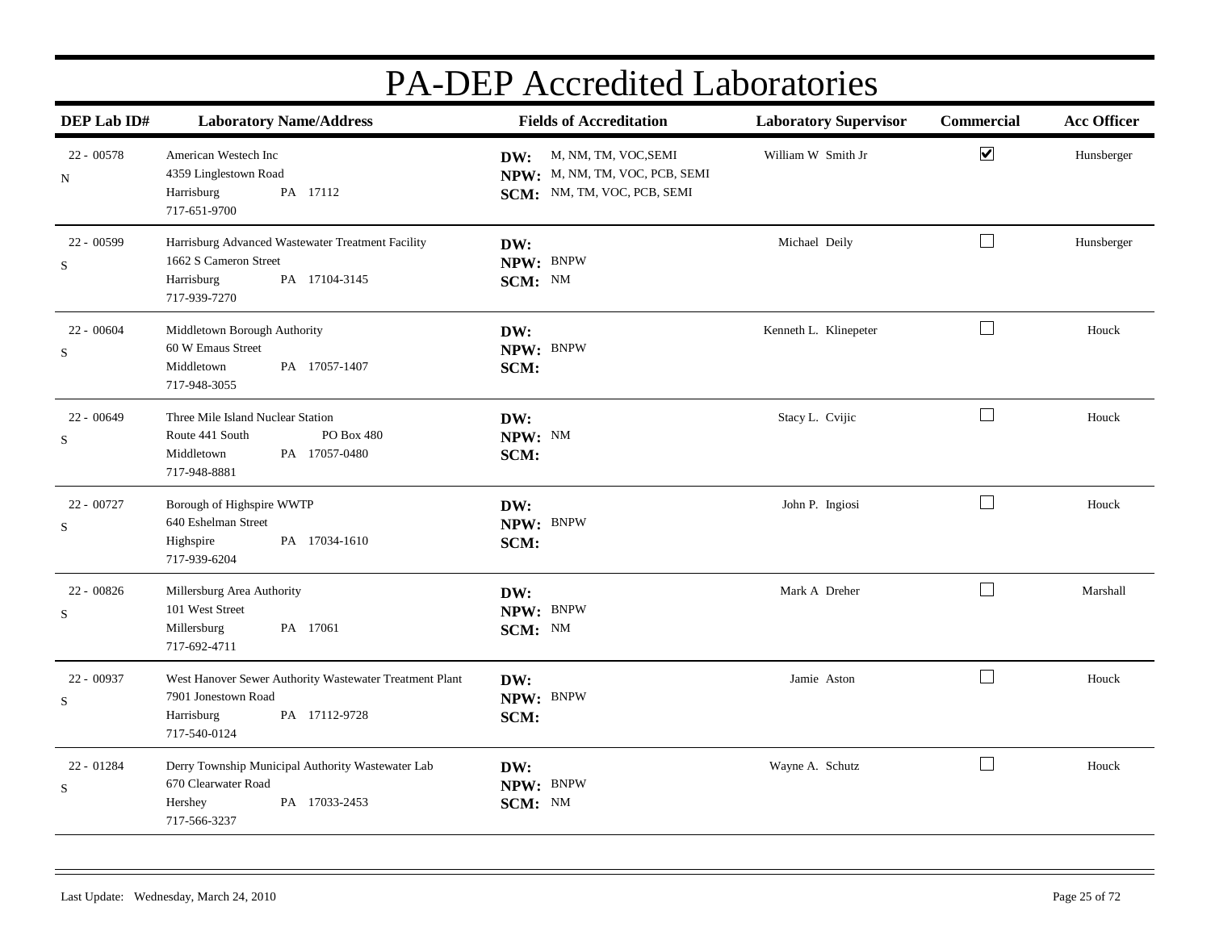# PA-DEP Accredited Laboratories

| DEP Lab ID# | Laboratory Name/Address | Fields of Accreditation | Laboratory Supervisor | Commercial | Acc Officer |
|---|---|---|---|---|---|
| 22 - 00578<br>N | American Westech Inc<br>4359 Linglestown Road<br>Harrisburg PA 17112<br>717-651-9700 | **DW:** M, NM, TM, VOC,SEMI<br>**NPW:** M, NM, TM, VOC, PCB, SEMI<br>**SCM:** NM, TM, VOC, PCB, SEMI | William W Smith Jr | ☑ | Hunsberger |
| 22 - 00599<br>S | Harrisburg Advanced Wastewater Treatment Facility<br>1662 S Cameron Street<br>Harrisburg PA 17104-3145<br>717-939-7270 | **DW:**<br>**NPW:** BNPW<br>**SCM:** NM | Michael Deily | ☐ | Hunsberger |
| 22 - 00604<br>S | Middletown Borough Authority<br>60 W Emaus Street<br>Middletown PA 17057-1407<br>717-948-3055 | **DW:**<br>**NPW:** BNPW<br>**SCM:** | Kenneth L. Klinepeter | ☐ | Houck |
| 22 - 00649<br>S | Three Mile Island Nuclear Station<br>Route 441 South PO Box 480<br>Middletown PA 17057-0480<br>717-948-8881 | **DW:**<br>**NPW:** NM<br>**SCM:** | Stacy L. Cvijic | ☐ | Houck |
| 22 - 00727<br>S | Borough of Highspire WWTP<br>640 Eshelman Street<br>Highspire PA 17034-1610<br>717-939-6204 | **DW:**<br>**NPW:** BNPW<br>**SCM:** | John P. Ingiosi | ☐ | Houck |
| 22 - 00826<br>S | Millersburg Area Authority<br>101 West Street<br>Millersburg PA 17061<br>717-692-4711 | **DW:**<br>**NPW:** BNPW<br>**SCM:** NM | Mark A Dreher | ☐ | Marshall |
| 22 - 00937<br>S | West Hanover Sewer Authority Wastewater Treatment Plant<br>7901 Jonestown Road<br>Harrisburg PA 17112-9728<br>717-540-0124 | **DW:**<br>**NPW:** BNPW<br>**SCM:** | Jamie Aston | ☐ | Houck |
| 22 - 01284<br>S | Derry Township Municipal Authority Wastewater Lab<br>670 Clearwater Road<br>Hershey PA 17033-2453<br>717-566-3237 | **DW:**<br>**NPW:** BNPW<br>**SCM:** NM | Wayne A. Schutz | ☐ | Houck |

Last Update: Wednesday, March 24, 2010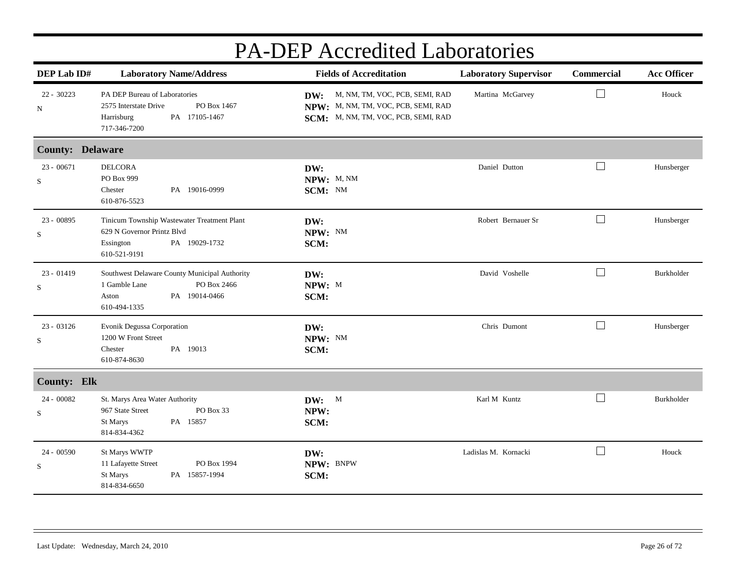# PA-DEP Accredited Laboratories

| DEP Lab ID# | Laboratory Name/Address | Fields of Accreditation | Laboratory Supervisor | Commercial | Acc Officer |
|---|---|---|---|---|---|
| 22 - 30223<br>N | PA DEP Bureau of Laboratories<br>2575 Interstate Drive PO Box 1467<br>Harrisburg PA 17105-1467<br>717-346-7200 | **DW:** M, NM, TM, VOC, PCB, SEMI, RAD<br>**NPW:** M, NM, TM, VOC, PCB, SEMI, RAD<br>**SCM:** M, NM, TM, VOC, PCB, SEMI, RAD | Martina McGarvey | ☐ | Houck |
| **County: Delaware** | | | | | |
| 23 - 00671<br>S | DELCORA<br>PO Box 999<br>Chester PA 19016-0999<br>610-876-5523 | **DW:**<br>**NPW:** M, NM<br>**SCM:** NM | Daniel Dutton | ☐ | Hunsberger |
| 23 - 00895<br>S | Tinicum Township Wastewater Treatment Plant<br>629 N Governor Printz Blvd<br>Essington PA 19029-1732<br>610-521-9191 | **DW:**<br>**NPW:** NM<br>**SCM:** | Robert Bernauer Sr | ☐ | Hunsberger |
| 23 - 01419<br>S | Southwest Delaware County Municipal Authority<br>1 Gamble Lane PO Box 2466<br>Aston PA 19014-0466<br>610-494-1335 | **DW:**<br>**NPW:** M<br>**SCM:** | David Voshelle | ☐ | Burkholder |
| 23 - 03126<br>S | Evonik Degussa Corporation<br>1200 W Front Street<br>Chester PA 19013<br>610-874-8630 | **DW:**<br>**NPW:** NM<br>**SCM:** | Chris Dumont | ☐ | Hunsberger |
| **County: Elk** | | | | | |
| 24 - 00082<br>S | St. Marys Area Water Authority<br>967 State Street PO Box 33<br>St Marys PA 15857<br>814-834-4362 | **DW:** M<br>**NPW:**<br>**SCM:** | Karl M Kuntz | ☐ | Burkholder |
| 24 - 00590<br>S | St Marys WWTP<br>11 Lafayette Street PO Box 1994<br>St Marys PA 15857-1994<br>814-834-6650 | **DW:**<br>**NPW:** BNPW<br>**SCM:** | Ladislas M. Kornacki | ☐ | Houck |

Last Update: Wednesday, March 24, 2010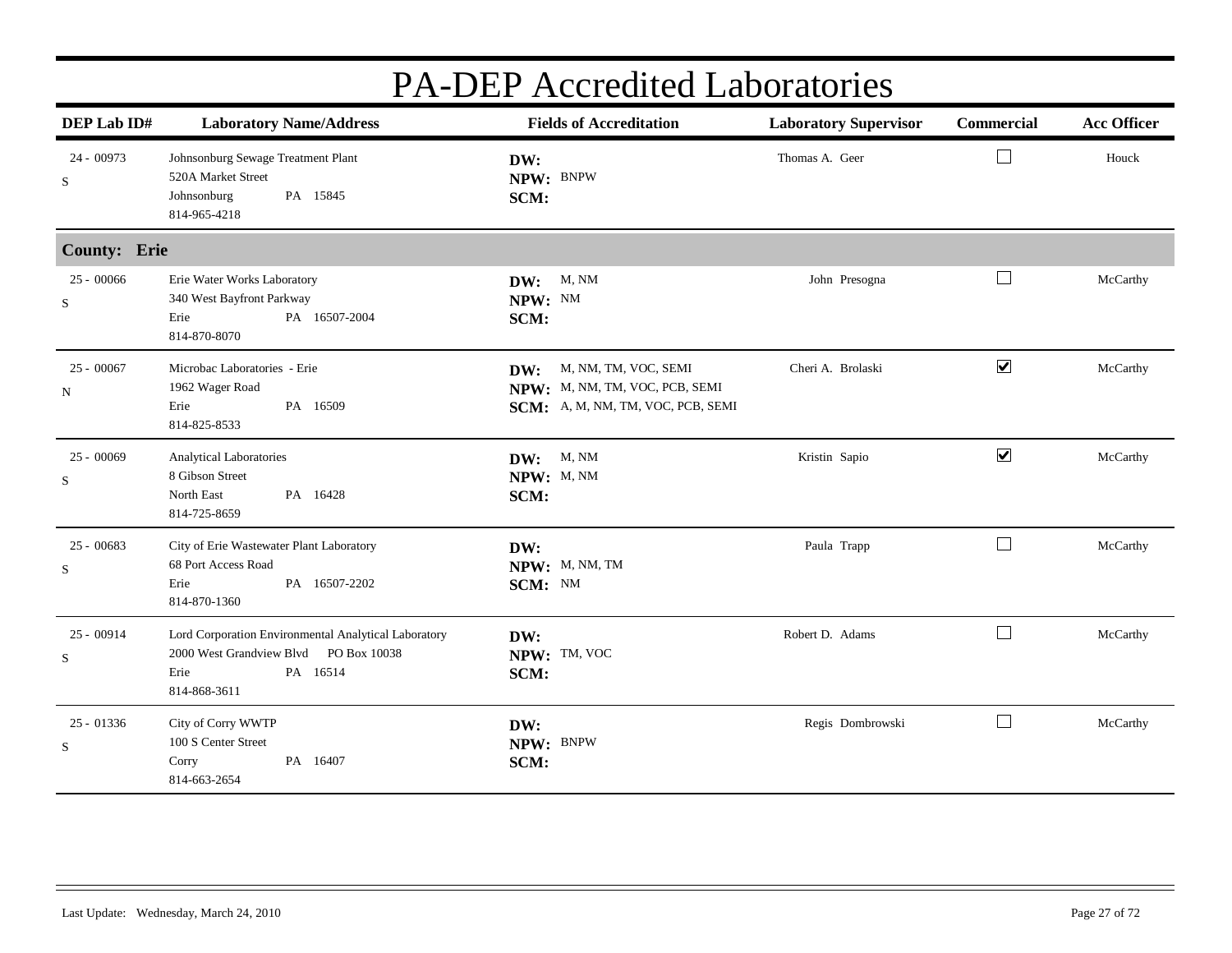# PA-DEP Accredited Laboratories

| DEP Lab ID# | Laboratory Name/Address | Fields of Accreditation | Laboratory Supervisor | Commercial | Acc Officer |
|---|---|---|---|---|---|
| 24 - 00973<br>S | Johnsonburg Sewage Treatment Plant<br>520A Market Street<br>Johnsonburg PA 15845<br>814-965-4218 | **DW:**<br>**NPW:** BNPW<br>**SCM:** | Thomas A. Geer | ☐ | Houck |
| **County: Erie** | | | | | |
| 25 - 00066<br>S | Erie Water Works Laboratory<br>340 West Bayfront Parkway<br>Erie PA 16507-2004<br>814-870-8070 | **DW:** M, NM<br>**NPW:** NM<br>**SCM:** | John Presogna | ☐ | McCarthy |
| 25 - 00067<br>N | Microbac Laboratories - Erie<br>1962 Wager Road<br>Erie PA 16509<br>814-825-8533 | **DW:** M, NM, TM, VOC, SEMI<br>**NPW:** M, NM, TM, VOC, PCB, SEMI<br>**SCM:** A, M, NM, TM, VOC, PCB, SEMI | Cheri A. Brolaski | ☑ | McCarthy |
| 25 - 00069<br>S | Analytical Laboratories<br>8 Gibson Street<br>North East PA 16428<br>814-725-8659 | **DW:** M, NM<br>**NPW:** M, NM<br>**SCM:** | Kristin Sapio | ☑ | McCarthy |
| 25 - 00683<br>S | City of Erie Wastewater Plant Laboratory<br>68 Port Access Road<br>Erie PA 16507-2202<br>814-870-1360 | **DW:**<br>**NPW:** M, NM, TM<br>**SCM:** NM | Paula Trapp | ☐ | McCarthy |
| 25 - 00914<br>S | Lord Corporation Environmental Analytical Laboratory<br>2000 West Grandview Blvd PO Box 10038<br>Erie PA 16514<br>814-868-3611 | **DW:**<br>**NPW:** TM, VOC<br>**SCM:** | Robert D. Adams | ☐ | McCarthy |
| 25 - 01336<br>S | City of Corry WWTP<br>100 S Center Street<br>Corry PA 16407<br>814-663-2654 | **DW:**<br>**NPW:** BNPW<br>**SCM:** | Regis Dombrowski | ☐ | McCarthy |

Last Update: Wednesday, March 24, 2010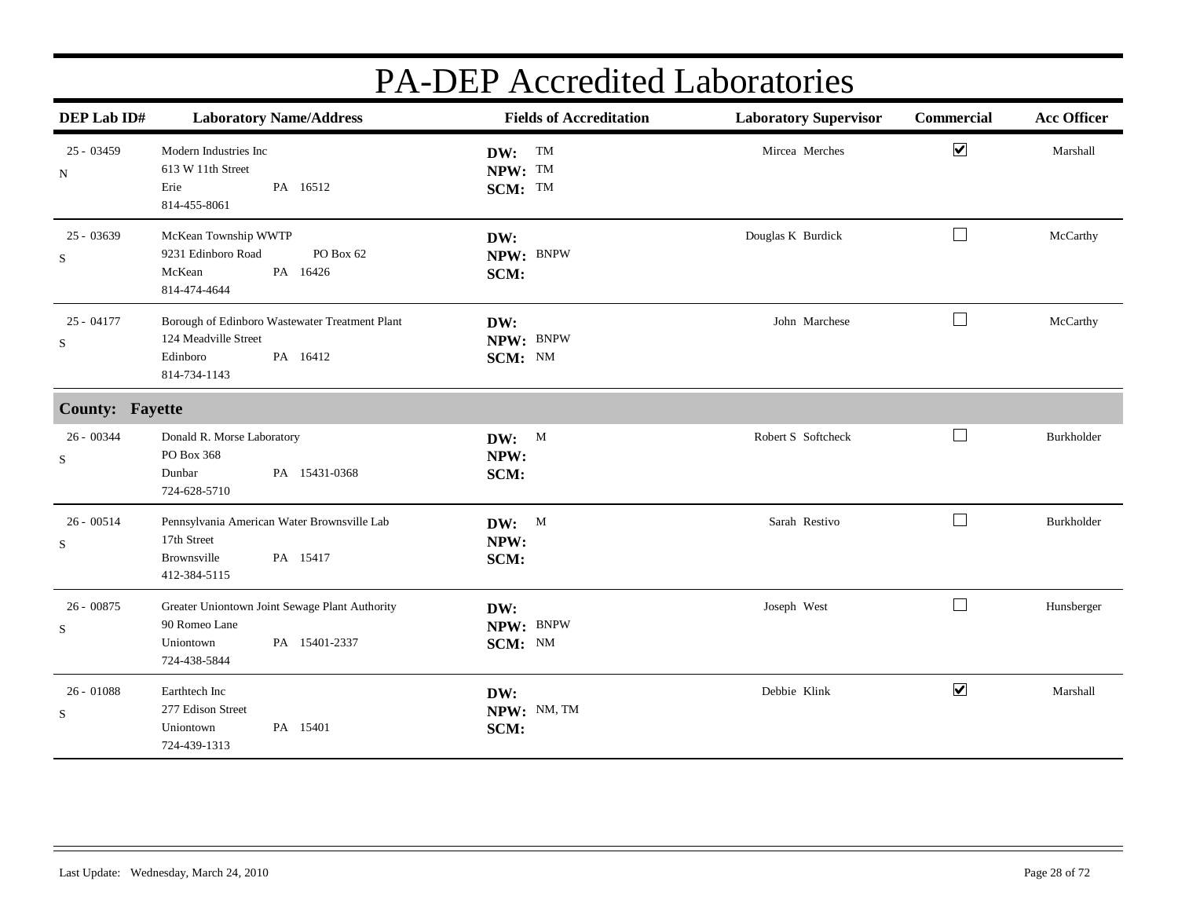# PA-DEP Accredited Laboratories

| DEP Lab ID# | Laboratory Name/Address | Fields of Accreditation | Laboratory Supervisor | Commercial | Acc Officer |
|---|---|---|---|---|---|
| 25 - 03459<br>N | Modern Industries Inc<br>613 W 11th Street<br>Erie PA 16512<br>814-455-8061 | **DW:** TM<br>**NPW:** TM<br>**SCM:** TM | Mircea Merches | ☑ | Marshall |
| 25 - 03639<br>S | McKean Township WWTP<br>9231 Edinboro Road PO Box 62<br>McKean PA 16426<br>814-474-4644 | **DW:**<br>**NPW:** BNPW<br>**SCM:** | Douglas K Burdick | ☐ | McCarthy |
| 25 - 04177<br>S | Borough of Edinboro Wastewater Treatment Plant<br>124 Meadville Street<br>Edinboro PA 16412<br>814-734-1143 | **DW:**<br>**NPW:** BNPW<br>**SCM:** NM | John Marchese | ☐ | McCarthy |
| **County: Fayette** | | | | | |
| 26 - 00344<br>S | Donald R. Morse Laboratory<br>PO Box 368<br>Dunbar PA 15431-0368<br>724-628-5710 | **DW:** M<br>**NPW:**<br>**SCM:** | Robert S Softcheck | ☐ | Burkholder |
| 26 - 00514<br>S | Pennsylvania American Water Brownsville Lab<br>17th Street<br>Brownsville PA 15417<br>412-384-5115 | **DW:** M<br>**NPW:**<br>**SCM:** | Sarah Restivo | ☐ | Burkholder |
| 26 - 00875<br>S | Greater Uniontown Joint Sewage Plant Authority<br>90 Romeo Lane<br>Uniontown PA 15401-2337<br>724-438-5844 | **DW:**<br>**NPW:** BNPW<br>**SCM:** NM | Joseph West | ☐ | Hunsberger |
| 26 - 01088<br>S | Earthtech Inc<br>277 Edison Street<br>Uniontown PA 15401<br>724-439-1313 | **DW:**<br>**NPW:** NM, TM<br>**SCM:** | Debbie Klink | ☑ | Marshall |

Last Update: Wednesday, March 24, 2010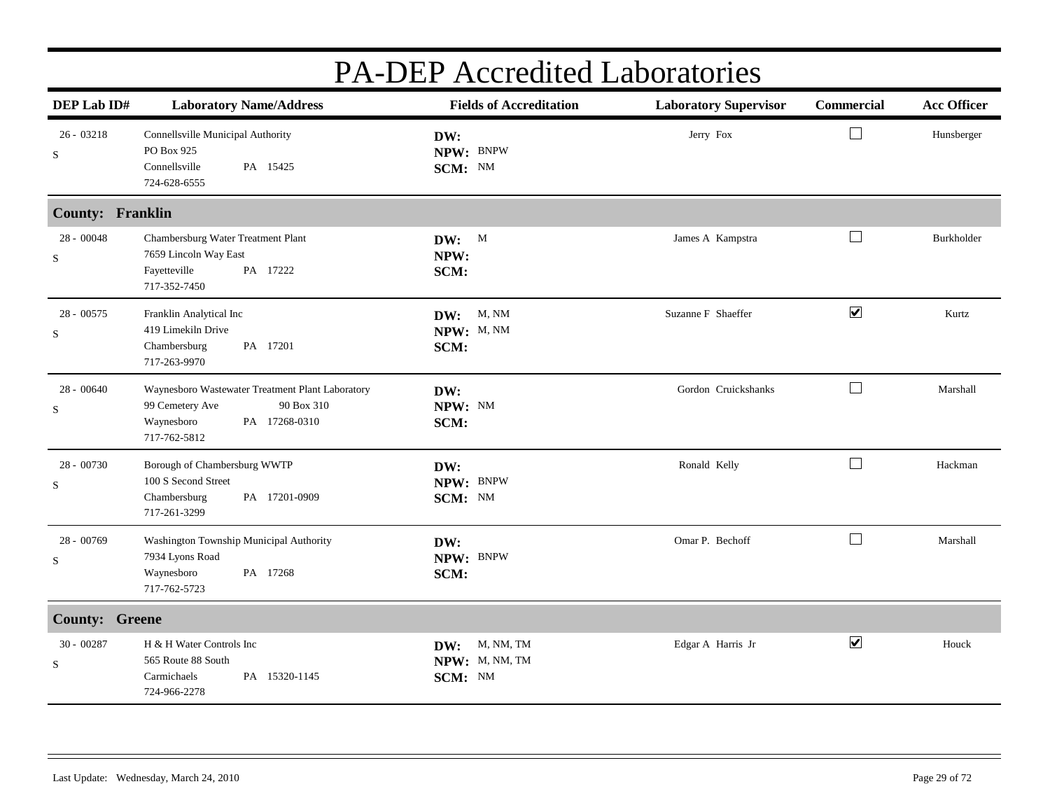# PA-DEP Accredited Laboratories

| DEP Lab ID# | Laboratory Name/Address | Fields of Accreditation | Laboratory Supervisor | Commercial | Acc Officer |
|---|---|---|---|---|---|
| 26 - 03218 S | Connellsville Municipal Authority<br>PO Box 925<br>Connellsville PA 15425<br>724-628-6555 | **DW:**<br>**NPW:** BNPW<br>**SCM:** NM | Jerry Fox | ☐ | Hunsberger |
| **County: Franklin** | | | | | |
| 28 - 00048 S | Chambersburg Water Treatment Plant<br>7659 Lincoln Way East<br>Fayetteville PA 17222<br>717-352-7450 | **DW:** M<br>**NPW:**<br>**SCM:** | James A Kampstra | ☐ | Burkholder |
| 28 - 00575 S | Franklin Analytical Inc<br>419 Limekiln Drive<br>Chambersburg PA 17201<br>717-263-9970 | **DW:** M, NM<br>**NPW:** M, NM<br>**SCM:** | Suzanne F Shaeffer | ☑ | Kurtz |
| 28 - 00640 S | Waynesboro Wastewater Treatment Plant Laboratory<br>99 Cemetery Ave 90 Box 310<br>Waynesboro PA 17268-0310<br>717-762-5812 | **DW:**<br>**NPW:** NM<br>**SCM:** | Gordon Cruickshanks | ☐ | Marshall |
| 28 - 00730 S | Borough of Chambersburg WWTP<br>100 S Second Street<br>Chambersburg PA 17201-0909<br>717-261-3299 | **DW:**<br>**NPW:** BNPW<br>**SCM:** NM | Ronald Kelly | ☐ | Hackman |
| 28 - 00769 S | Washington Township Municipal Authority<br>7934 Lyons Road<br>Waynesboro PA 17268<br>717-762-5723 | **DW:**<br>**NPW:** BNPW<br>**SCM:** | Omar P. Bechoff | ☐ | Marshall |
| **County: Greene** | | | | | |
| 30 - 00287 S | H & H Water Controls Inc<br>565 Route 88 South<br>Carmichaels PA 15320-1145<br>724-966-2278 | **DW:** M, NM, TM<br>**NPW:** M, NM, TM<br>**SCM:** NM | Edgar A Harris Jr | ☑ | Houck |

Last Update: Wednesday, March 24, 2010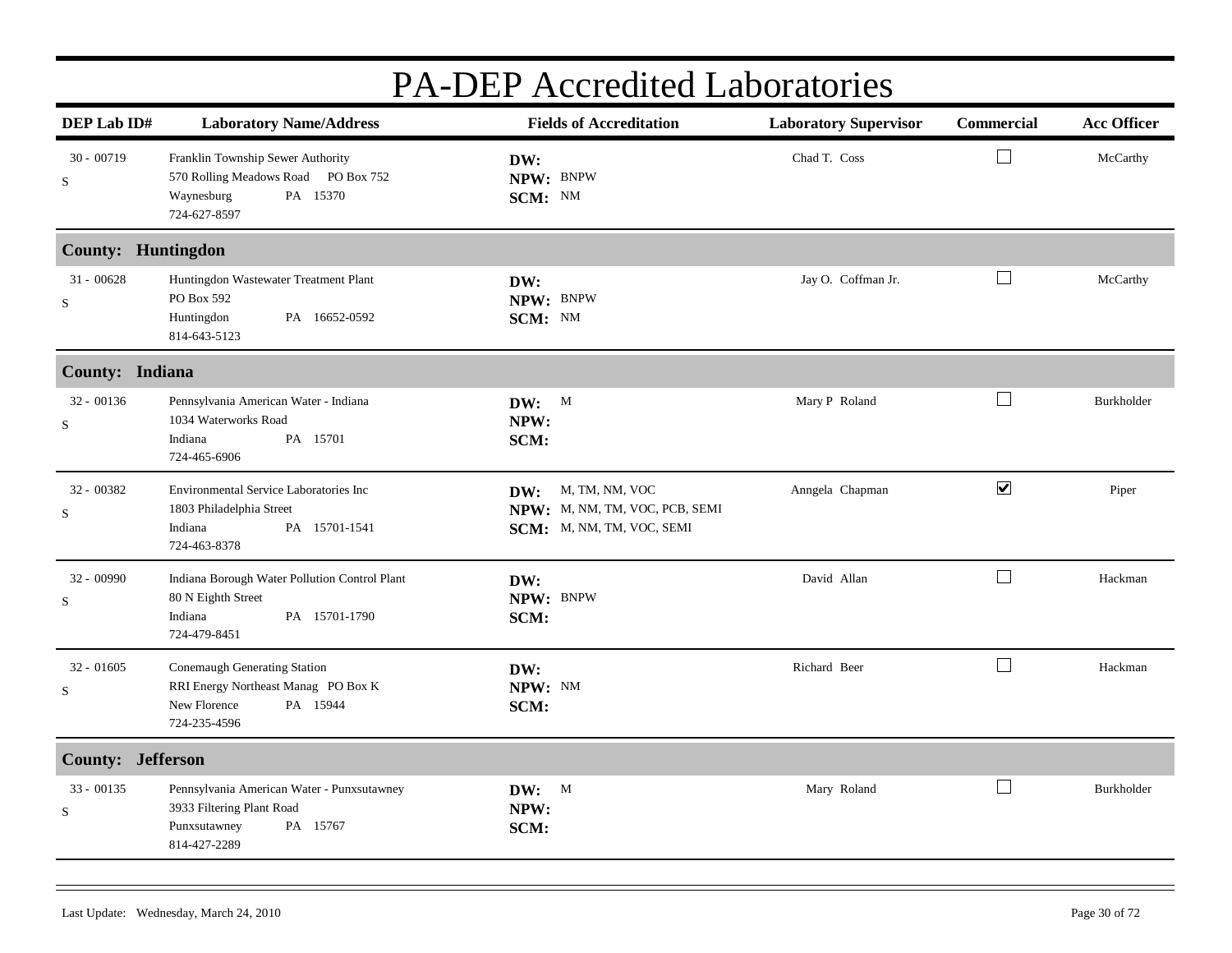# PA-DEP Accredited Laboratories

| DEP Lab ID# | Laboratory Name/Address | Fields of Accreditation | Laboratory Supervisor | Commercial | Acc Officer |
|---|---|---|---|---|---|
| 30 - 00719 S | Franklin Township Sewer Authority<br>570 Rolling Meadows Road PO Box 752<br>Waynesburg PA 15370<br>724-627-8597 | **DW:**<br>**NPW:** BNPW<br>**SCM:** NM | Chad T. Coss | ☐ | McCarthy |
| **County: Huntingdon** | | | | | |
| 31 - 00628 S | Huntingdon Wastewater Treatment Plant<br>PO Box 592<br>Huntingdon PA 16652-0592<br>814-643-5123 | **DW:**<br>**NPW:** BNPW<br>**SCM:** NM | Jay O. Coffman Jr. | ☐ | McCarthy |
| **County: Indiana** | | | | | |
| 32 - 00136 S | Pennsylvania American Water - Indiana<br>1034 Waterworks Road<br>Indiana PA 15701<br>724-465-6906 | **DW:** M<br>**NPW:**<br>**SCM:** | Mary P Roland | ☐ | Burkholder |
| 32 - 00382 S | Environmental Service Laboratories Inc<br>1803 Philadelphia Street<br>Indiana PA 15701-1541<br>724-463-8378 | **DW:** M, TM, NM, VOC<br>**NPW:** M, NM, TM, VOC, PCB, SEMI<br>**SCM:** M, NM, TM, VOC, SEMI | Anngela Chapman | ☑ | Piper |
| 32 - 00990 S | Indiana Borough Water Pollution Control Plant<br>80 N Eighth Street<br>Indiana PA 15701-1790<br>724-479-8451 | **DW:**<br>**NPW:** BNPW<br>**SCM:** | David Allan | ☐ | Hackman |
| 32 - 01605 S | Conemaugh Generating Station<br>RRI Energy Northeast Manag PO Box K<br>New Florence PA 15944<br>724-235-4596 | **DW:**<br>**NPW:** NM<br>**SCM:** | Richard Beer | ☐ | Hackman |
| **County: Jefferson** | | | | | |
| 33 - 00135 S | Pennsylvania American Water - Punxsutawney<br>3933 Filtering Plant Road<br>Punxsutawney PA 15767<br>814-427-2289 | **DW:** M<br>**NPW:**<br>**SCM:** | Mary Roland | ☐ | Burkholder |

Last Update: Wednesday, March 24, 2010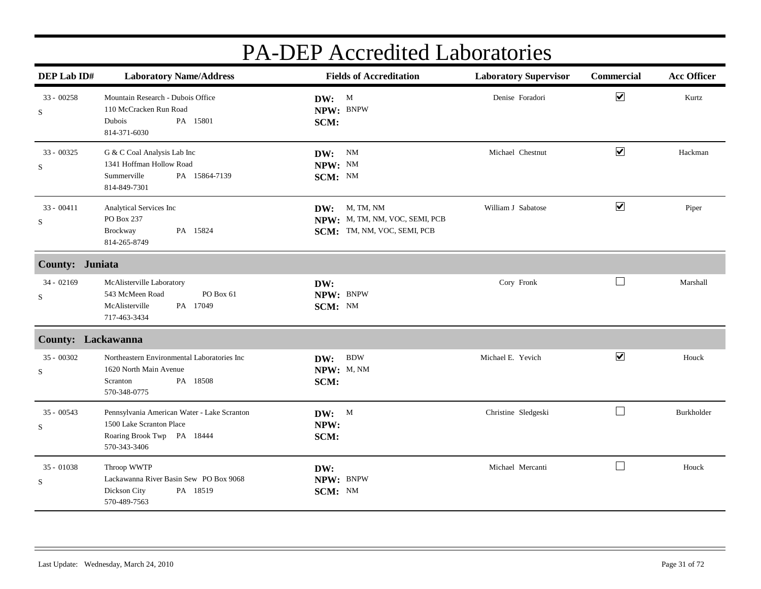# PA-DEP Accredited Laboratories

| DEP Lab ID# | Laboratory Name/Address | Fields of Accreditation | Laboratory Supervisor | Commercial | Acc Officer |
|---|---|---|---|---|---|
| 33 - 00258<br>S | Mountain Research - Dubois Office<br>110 McCracken Run Road<br>Dubois PA 15801<br>814-371-6030 | **DW:** M<br>**NPW:** BNPW<br>**SCM:** | Denise Foradori | ☑ | Kurtz |
| 33 - 00325<br>S | G & C Coal Analysis Lab Inc<br>1341 Hoffman Hollow Road<br>Summerville PA 15864-7139<br>814-849-7301 | **DW:** NM<br>**NPW:** NM<br>**SCM:** NM | Michael Chestnut | ☑ | Hackman |
| 33 - 00411<br>S | Analytical Services Inc<br>PO Box 237<br>Brockway PA 15824<br>814-265-8749 | **DW:** M, TM, NM<br>**NPW:** M, TM, NM, VOC, SEMI, PCB<br>**SCM:** TM, NM, VOC, SEMI, PCB | William J Sabatose | ☑ | Piper |
| **County: Juniata** | | | | | |
| 34 - 02169<br>S | McAlisterville Laboratory<br>543 McMeen Road PO Box 61<br>McAlisterville PA 17049<br>717-463-3434 | **DW:**<br>**NPW:** BNPW<br>**SCM:** NM | Cory Fronk | ☐ | Marshall |
| **County: Lackawanna** | | | | | |
| 35 - 00302<br>S | Northeastern Environmental Laboratories Inc<br>1620 North Main Avenue<br>Scranton PA 18508<br>570-348-0775 | **DW:** BDW<br>**NPW:** M, NM<br>**SCM:** | Michael E. Yevich | ☑ | Houck |
| 35 - 00543<br>S | Pennsylvania American Water - Lake Scranton<br>1500 Lake Scranton Place<br>Roaring Brook Twp PA 18444<br>570-343-3406 | **DW:** M<br>**NPW:**<br>**SCM:** | Christine Sledgeski | ☐ | Burkholder |
| 35 - 01038<br>S | Throop WWTP<br>Lackawanna River Basin Sew PO Box 9068<br>Dickson City PA 18519<br>570-489-7563 | **DW:**<br>**NPW:** BNPW<br>**SCM:** NM | Michael Mercanti | ☐ | Houck |

Last Update: Wednesday, March 24, 2010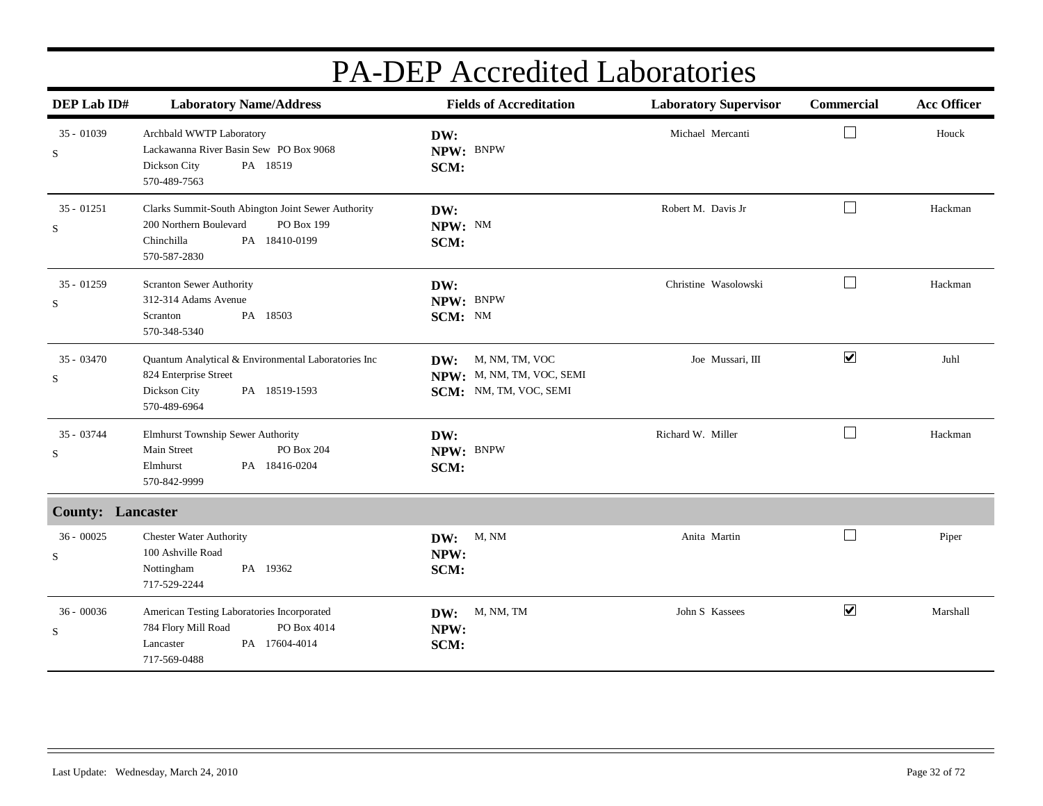# PA-DEP Accredited Laboratories

| DEP Lab ID# | Laboratory Name/Address | Fields of Accreditation | Laboratory Supervisor | Commercial | Acc Officer |
|---|---|---|---|---|---|
| 35 - 01039 S | Archbald WWTP Laboratory<br>Lackawanna River Basin Sew PO Box 9068<br>Dickson City PA 18519<br>570-489-7563 | **DW:**<br>**NPW:** BNPW<br>**SCM:** | Michael Mercanti | ☐ | Houck |
| 35 - 01251 S | Clarks Summit-South Abington Joint Sewer Authority<br>200 Northern Boulevard PO Box 199<br>Chinchilla PA 18410-0199<br>570-587-2830 | **DW:**<br>**NPW:** NM<br>**SCM:** | Robert M. Davis Jr | ☐ | Hackman |
| 35 - 01259 S | Scranton Sewer Authority<br>312-314 Adams Avenue<br>Scranton PA 18503<br>570-348-5340 | **DW:**<br>**NPW:** BNPW<br>**SCM:** NM | Christine Wasolowski | ☐ | Hackman |
| 35 - 03470 S | Quantum Analytical & Environmental Laboratories Inc<br>824 Enterprise Street<br>Dickson City PA 18519-1593<br>570-489-6964 | **DW:** M, NM, TM, VOC<br>**NPW:** M, NM, TM, VOC, SEMI<br>**SCM:** NM, TM, VOC, SEMI | Joe Mussari, III | ☑ | Juhl |
| 35 - 03744 S | Elmhurst Township Sewer Authority<br>Main Street PO Box 204<br>Elmhurst PA 18416-0204<br>570-842-9999 | **DW:**<br>**NPW:** BNPW<br>**SCM:** | Richard W. Miller | ☐ | Hackman |
| **County: Lancaster** | | | | | |
| 36 - 00025 S | Chester Water Authority<br>100 Ashville Road<br>Nottingham PA 19362<br>717-529-2244 | **DW:** M, NM<br>**NPW:**<br>**SCM:** | Anita Martin | ☐ | Piper |
| 36 - 00036 S | American Testing Laboratories Incorporated<br>784 Flory Mill Road PO Box 4014<br>Lancaster PA 17604-4014<br>717-569-0488 | **DW:** M, NM, TM<br>**NPW:**<br>**SCM:** | John S Kassees | ☑ | Marshall |

Last Update: Wednesday, March 24, 2010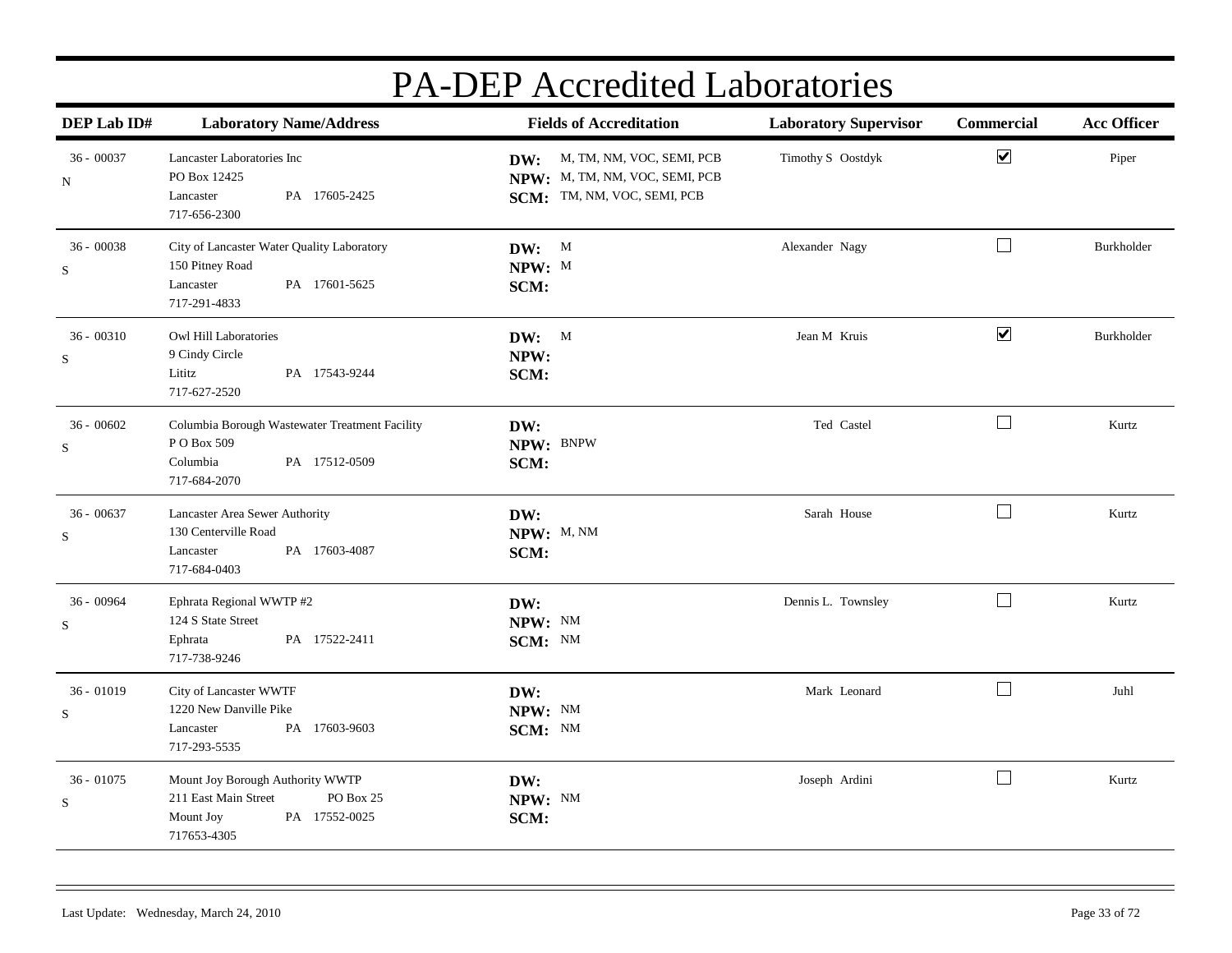# PA-DEP Accredited Laboratories

| DEP Lab ID# | Laboratory Name/Address | Fields of Accreditation | Laboratory Supervisor | Commercial | Acc Officer |
|---|---|---|---|---|---|
| 36 - 00037<br>N | Lancaster Laboratories Inc<br>PO Box 12425<br>Lancaster PA 17605-2425<br>717-656-2300 | **DW:** M, TM, NM, VOC, SEMI, PCB<br>**NPW:** M, TM, NM, VOC, SEMI, PCB<br>**SCM:** TM, NM, VOC, SEMI, PCB | Timothy S Oostdyk | ☑ | Piper |
| 36 - 00038<br>S | City of Lancaster Water Quality Laboratory<br>150 Pitney Road<br>Lancaster PA 17601-5625<br>717-291-4833 | **DW:** M<br>**NPW:** M<br>**SCM:** | Alexander Nagy | ☐ | Burkholder |
| 36 - 00310<br>S | Owl Hill Laboratories<br>9 Cindy Circle<br>Lititz PA 17543-9244<br>717-627-2520 | **DW:** M<br>**NPW:**<br>**SCM:** | Jean M Kruis | ☑ | Burkholder |
| 36 - 00602<br>S | Columbia Borough Wastewater Treatment Facility<br>P O Box 509<br>Columbia PA 17512-0509<br>717-684-2070 | **DW:**<br>**NPW:** BNPW<br>**SCM:** | Ted Castel | ☐ | Kurtz |
| 36 - 00637<br>S | Lancaster Area Sewer Authority<br>130 Centerville Road<br>Lancaster PA 17603-4087<br>717-684-0403 | **DW:**<br>**NPW:** M, NM<br>**SCM:** | Sarah House | ☐ | Kurtz |
| 36 - 00964<br>S | Ephrata Regional WWTP #2<br>124 S State Street<br>Ephrata PA 17522-2411<br>717-738-9246 | **DW:**<br>**NPW:** NM<br>**SCM:** NM | Dennis L. Townsley | ☐ | Kurtz |
| 36 - 01019<br>S | City of Lancaster WWTF<br>1220 New Danville Pike<br>Lancaster PA 17603-9603<br>717-293-5535 | **DW:**<br>**NPW:** NM<br>**SCM:** NM | Mark Leonard | ☐ | Juhl |
| 36 - 01075<br>S | Mount Joy Borough Authority WWTP<br>211 East Main Street PO Box 25<br>Mount Joy PA 17552-0025<br>717653-4305 | **DW:**<br>**NPW:** NM<br>**SCM:** | Joseph Ardini | ☐ | Kurtz |

Last Update: Wednesday, March 24, 2010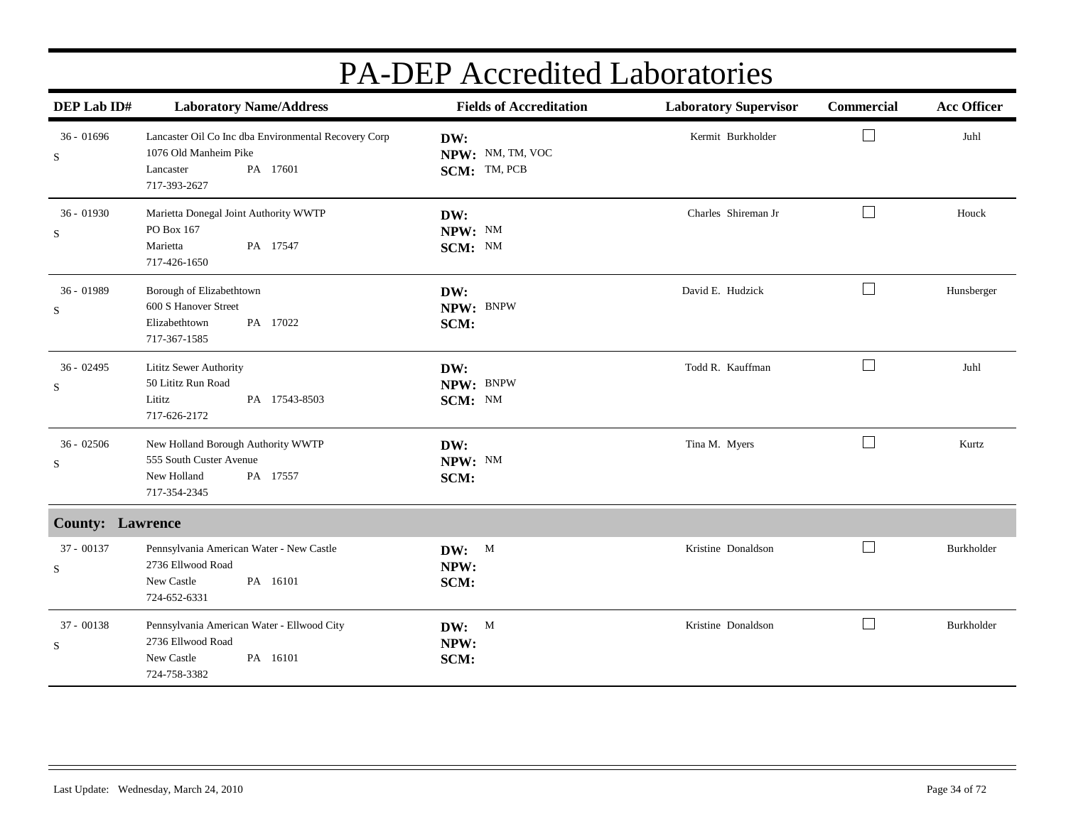# PA-DEP Accredited Laboratories

| DEP Lab ID# | Laboratory Name/Address | Fields of Accreditation | Laboratory Supervisor | Commercial | Acc Officer |
|---|---|---|---|---|---|
| 36 - 01696<br>S | Lancaster Oil Co Inc dba Environmental Recovery Corp<br>1076 Old Manheim Pike<br>Lancaster PA 17601<br>717-393-2627 | **DW:**<br>**NPW:** NM, TM, VOC<br>**SCM:** TM, PCB | Kermit Burkholder | ☐ | Juhl |
| 36 - 01930<br>S | Marietta Donegal Joint Authority WWTP<br>PO Box 167<br>Marietta PA 17547<br>717-426-1650 | **DW:**<br>**NPW:** NM<br>**SCM:** NM | Charles Shireman Jr | ☐ | Houck |
| 36 - 01989<br>S | Borough of Elizabethtown<br>600 S Hanover Street<br>Elizabethtown PA 17022<br>717-367-1585 | **DW:**<br>**NPW:** BNPW<br>**SCM:** | David E. Hudzick | ☐ | Hunsberger |
| 36 - 02495<br>S | Lititz Sewer Authority<br>50 Lititz Run Road<br>Lititz PA 17543-8503<br>717-626-2172 | **DW:**<br>**NPW:** BNPW<br>**SCM:** NM | Todd R. Kauffman | ☐ | Juhl |
| 36 - 02506<br>S | New Holland Borough Authority WWTP<br>555 South Custer Avenue<br>New Holland PA 17557<br>717-354-2345 | **DW:**<br>**NPW:** NM<br>**SCM:** | Tina M. Myers | ☐ | Kurtz |
| **County: Lawrence** | | | | | |
| 37 - 00137<br>S | Pennsylvania American Water - New Castle<br>2736 Ellwood Road<br>New Castle PA 16101<br>724-652-6331 | **DW:** M<br>**NPW:**<br>**SCM:** | Kristine Donaldson | ☐ | Burkholder |
| 37 - 00138<br>S | Pennsylvania American Water - Ellwood City<br>2736 Ellwood Road<br>New Castle PA 16101<br>724-758-3382 | **DW:** M<br>**NPW:**<br>**SCM:** | Kristine Donaldson | ☐ | Burkholder |

Last Update: Wednesday, March 24, 2010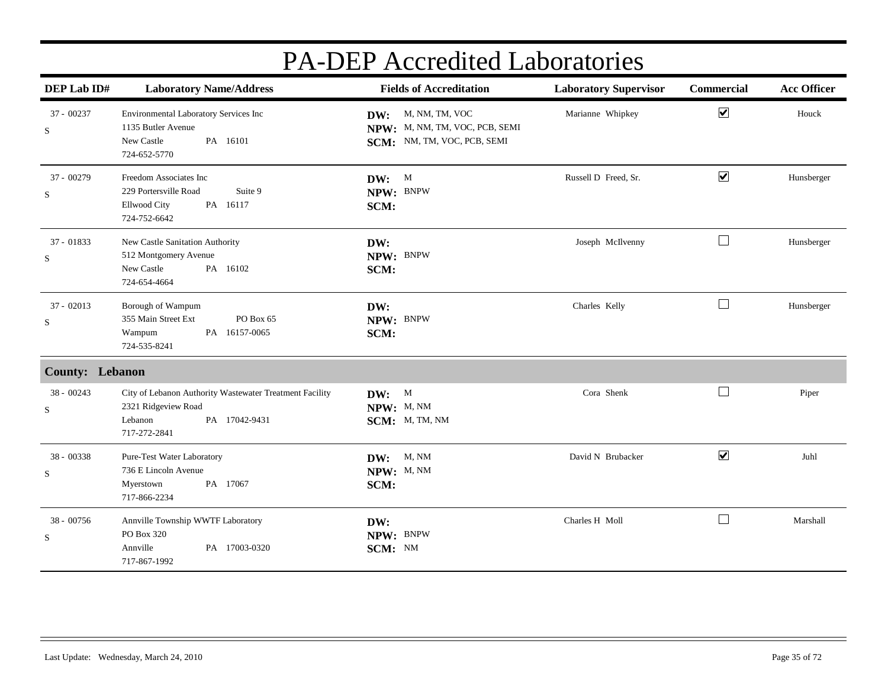# PA-DEP Accredited Laboratories

| DEP Lab ID# | Laboratory Name/Address | Fields of Accreditation | Laboratory Supervisor | Commercial | Acc Officer |
|---|---|---|---|---|---|
| 37 - 00237<br>S | Environmental Laboratory Services Inc<br>1135 Butler Avenue<br>New Castle PA 16101<br>724-652-5770 | **DW:** M, NM, TM, VOC<br>**NPW:** M, NM, TM, VOC, PCB, SEMI<br>**SCM:** NM, TM, VOC, PCB, SEMI | Marianne Whipkey | ☑ | Houck |
| 37 - 00279<br>S | Freedom Associates Inc<br>229 Portersville Road Suite 9<br>Ellwood City PA 16117<br>724-752-6642 | **DW:** M<br>**NPW:** BNPW<br>**SCM:** | Russell D Freed, Sr. | ☑ | Hunsberger |
| 37 - 01833<br>S | New Castle Sanitation Authority<br>512 Montgomery Avenue<br>New Castle PA 16102<br>724-654-4664 | **DW:**<br>**NPW:** BNPW<br>**SCM:** | Joseph McIlvenny | ☐ | Hunsberger |
| 37 - 02013<br>S | Borough of Wampum<br>355 Main Street Ext PO Box 65<br>Wampum PA 16157-0065<br>724-535-8241 | **DW:**<br>**NPW:** BNPW<br>**SCM:** | Charles Kelly | ☐ | Hunsberger |
| **County: Lebanon** | | | | | |
| 38 - 00243<br>S | City of Lebanon Authority Wastewater Treatment Facility<br>2321 Ridgeview Road<br>Lebanon PA 17042-9431<br>717-272-2841 | **DW:** M<br>**NPW:** M, NM<br>**SCM:** M, TM, NM | Cora Shenk | ☐ | Piper |
| 38 - 00338<br>S | Pure-Test Water Laboratory<br>736 E Lincoln Avenue<br>Myerstown PA 17067<br>717-866-2234 | **DW:** M, NM<br>**NPW:** M, NM<br>**SCM:** | David N Brubacker | ☑ | Juhl |
| 38 - 00756<br>S | Annville Township WWTF Laboratory<br>PO Box 320<br>Annville PA 17003-0320<br>717-867-1992 | **DW:**<br>**NPW:** BNPW<br>**SCM:** NM | Charles H Moll | ☐ | Marshall |

Last Update: Wednesday, March 24, 2010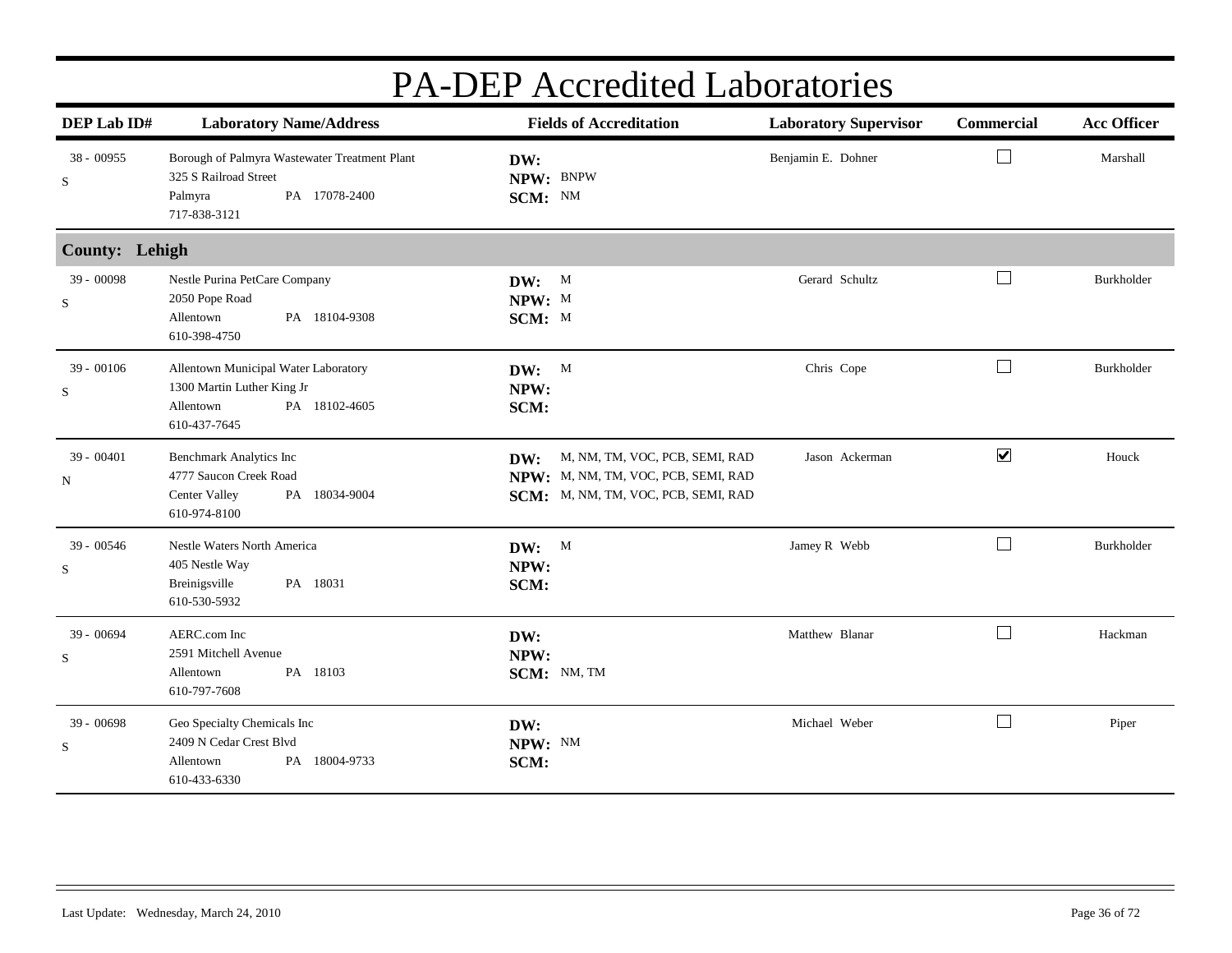# PA-DEP Accredited Laboratories

| DEP Lab ID# | Laboratory Name/Address | Fields of Accreditation | Laboratory Supervisor | Commercial | Acc Officer |
|---|---|---|---|---|---|
| 38 - 00955<br>S | Borough of Palmyra Wastewater Treatment Plant<br>325 S Railroad Street<br>Palmyra PA 17078-2400<br>717-838-3121 | **DW:**<br>**NPW:** BNPW<br>**SCM:** NM | Benjamin E. Dohner | ☐ | Marshall |
| **County: Lehigh** | | | | | |
| 39 - 00098<br>S | Nestle Purina PetCare Company<br>2050 Pope Road<br>Allentown PA 18104-9308<br>610-398-4750 | **DW:** M<br>**NPW:** M<br>**SCM:** M | Gerard Schultz | ☐ | Burkholder |
| 39 - 00106<br>S | Allentown Municipal Water Laboratory<br>1300 Martin Luther King Jr<br>Allentown PA 18102-4605<br>610-437-7645 | **DW:** M<br>**NPW:**<br>**SCM:** | Chris Cope | ☐ | Burkholder |
| 39 - 00401<br>N | Benchmark Analytics Inc<br>4777 Saucon Creek Road<br>Center Valley PA 18034-9004<br>610-974-8100 | **DW:** M, NM, TM, VOC, PCB, SEMI, RAD<br>**NPW:** M, NM, TM, VOC, PCB, SEMI, RAD<br>**SCM:** M, NM, TM, VOC, PCB, SEMI, RAD | Jason Ackerman | ☑ | Houck |
| 39 - 00546<br>S | Nestle Waters North America<br>405 Nestle Way<br>Breinigsville PA 18031<br>610-530-5932 | **DW:** M<br>**NPW:**<br>**SCM:** | Jamey R Webb | ☐ | Burkholder |
| 39 - 00694<br>S | AERC.com Inc<br>2591 Mitchell Avenue<br>Allentown PA 18103<br>610-797-7608 | **DW:**<br>**NPW:**<br>**SCM:** NM, TM | Matthew Blanar | ☐ | Hackman |
| 39 - 00698<br>S | Geo Specialty Chemicals Inc<br>2409 N Cedar Crest Blvd<br>Allentown PA 18004-9733<br>610-433-6330 | **DW:**<br>**NPW:** NM<br>**SCM:** | Michael Weber | ☐ | Piper |

Last Update: Wednesday, March 24, 2010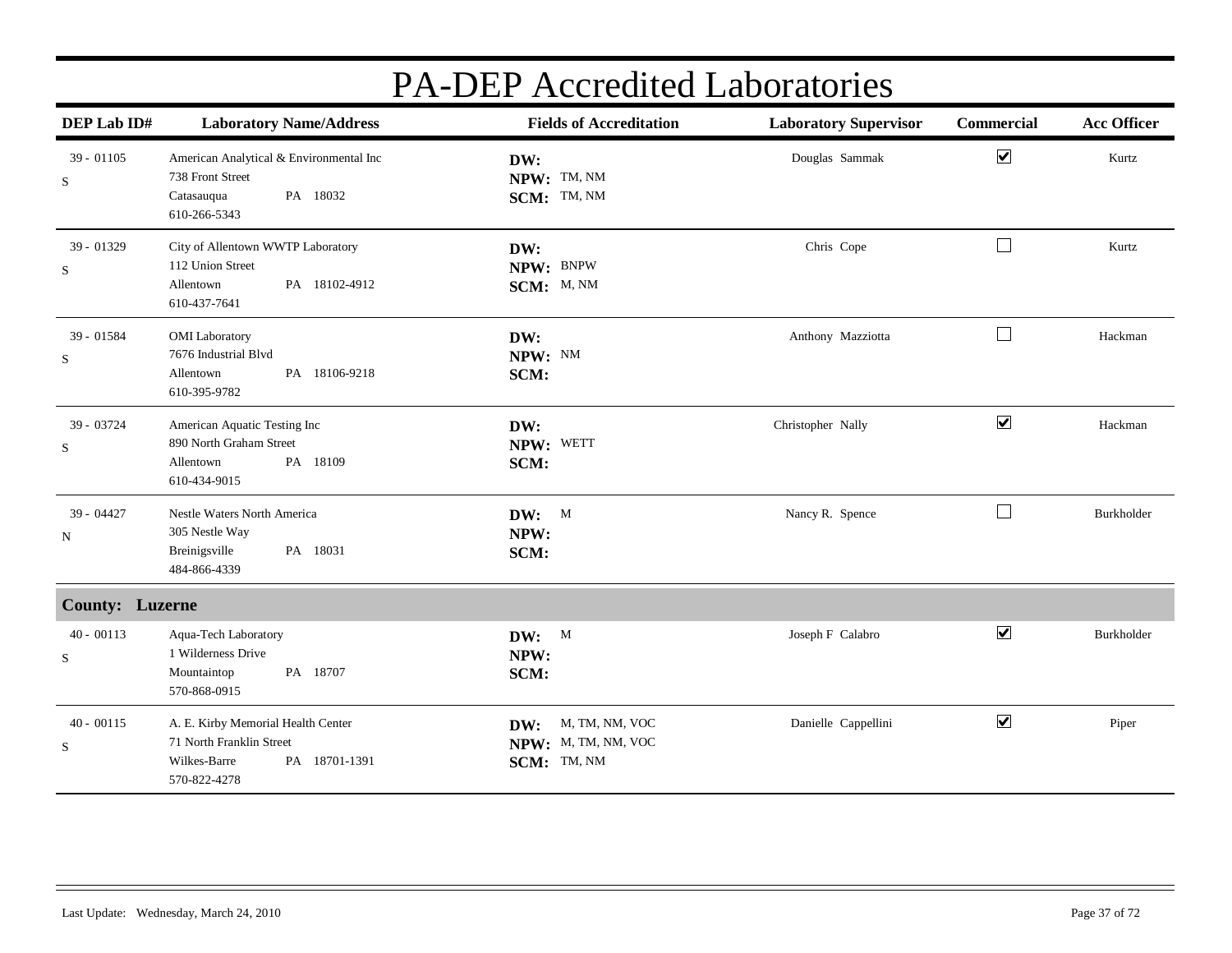# PA-DEP Accredited Laboratories

| DEP Lab ID# | Laboratory Name/Address | Fields of Accreditation | Laboratory Supervisor | Commercial | Acc Officer |
|---|---|---|---|---|---|
| 39 - 01105<br>S | American Analytical & Environmental Inc<br>738 Front Street<br>Catasauqua PA 18032<br>610-266-5343 | **DW:**<br>**NPW:** TM, NM<br>**SCM:** TM, NM | Douglas Sammak | ☑ | Kurtz |
| 39 - 01329<br>S | City of Allentown WWTP Laboratory<br>112 Union Street<br>Allentown PA 18102-4912<br>610-437-7641 | **DW:**<br>**NPW:** BNPW<br>**SCM:** M, NM | Chris Cope | ☐ | Kurtz |
| 39 - 01584<br>S | OMI Laboratory<br>7676 Industrial Blvd<br>Allentown PA 18106-9218<br>610-395-9782 | **DW:**<br>**NPW:** NM<br>**SCM:** | Anthony Mazziotta | ☐ | Hackman |
| 39 - 03724<br>S | American Aquatic Testing Inc<br>890 North Graham Street<br>Allentown PA 18109<br>610-434-9015 | **DW:**<br>**NPW:** WETT<br>**SCM:** | Christopher Nally | ☑ | Hackman |
| 39 - 04427<br>N | Nestle Waters North America<br>305 Nestle Way<br>Breinigsville PA 18031<br>484-866-4339 | **DW:** M<br>**NPW:**<br>**SCM:** | Nancy R. Spence | ☐ | Burkholder |
| **County: Luzerne** | | | | | |
| 40 - 00113<br>S | Aqua-Tech Laboratory<br>1 Wilderness Drive<br>Mountaintop PA 18707<br>570-868-0915 | **DW:** M<br>**NPW:**<br>**SCM:** | Joseph F Calabro | ☑ | Burkholder |
| 40 - 00115<br>S | A. E. Kirby Memorial Health Center<br>71 North Franklin Street<br>Wilkes-Barre PA 18701-1391<br>570-822-4278 | **DW:** M, TM, NM, VOC<br>**NPW:** M, TM, NM, VOC<br>**SCM:** TM, NM | Danielle Cappellini | ☑ | Piper |

Last Update: Wednesday, March 24, 2010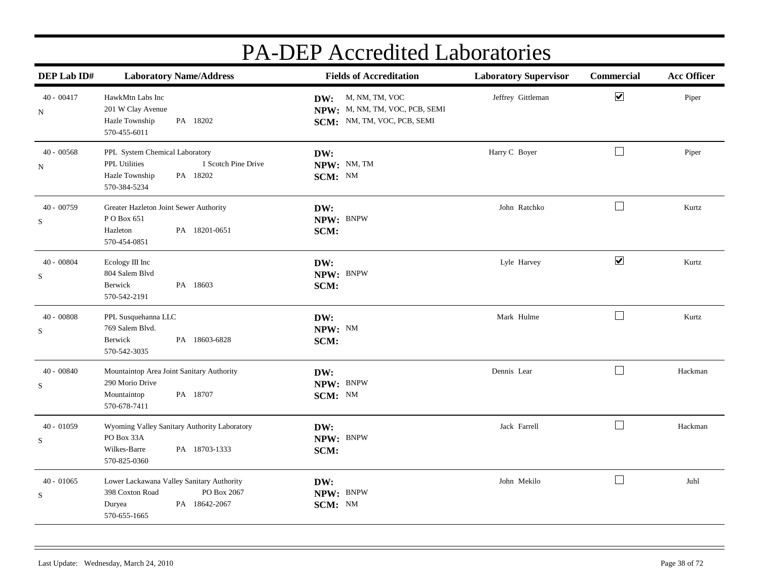# PA-DEP Accredited Laboratories

| DEP Lab ID# | Laboratory Name/Address | Fields of Accreditation | Laboratory Supervisor | Commercial | Acc Officer |
|---|---|---|---|---|---|
| 40 - 00417<br>N | HawkMtn Labs Inc<br>201 W Clay Avenue<br>Hazle Township PA 18202<br>570-455-6011 | **DW:** M, NM, TM, VOC<br>**NPW:** M, NM, TM, VOC, PCB, SEMI<br>**SCM:** NM, TM, VOC, PCB, SEMI | Jeffrey Gittleman | ☑ | Piper |
| 40 - 00568<br>N | PPL System Chemical Laboratory<br>PPL Utilities 1 Scotch Pine Drive<br>Hazle Township PA 18202<br>570-384-5234 | **DW:**<br>**NPW:** NM, TM<br>**SCM:** NM | Harry C Boyer | ☐ | Piper |
| 40 - 00759<br>S | Greater Hazleton Joint Sewer Authority<br>P O Box 651<br>Hazleton PA 18201-0651<br>570-454-0851 | **DW:**<br>**NPW:** BNPW<br>**SCM:** | John Ratchko | ☐ | Kurtz |
| 40 - 00804<br>S | Ecology III Inc<br>804 Salem Blvd<br>Berwick PA 18603<br>570-542-2191 | **DW:**<br>**NPW:** BNPW<br>**SCM:** | Lyle Harvey | ☑ | Kurtz |
| 40 - 00808<br>S | PPL Susquehanna LLC<br>769 Salem Blvd.<br>Berwick PA 18603-6828<br>570-542-3035 | **DW:**<br>**NPW:** NM<br>**SCM:** | Mark Hulme | ☐ | Kurtz |
| 40 - 00840<br>S | Mountaintop Area Joint Sanitary Authority<br>290 Morio Drive<br>Mountaintop PA 18707<br>570-678-7411 | **DW:**<br>**NPW:** BNPW<br>**SCM:** NM | Dennis Lear | ☐ | Hackman |
| 40 - 01059<br>S | Wyoming Valley Sanitary Authority Laboratory<br>PO Box 33A<br>Wilkes-Barre PA 18703-1333<br>570-825-0360 | **DW:**<br>**NPW:** BNPW<br>**SCM:** | Jack Farrell | ☐ | Hackman |
| 40 - 01065<br>S | Lower Lackawana Valley Sanitary Authority<br>398 Coxton Road PO Box 2067<br>Duryea PA 18642-2067<br>570-655-1665 | **DW:**<br>**NPW:** BNPW<br>**SCM:** NM | John Mekilo | ☐ | Juhl |

Last Update: Wednesday, March 24, 2010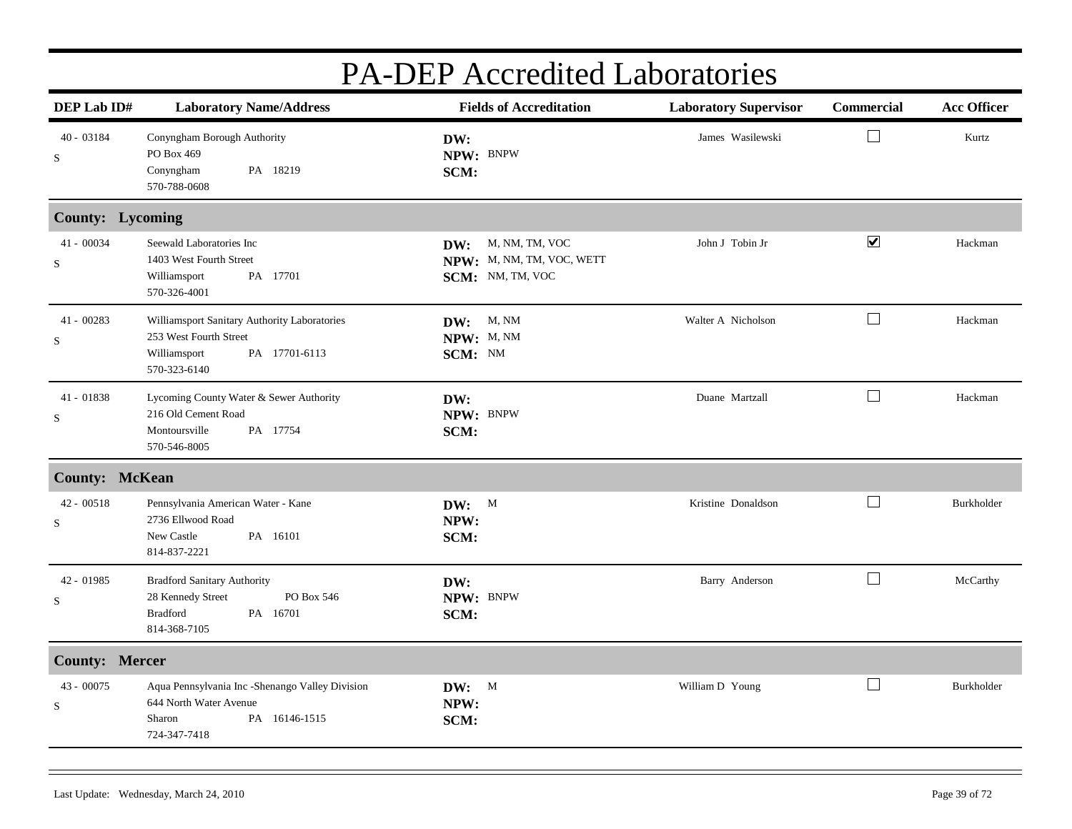# PA-DEP Accredited Laboratories

| DEP Lab ID# | Laboratory Name/Address | Fields of Accreditation | Laboratory Supervisor | Commercial | Acc Officer |
|---|---|---|---|---|---|
| 40 - 03184<br>S | Conyngham Borough Authority<br>PO Box 469<br>Conyngham PA 18219<br>570-788-0608 | **DW:**<br>**NPW:** BNPW<br>**SCM:** | James Wasilewski | ☐ | Kurtz |
| **County: Lycoming** | | | | | |
| 41 - 00034<br>S | Seewald Laboratories Inc<br>1403 West Fourth Street<br>Williamsport PA 17701<br>570-326-4001 | **DW:** M, NM, TM, VOC<br>**NPW:** M, NM, TM, VOC, WETT<br>**SCM:** NM, TM, VOC | John J Tobin Jr | ☑ | Hackman |
| 41 - 00283<br>S | Williamsport Sanitary Authority Laboratories<br>253 West Fourth Street<br>Williamsport PA 17701-6113<br>570-323-6140 | **DW:** M, NM<br>**NPW:** M, NM<br>**SCM:** NM | Walter A Nicholson | ☐ | Hackman |
| 41 - 01838<br>S | Lycoming County Water & Sewer Authority<br>216 Old Cement Road<br>Montoursville PA 17754<br>570-546-8005 | **DW:**<br>**NPW:** BNPW<br>**SCM:** | Duane Martzall | ☐ | Hackman |
| **County: McKean** | | | | | |
| 42 - 00518<br>S | Pennsylvania American Water - Kane<br>2736 Ellwood Road<br>New Castle PA 16101<br>814-837-2221 | **DW:** M<br>**NPW:**<br>**SCM:** | Kristine Donaldson | ☐ | Burkholder |
| 42 - 01985<br>S | Bradford Sanitary Authority<br>28 Kennedy Street PO Box 546<br>Bradford PA 16701<br>814-368-7105 | **DW:**<br>**NPW:** BNPW<br>**SCM:** | Barry Anderson | ☐ | McCarthy |
| **County: Mercer** | | | | | |
| 43 - 00075<br>S | Aqua Pennsylvania Inc -Shenango Valley Division<br>644 North Water Avenue<br>Sharon PA 16146-1515<br>724-347-7418 | **DW:** M<br>**NPW:**<br>**SCM:** | William D Young | ☐ | Burkholder |

Last Update: Wednesday, March 24, 2010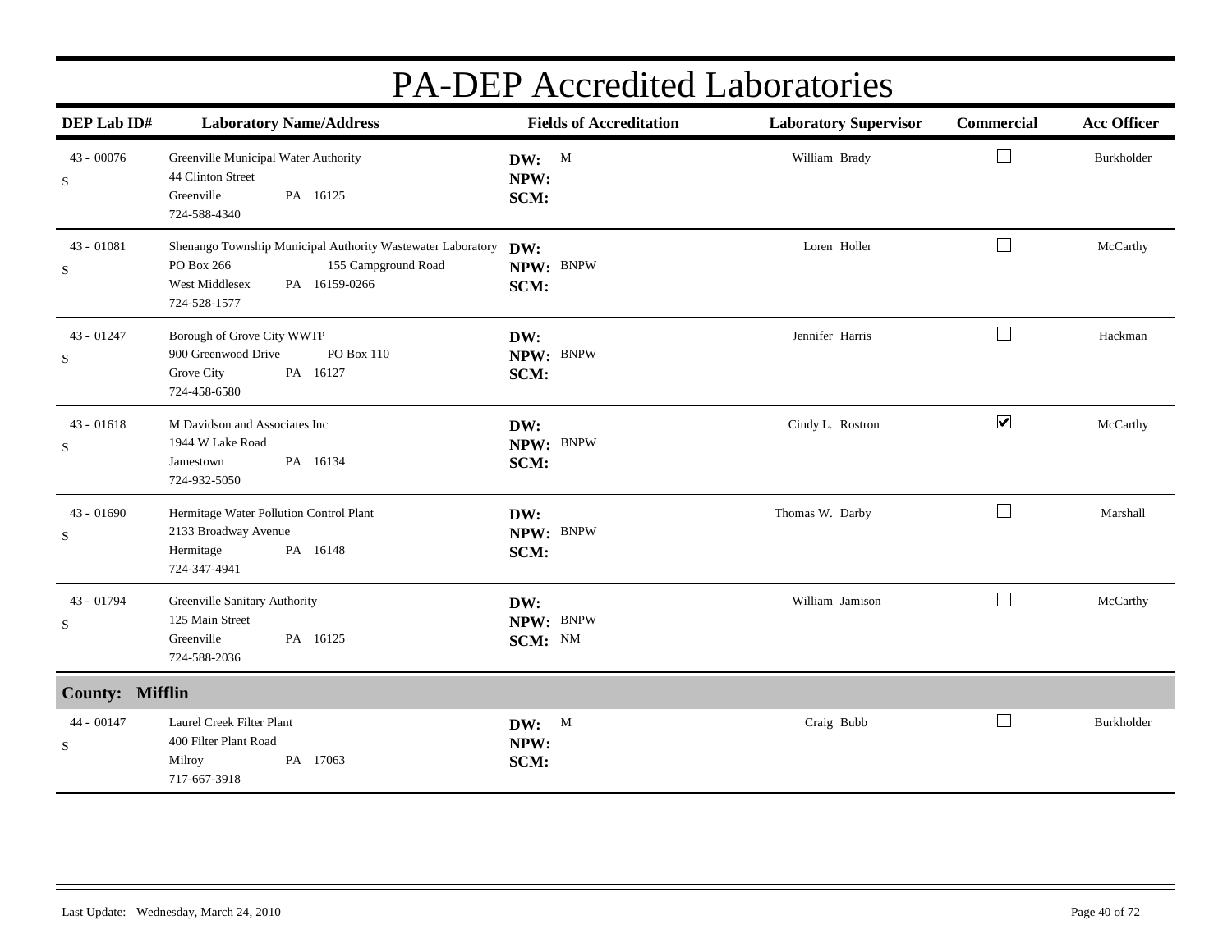# PA-DEP Accredited Laboratories

| DEP Lab ID# | Laboratory Name/Address | Fields of Accreditation | Laboratory Supervisor | Commercial | Acc Officer |
|---|---|---|---|---|---|
| 43 - 00076 S | Greenville Municipal Water Authority<br>44 Clinton Street<br>Greenville PA 16125<br>724-588-4340 | **DW:** M<br>**NPW:**<br>**SCM:** | William Brady | ☐ | Burkholder |
| 43 - 01081 S | Shenango Township Municipal Authority Wastewater Laboratory<br>PO Box 266 155 Campground Road<br>West Middlesex PA 16159-0266<br>724-528-1577 | **DW:**<br>**NPW:** BNPW<br>**SCM:** | Loren Holler | ☐ | McCarthy |
| 43 - 01247 S | Borough of Grove City WWTP<br>900 Greenwood Drive PO Box 110<br>Grove City PA 16127<br>724-458-6580 | **DW:**<br>**NPW:** BNPW<br>**SCM:** | Jennifer Harris | ☐ | Hackman |
| 43 - 01618 S | M Davidson and Associates Inc<br>1944 W Lake Road<br>Jamestown PA 16134<br>724-932-5050 | **DW:**<br>**NPW:** BNPW<br>**SCM:** | Cindy L. Rostron | ☑ | McCarthy |
| 43 - 01690 S | Hermitage Water Pollution Control Plant<br>2133 Broadway Avenue<br>Hermitage PA 16148<br>724-347-4941 | **DW:**<br>**NPW:** BNPW<br>**SCM:** | Thomas W. Darby | ☐ | Marshall |
| 43 - 01794 S | Greenville Sanitary Authority<br>125 Main Street<br>Greenville PA 16125<br>724-588-2036 | **DW:**<br>**NPW:** BNPW<br>**SCM:** NM | William Jamison | ☐ | McCarthy |

## County: Mifflin

| DEP Lab ID# | Laboratory Name/Address | Fields of Accreditation | Laboratory Supervisor | Commercial | Acc Officer |
|---|---|---|---|---|---|
| 44 - 00147 S | Laurel Creek Filter Plant<br>400 Filter Plant Road<br>Milroy PA 17063<br>717-667-3918 | **DW:** M<br>**NPW:**<br>**SCM:** | Craig Bubb | ☐ | Burkholder |

Last Update: Wednesday, March 24, 2010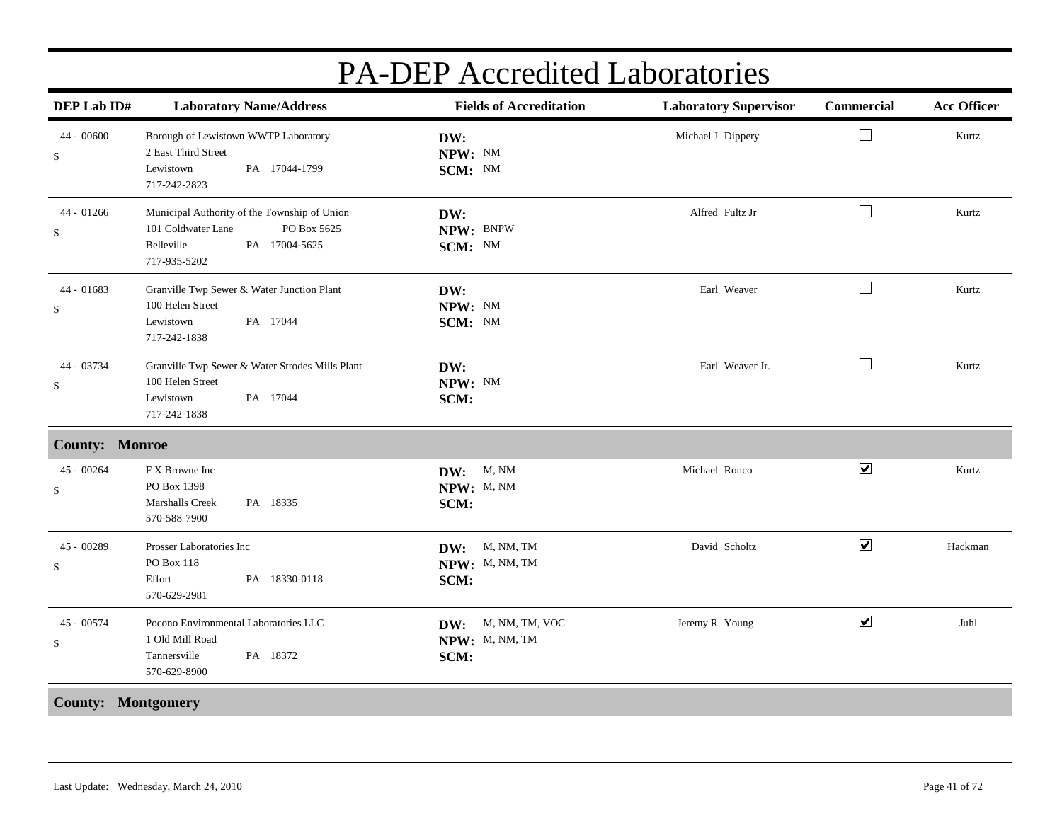# PA-DEP Accredited Laboratories

| DEP Lab ID# | Laboratory Name/Address | Fields of Accreditation | Laboratory Supervisor | Commercial | Acc Officer |
|---|---|---|---|---|---|
| 44 - 00600 S | Borough of Lewistown WWTP Laboratory<br>2 East Third Street<br>Lewistown PA 17044-1799<br>717-242-2823 | **DW:**<br>**NPW:** NM<br>**SCM:** NM | Michael J Dippery | ☐ | Kurtz |
| 44 - 01266 S | Municipal Authority of the Township of Union<br>101 Coldwater Lane PO Box 5625<br>Belleville PA 17004-5625<br>717-935-5202 | **DW:**<br>**NPW:** BNPW<br>**SCM:** NM | Alfred Fultz Jr | ☐ | Kurtz |
| 44 - 01683 S | Granville Twp Sewer & Water Junction Plant<br>100 Helen Street<br>Lewistown PA 17044<br>717-242-1838 | **DW:**<br>**NPW:** NM<br>**SCM:** NM | Earl Weaver | ☐ | Kurtz |
| 44 - 03734 S | Granville Twp Sewer & Water Strodes Mills Plant<br>100 Helen Street<br>Lewistown PA 17044<br>717-242-1838 | **DW:**<br>**NPW:** NM<br>**SCM:** | Earl Weaver Jr. | ☐ | Kurtz |
| **County: Monroe** | | | | | |
| 45 - 00264 S | F X Browne Inc<br>PO Box 1398<br>Marshalls Creek PA 18335<br>570-588-7900 | **DW:** M, NM<br>**NPW:** M, NM<br>**SCM:** | Michael Ronco | ☑ | Kurtz |
| 45 - 00289 S | Prosser Laboratories Inc<br>PO Box 118<br>Effort PA 18330-0118<br>570-629-2981 | **DW:** M, NM, TM<br>**NPW:** M, NM, TM<br>**SCM:** | David Scholtz | ☑ | Hackman |
| 45 - 00574 S | Pocono Environmental Laboratories LLC<br>1 Old Mill Road<br>Tannersville PA 18372<br>570-629-8900 | **DW:** M, NM, TM, VOC<br>**NPW:** M, NM, TM<br>**SCM:** | Jeremy R Young | ☑ | Juhl |
| **County: Montgomery** | | | | | |

Last Update: Wednesday, March 24, 2010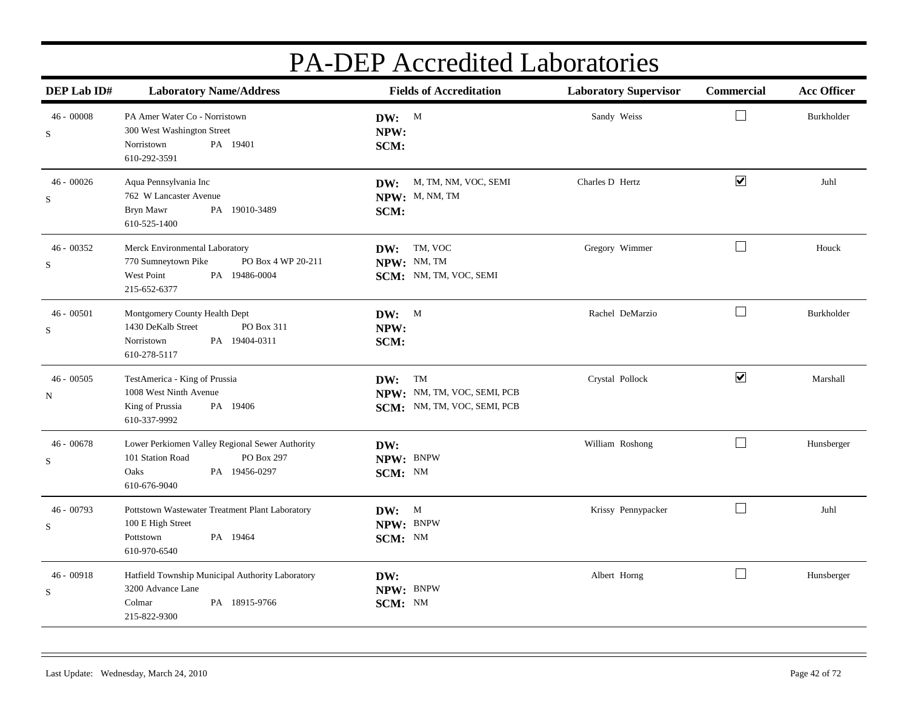# PA-DEP Accredited Laboratories

| DEP Lab ID# | Laboratory Name/Address | Fields of Accreditation | Laboratory Supervisor | Commercial | Acc Officer |
|---|---|---|---|---|---|
| 46 - 00008<br>S | PA Amer Water Co - Norristown<br>300 West Washington Street<br>Norristown PA 19401<br>610-292-3591 | **DW:** M<br>**NPW:**<br>**SCM:** | Sandy Weiss | ☐ | Burkholder |
| 46 - 00026<br>S | Aqua Pennsylvania Inc<br>762 W Lancaster Avenue<br>Bryn Mawr PA 19010-3489<br>610-525-1400 | **DW:** M, TM, NM, VOC, SEMI<br>**NPW:** M, NM, TM<br>**SCM:** | Charles D Hertz | ☑ | Juhl |
| 46 - 00352<br>S | Merck Environmental Laboratory<br>770 Sumneytown Pike PO Box 4 WP 20-211<br>West Point PA 19486-0004<br>215-652-6377 | **DW:** TM, VOC<br>**NPW:** NM, TM<br>**SCM:** NM, TM, VOC, SEMI | Gregory Wimmer | ☐ | Houck |
| 46 - 00501<br>S | Montgomery County Health Dept<br>1430 DeKalb Street PO Box 311<br>Norristown PA 19404-0311<br>610-278-5117 | **DW:** M<br>**NPW:**<br>**SCM:** | Rachel DeMarzio | ☐ | Burkholder |
| 46 - 00505<br>N | TestAmerica - King of Prussia<br>1008 West Ninth Avenue<br>King of Prussia PA 19406<br>610-337-9992 | **DW:** TM<br>**NPW:** NM, TM, VOC, SEMI, PCB<br>**SCM:** NM, TM, VOC, SEMI, PCB | Crystal Pollock | ☑ | Marshall |
| 46 - 00678<br>S | Lower Perkiomen Valley Regional Sewer Authority<br>101 Station Road PO Box 297<br>Oaks PA 19456-0297<br>610-676-9040 | **DW:**<br>**NPW:** BNPW<br>**SCM:** NM | William Roshong | ☐ | Hunsberger |
| 46 - 00793<br>S | Pottstown Wastewater Treatment Plant Laboratory<br>100 E High Street<br>Pottstown PA 19464<br>610-970-6540 | **DW:** M<br>**NPW:** BNPW<br>**SCM:** NM | Krissy Pennypacker | ☐ | Juhl |
| 46 - 00918<br>S | Hatfield Township Municipal Authority Laboratory<br>3200 Advance Lane<br>Colmar PA 18915-9766<br>215-822-9300 | **DW:**<br>**NPW:** BNPW<br>**SCM:** NM | Albert Horng | ☐ | Hunsberger |

Last Update: Wednesday, March 24, 2010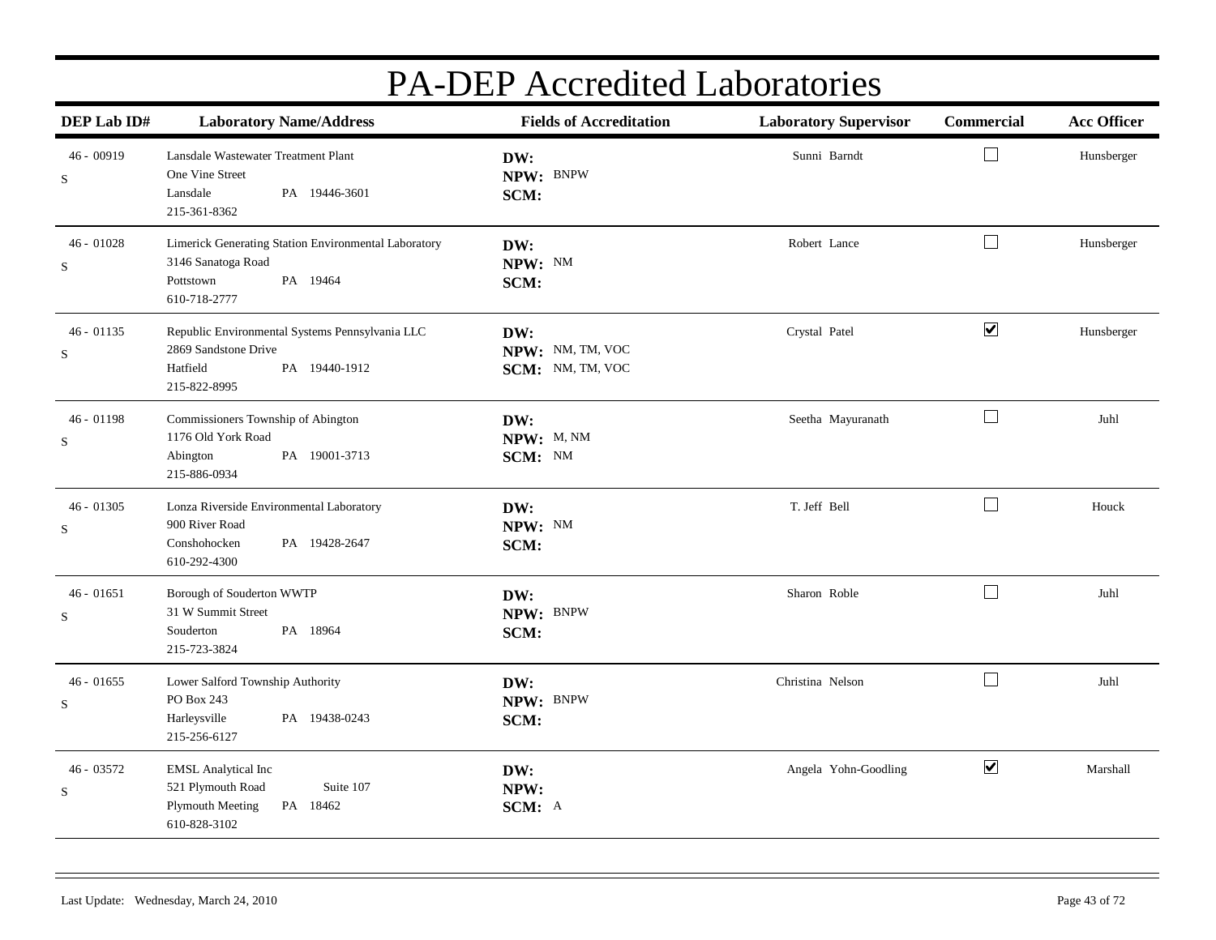# PA-DEP Accredited Laboratories

| DEP Lab ID# | Laboratory Name/Address | Fields of Accreditation | Laboratory Supervisor | Commercial | Acc Officer |
|---|---|---|---|---|---|
| 46 - 00919<br>S | Lansdale Wastewater Treatment Plant<br>One Vine Street<br>Lansdale PA 19446-3601<br>215-361-8362 | **DW:**<br>**NPW:** BNPW<br>**SCM:** | Sunni Barndt | ☐ | Hunsberger |
| 46 - 01028<br>S | Limerick Generating Station Environmental Laboratory<br>3146 Sanatoga Road<br>Pottstown PA 19464<br>610-718-2777 | **DW:**<br>**NPW:** NM<br>**SCM:** | Robert Lance | ☐ | Hunsberger |
| 46 - 01135<br>S | Republic Environmental Systems Pennsylvania LLC<br>2869 Sandstone Drive<br>Hatfield PA 19440-1912<br>215-822-8995 | **DW:**<br>**NPW:** NM, TM, VOC<br>**SCM:** NM, TM, VOC | Crystal Patel | ☑ | Hunsberger |
| 46 - 01198<br>S | Commissioners Township of Abington<br>1176 Old York Road<br>Abington PA 19001-3713<br>215-886-0934 | **DW:**<br>**NPW:** M, NM<br>**SCM:** NM | Seetha Mayuranath | ☐ | Juhl |
| 46 - 01305<br>S | Lonza Riverside Environmental Laboratory<br>900 River Road<br>Conshohocken PA 19428-2647<br>610-292-4300 | **DW:**<br>**NPW:** NM<br>**SCM:** | T. Jeff Bell | ☐ | Houck |
| 46 - 01651<br>S | Borough of Souderton WWTP<br>31 W Summit Street<br>Souderton PA 18964<br>215-723-3824 | **DW:**<br>**NPW:** BNPW<br>**SCM:** | Sharon Roble | ☐ | Juhl |
| 46 - 01655<br>S | Lower Salford Township Authority<br>PO Box 243<br>Harleysville PA 19438-0243<br>215-256-6127 | **DW:**<br>**NPW:** BNPW<br>**SCM:** | Christina Nelson | ☐ | Juhl |
| 46 - 03572<br>S | EMSL Analytical Inc<br>521 Plymouth Road Suite 107<br>Plymouth Meeting PA 18462<br>610-828-3102 | **DW:**<br>**NPW:**<br>**SCM:** A | Angela Yohn-Goodling | ☑ | Marshall |

Last Update: Wednesday, March 24, 2010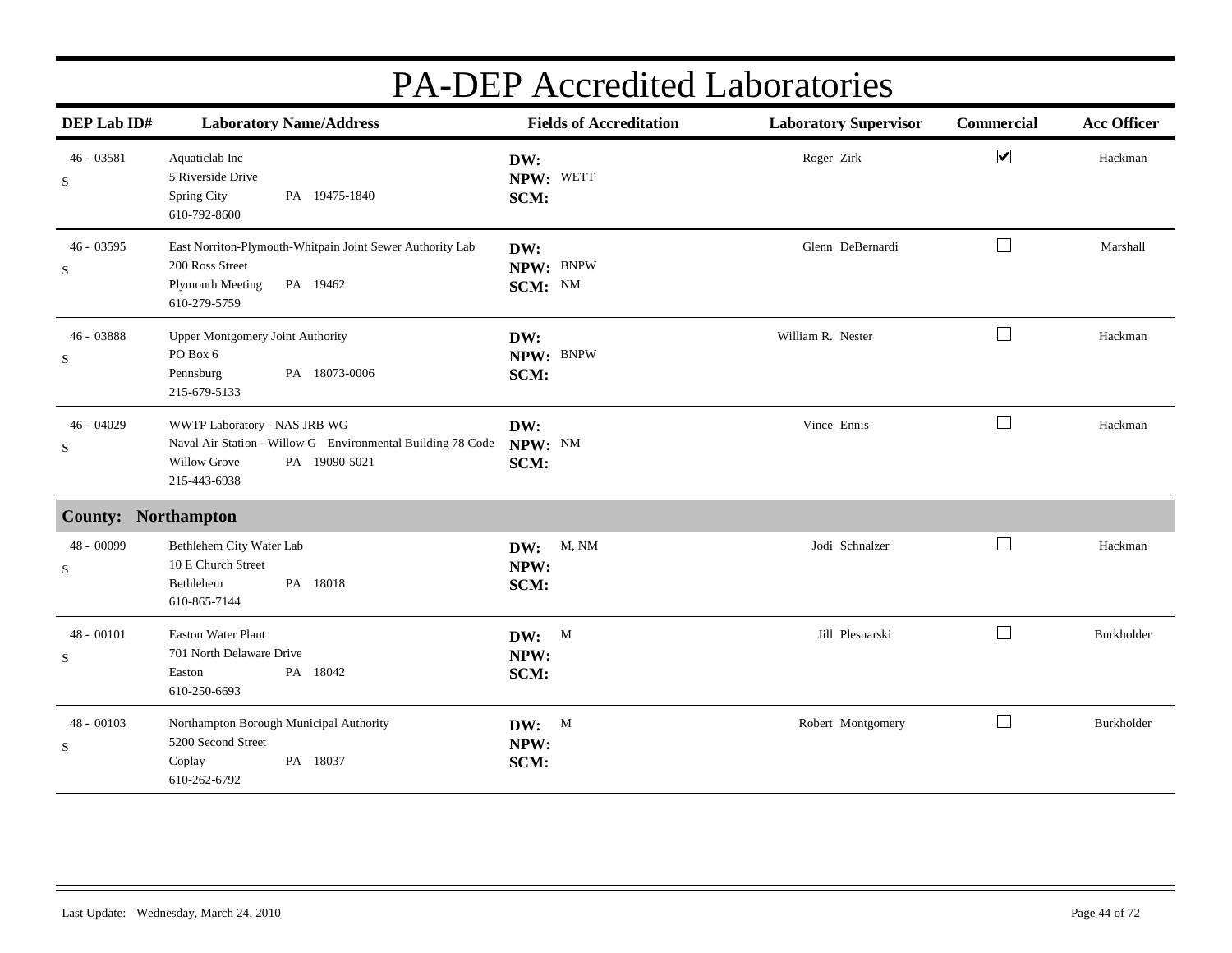# PA-DEP Accredited Laboratories

| DEP Lab ID# | Laboratory Name/Address | Fields of Accreditation | Laboratory Supervisor | Commercial | Acc Officer |
|---|---|---|---|---|---|
| 46 - 03581 S | Aquaticlab Inc<br>5 Riverside Drive<br>Spring City PA 19475-1840<br>610-792-8600 | **DW:**<br>**NPW:** WETT<br>**SCM:** | Roger Zirk | ☑ | Hackman |
| 46 - 03595 S | East Norriton-Plymouth-Whitpain Joint Sewer Authority Lab<br>200 Ross Street<br>Plymouth Meeting PA 19462<br>610-279-5759 | **DW:**<br>**NPW:** BNPW<br>**SCM:** NM | Glenn DeBernardi | ☐ | Marshall |
| 46 - 03888 S | Upper Montgomery Joint Authority<br>PO Box 6<br>Pennsburg PA 18073-0006<br>215-679-5133 | **DW:**<br>**NPW:** BNPW<br>**SCM:** | William R. Nester | ☐ | Hackman |
| 46 - 04029 S | WWTP Laboratory - NAS JRB WG<br>Naval Air Station - Willow G Environmental Building 78 Code<br>Willow Grove PA 19090-5021<br>215-443-6938 | **DW:**<br>**NPW:** NM<br>**SCM:** | Vince Ennis | ☐ | Hackman |
| **County: Northampton** | | | | | |
| 48 - 00099 S | Bethlehem City Water Lab<br>10 E Church Street<br>Bethlehem PA 18018<br>610-865-7144 | **DW:** M, NM<br>**NPW:**<br>**SCM:** | Jodi Schnalzer | ☐ | Hackman |
| 48 - 00101 S | Easton Water Plant<br>701 North Delaware Drive<br>Easton PA 18042<br>610-250-6693 | **DW:** M<br>**NPW:**<br>**SCM:** | Jill Plesnarski | ☐ | Burkholder |
| 48 - 00103 S | Northampton Borough Municipal Authority<br>5200 Second Street<br>Coplay PA 18037<br>610-262-6792 | **DW:** M<br>**NPW:**<br>**SCM:** | Robert Montgomery | ☐ | Burkholder |

Last Update: Wednesday, March 24, 2010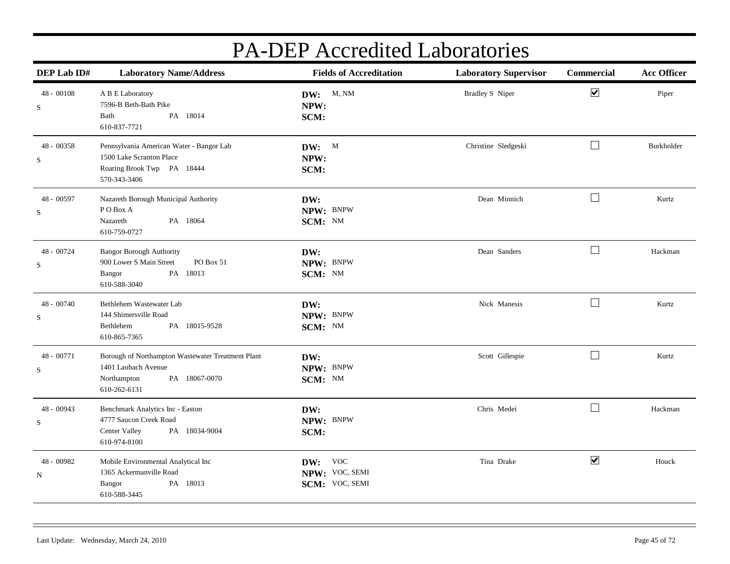# PA-DEP Accredited Laboratories

| DEP Lab ID# | Laboratory Name/Address | Fields of Accreditation | Laboratory Supervisor | Commercial | Acc Officer |
|---|---|---|---|---|---|
| 48 - 00108<br>S | A B E Laboratory<br>7596-B Beth-Bath Pike<br>Bath PA 18014<br>610-837-7721 | **DW:** M, NM<br>**NPW:**<br>**SCM:** | Bradley S Niper | ☑ | Piper |
| 48 - 00358<br>S | Pennsylvania American Water - Bangor Lab<br>1500 Lake Scranton Place<br>Roaring Brook Twp PA 18444<br>570-343-3406 | **DW:** M<br>**NPW:**<br>**SCM:** | Christine Sledgeski | ☐ | Burkholder |
| 48 - 00597<br>S | Nazareth Borough Municipal Authority<br>P O Box A<br>Nazareth PA 18064<br>610-759-0727 | **DW:**<br>**NPW:** BNPW<br>**SCM:** NM | Dean Minnich | ☐ | Kurtz |
| 48 - 00724<br>S | Bangor Borough Authority<br>900 Lower S Main Street PO Box 51<br>Bangor PA 18013<br>610-588-3040 | **DW:**<br>**NPW:** BNPW<br>**SCM:** NM | Dean Sanders | ☐ | Hackman |
| 48 - 00740<br>S | Bethlehem Wastewater Lab<br>144 Shimersville Road<br>Bethlehem PA 18015-9528<br>610-865-7365 | **DW:**<br>**NPW:** BNPW<br>**SCM:** NM | Nick Manesis | ☐ | Kurtz |
| 48 - 00771<br>S | Borough of Northampton Wastewater Treatment Plant<br>1401 Laubach Avenue<br>Northampton PA 18067-0070<br>610-262-6131 | **DW:**<br>**NPW:** BNPW<br>**SCM:** NM | Scott Gillespie | ☐ | Kurtz |
| 48 - 00943<br>S | Benchmark Analytics Inc - Easton<br>4777 Saucon Creek Road<br>Center Valley PA 18034-9004<br>610-974-8100 | **DW:**<br>**NPW:** BNPW<br>**SCM:** | Chris Medei | ☐ | Hackman |
| 48 - 00982<br>N | Mobile Environmental Analytical Inc<br>1365 Ackermanville Road<br>Bangor PA 18013<br>610-588-3445 | **DW:** VOC<br>**NPW:** VOC, SEMI<br>**SCM:** VOC, SEMI | Tina Drake | ☑ | Houck |

Last Update: Wednesday, March 24, 2010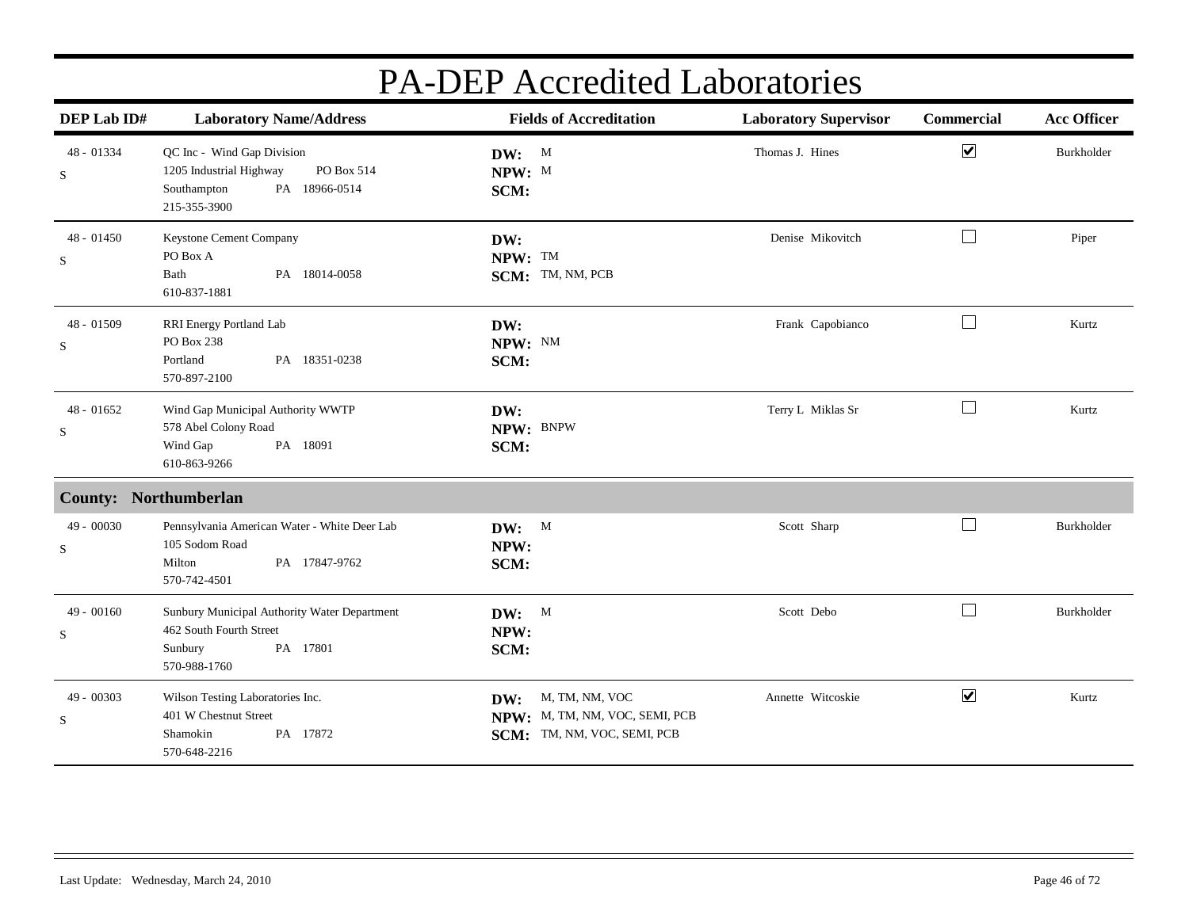# PA-DEP Accredited Laboratories

| DEP Lab ID# | Laboratory Name/Address | Fields of Accreditation | Laboratory Supervisor | Commercial | Acc Officer |
|---|---|---|---|---|---|
| 48 - 01334<br>S | QC Inc - Wind Gap Division<br>1205 Industrial Highway PO Box 514<br>Southampton PA 18966-0514<br>215-355-3900 | **DW:** M<br>**NPW:** M<br>**SCM:** | Thomas J. Hines | ☑ | Burkholder |
| 48 - 01450<br>S | Keystone Cement Company<br>PO Box A<br>Bath PA 18014-0058<br>610-837-1881 | **DW:**<br>**NPW:** TM<br>**SCM:** TM, NM, PCB | Denise Mikovitch | ☐ | Piper |
| 48 - 01509<br>S | RRI Energy Portland Lab<br>PO Box 238<br>Portland PA 18351-0238<br>570-897-2100 | **DW:**<br>**NPW:** NM<br>**SCM:** | Frank Capobianco | ☐ | Kurtz |
| 48 - 01652<br>S | Wind Gap Municipal Authority WWTP<br>578 Abel Colony Road<br>Wind Gap PA 18091<br>610-863-9266 | **DW:**<br>**NPW:** BNPW<br>**SCM:** | Terry L Miklas Sr | ☐ | Kurtz |
| **County: Northumberlan** | | | | | |
| 49 - 00030<br>S | Pennsylvania American Water - White Deer Lab<br>105 Sodom Road<br>Milton PA 17847-9762<br>570-742-4501 | **DW:** M<br>**NPW:**<br>**SCM:** | Scott Sharp | ☐ | Burkholder |
| 49 - 00160<br>S | Sunbury Municipal Authority Water Department<br>462 South Fourth Street<br>Sunbury PA 17801<br>570-988-1760 | **DW:** M<br>**NPW:**<br>**SCM:** | Scott Debo | ☐ | Burkholder |
| 49 - 00303<br>S | Wilson Testing Laboratories Inc.<br>401 W Chestnut Street<br>Shamokin PA 17872<br>570-648-2216 | **DW:** M, TM, NM, VOC<br>**NPW:** M, TM, NM, VOC, SEMI, PCB<br>**SCM:** TM, NM, VOC, SEMI, PCB | Annette Witcoskie | ☑ | Kurtz |

Last Update: Wednesday, March 24, 2010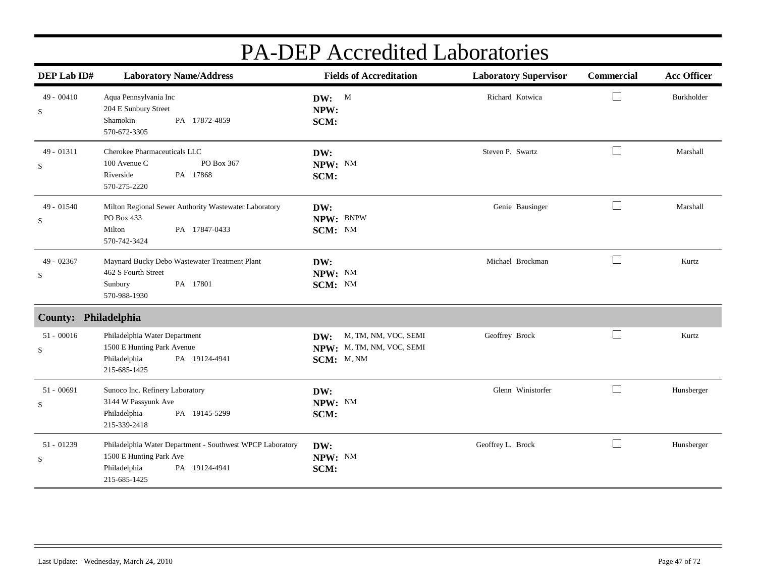# PA-DEP Accredited Laboratories

| DEP Lab ID# | Laboratory Name/Address | Fields of Accreditation | Laboratory Supervisor | Commercial | Acc Officer |
|---|---|---|---|---|---|
| 49 - 00410 S | Aqua Pennsylvania Inc<br>204 E Sunbury Street<br>Shamokin PA 17872-4859<br>570-672-3305 | **DW:** M<br>**NPW:**<br>**SCM:** | Richard Kotwica | ☐ | Burkholder |
| 49 - 01311 S | Cherokee Pharmaceuticals LLC<br>100 Avenue C PO Box 367<br>Riverside PA 17868<br>570-275-2220 | **DW:**<br>**NPW:** NM<br>**SCM:** | Steven P. Swartz | ☐ | Marshall |
| 49 - 01540 S | Milton Regional Sewer Authority Wastewater Laboratory<br>PO Box 433<br>Milton PA 17847-0433<br>570-742-3424 | **DW:**<br>**NPW:** BNPW<br>**SCM:** NM | Genie Bausinger | ☐ | Marshall |
| 49 - 02367 S | Maynard Bucky Debo Wastewater Treatment Plant<br>462 S Fourth Street<br>Sunbury PA 17801<br>570-988-1930 | **DW:**<br>**NPW:** NM<br>**SCM:** NM | Michael Brockman | ☐ | Kurtz |
| **County: Philadelphia** | | | | | |
| 51 - 00016 S | Philadelphia Water Department<br>1500 E Hunting Park Avenue<br>Philadelphia PA 19124-4941<br>215-685-1425 | **DW:** M, TM, NM, VOC, SEMI<br>**NPW:** M, TM, NM, VOC, SEMI<br>**SCM:** M, NM | Geoffrey Brock | ☐ | Kurtz |
| 51 - 00691 S | Sunoco Inc. Refinery Laboratory<br>3144 W Passyunk Ave<br>Philadelphia PA 19145-5299<br>215-339-2418 | **DW:**<br>**NPW:** NM<br>**SCM:** | Glenn Winistorfer | ☐ | Hunsberger |
| 51 - 01239 S | Philadelphia Water Department - Southwest WPCP Laboratory<br>1500 E Hunting Park Ave<br>Philadelphia PA 19124-4941<br>215-685-1425 | **DW:**<br>**NPW:** NM<br>**SCM:** | Geoffrey L. Brock | ☐ | Hunsberger |

Last Update: Wednesday, March 24, 2010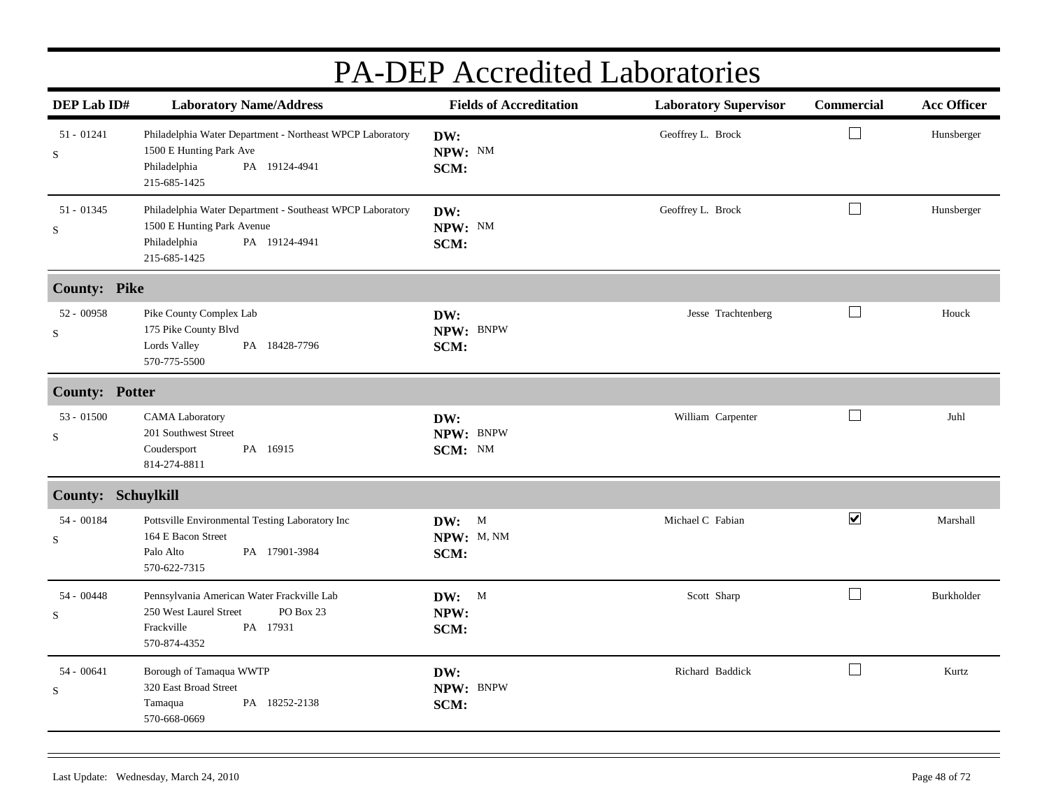# PA-DEP Accredited Laboratories

| DEP Lab ID# | Laboratory Name/Address | Fields of Accreditation | Laboratory Supervisor | Commercial | Acc Officer |
|---|---|---|---|---|---|
| 51 - 01241<br>S | Philadelphia Water Department - Northeast WPCP Laboratory<br>1500 E Hunting Park Ave<br>Philadelphia PA 19124-4941<br>215-685-1425 | **DW:**<br>**NPW:** NM<br>**SCM:** | Geoffrey L. Brock | ☐ | Hunsberger |
| 51 - 01345<br>S | Philadelphia Water Department - Southeast WPCP Laboratory<br>1500 E Hunting Park Avenue<br>Philadelphia PA 19124-4941<br>215-685-1425 | **DW:**<br>**NPW:** NM<br>**SCM:** | Geoffrey L. Brock | ☐ | Hunsberger |
| **County: Pike** | | | | | |
| 52 - 00958<br>S | Pike County Complex Lab<br>175 Pike County Blvd<br>Lords Valley PA 18428-7796<br>570-775-5500 | **DW:**<br>**NPW:** BNPW<br>**SCM:** | Jesse Trachtenberg | ☐ | Houck |
| **County: Potter** | | | | | |
| 53 - 01500<br>S | CAMA Laboratory<br>201 Southwest Street<br>Coudersport PA 16915<br>814-274-8811 | **DW:**<br>**NPW:** BNPW<br>**SCM:** NM | William Carpenter | ☐ | Juhl |
| **County: Schuylkill** | | | | | |
| 54 - 00184<br>S | Pottsville Environmental Testing Laboratory Inc<br>164 E Bacon Street<br>Palo Alto PA 17901-3984<br>570-622-7315 | **DW:** M<br>**NPW:** M, NM<br>**SCM:** | Michael C Fabian | ☑ | Marshall |
| 54 - 00448<br>S | Pennsylvania American Water Frackville Lab<br>250 West Laurel Street PO Box 23<br>Frackville PA 17931<br>570-874-4352 | **DW:** M<br>**NPW:**<br>**SCM:** | Scott Sharp | ☐ | Burkholder |
| 54 - 00641<br>S | Borough of Tamaqua WWTP<br>320 East Broad Street<br>Tamaqua PA 18252-2138<br>570-668-0669 | **DW:**<br>**NPW:** BNPW<br>**SCM:** | Richard Baddick | ☐ | Kurtz |

Last Update: Wednesday, March 24, 2010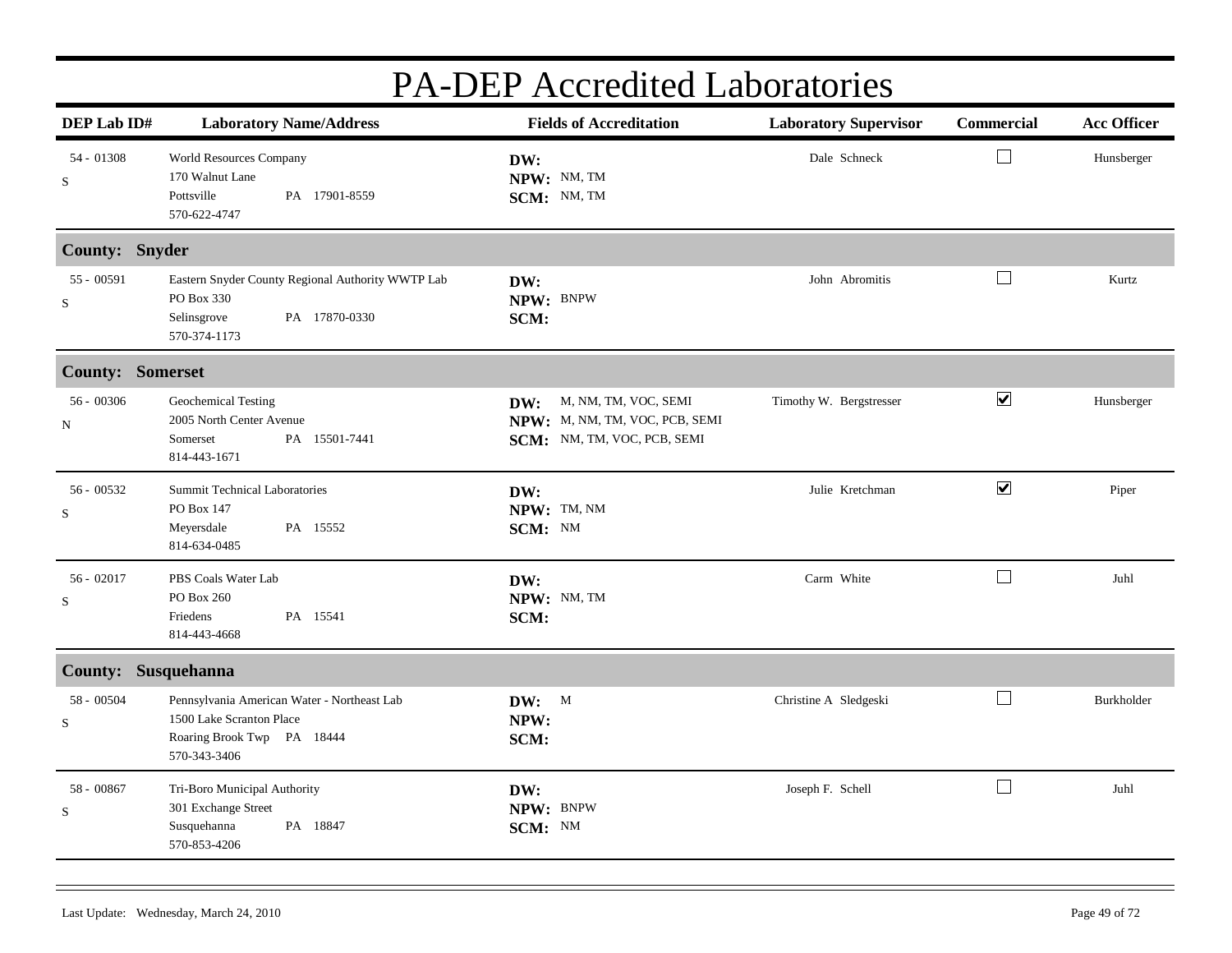# PA-DEP Accredited Laboratories

| DEP Lab ID# | Laboratory Name/Address | Fields of Accreditation | Laboratory Supervisor | Commercial | Acc Officer |
|---|---|---|---|---|---|
| 54 - 01308<br>S | World Resources Company<br>170 Walnut Lane<br>Pottsville PA 17901-8559<br>570-622-4747 | **DW:**<br>**NPW:** NM, TM<br>**SCM:** NM, TM | Dale Schneck | ☐ | Hunsberger |
| **County: Snyder** | | | | | |
| 55 - 00591<br>S | Eastern Snyder County Regional Authority WWTP Lab<br>PO Box 330<br>Selinsgrove PA 17870-0330<br>570-374-1173 | **DW:**<br>**NPW:** BNPW<br>**SCM:** | John Abromitis | ☐ | Kurtz |
| **County: Somerset** | | | | | |
| 56 - 00306<br>N | Geochemical Testing<br>2005 North Center Avenue<br>Somerset PA 15501-7441<br>814-443-1671 | **DW:** M, NM, TM, VOC, SEMI<br>**NPW:** M, NM, TM, VOC, PCB, SEMI<br>**SCM:** NM, TM, VOC, PCB, SEMI | Timothy W. Bergstresser | ☑ | Hunsberger |
| 56 - 00532<br>S | Summit Technical Laboratories<br>PO Box 147<br>Meyersdale PA 15552<br>814-634-0485 | **DW:**<br>**NPW:** TM, NM<br>**SCM:** NM | Julie Kretchman | ☑ | Piper |
| 56 - 02017<br>S | PBS Coals Water Lab<br>PO Box 260<br>Friedens PA 15541<br>814-443-4668 | **DW:**<br>**NPW:** NM, TM<br>**SCM:** | Carm White | ☐ | Juhl |
| **County: Susquehanna** | | | | | |
| 58 - 00504<br>S | Pennsylvania American Water - Northeast Lab<br>1500 Lake Scranton Place<br>Roaring Brook Twp PA 18444<br>570-343-3406 | **DW:** M<br>**NPW:**<br>**SCM:** | Christine A Sledgeski | ☐ | Burkholder |
| 58 - 00867<br>S | Tri-Boro Municipal Authority<br>301 Exchange Street<br>Susquehanna PA 18847<br>570-853-4206 | **DW:**<br>**NPW:** BNPW<br>**SCM:** NM | Joseph F. Schell | ☐ | Juhl |

Last Update: Wednesday, March 24, 2010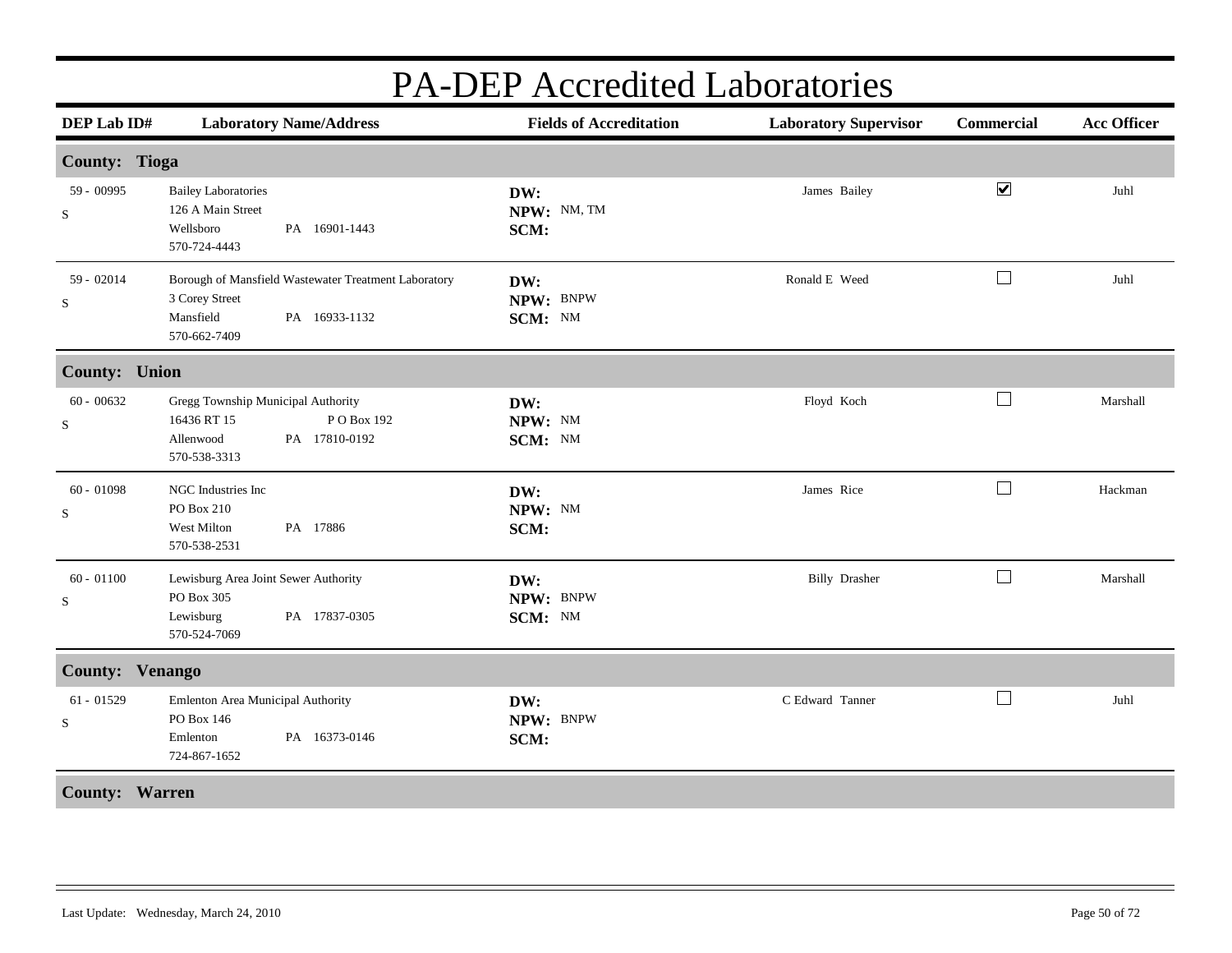# PA-DEP Accredited Laboratories

| DEP Lab ID# | Laboratory Name/Address | Fields of Accreditation | Laboratory Supervisor | Commercial | Acc Officer |
|---|---|---|---|---|---|
| **County: Tioga** | | | | | |
| 59 - 00995<br>S | Bailey Laboratories<br>126 A Main Street<br>Wellsboro PA 16901-1443<br>570-724-4443 | **DW:**<br>**NPW:** NM, TM<br>**SCM:** | James Bailey | ☑ | Juhl |
| 59 - 02014<br>S | Borough of Mansfield Wastewater Treatment Laboratory<br>3 Corey Street<br>Mansfield PA 16933-1132<br>570-662-7409 | **DW:**<br>**NPW:** BNPW<br>**SCM:** NM | Ronald E Weed | ☐ | Juhl |
| **County: Union** | | | | | |
| 60 - 00632<br>S | Gregg Township Municipal Authority<br>16436 RT 15 P O Box 192<br>Allenwood PA 17810-0192<br>570-538-3313 | **DW:**<br>**NPW:** NM<br>**SCM:** NM | Floyd Koch | ☐ | Marshall |
| 60 - 01098<br>S | NGC Industries Inc<br>PO Box 210<br>West Milton PA 17886<br>570-538-2531 | **DW:**<br>**NPW:** NM<br>**SCM:** | James Rice | ☐ | Hackman |
| 60 - 01100<br>S | Lewisburg Area Joint Sewer Authority<br>PO Box 305<br>Lewisburg PA 17837-0305<br>570-524-7069 | **DW:**<br>**NPW:** BNPW<br>**SCM:** NM | Billy Drasher | ☐ | Marshall |
| **County: Venango** | | | | | |
| 61 - 01529<br>S | Emlenton Area Municipal Authority<br>PO Box 146<br>Emlenton PA 16373-0146<br>724-867-1652 | **DW:**<br>**NPW:** BNPW<br>**SCM:** | C Edward Tanner | ☐ | Juhl |
| **County: Warren** | | | | | |

Last Update: Wednesday, March 24, 2010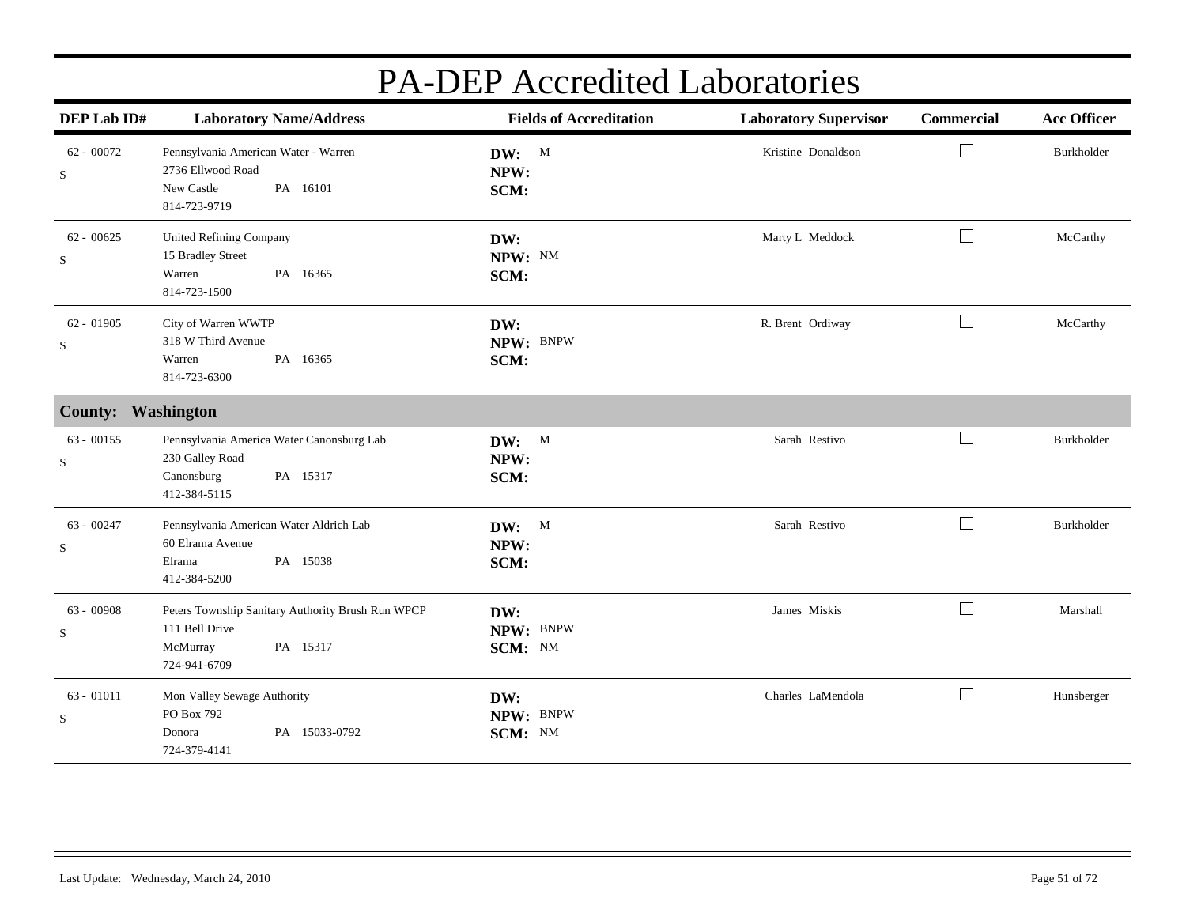# PA-DEP Accredited Laboratories

| DEP Lab ID# | Laboratory Name/Address | Fields of Accreditation | Laboratory Supervisor | Commercial | Acc Officer |
|---|---|---|---|---|---|
| 62 - 00072<br>S | Pennsylvania American Water - Warren<br>2736 Ellwood Road<br>New Castle PA 16101<br>814-723-9719 | **DW:** M<br>**NPW:**<br>**SCM:** | Kristine Donaldson | ☐ | Burkholder |
| 62 - 00625<br>S | United Refining Company<br>15 Bradley Street<br>Warren PA 16365<br>814-723-1500 | **DW:**<br>**NPW:** NM<br>**SCM:** | Marty L Meddock | ☐ | McCarthy |
| 62 - 01905<br>S | City of Warren WWTP<br>318 W Third Avenue<br>Warren PA 16365<br>814-723-6300 | **DW:**<br>**NPW:** BNPW<br>**SCM:** | R. Brent Ordiway | ☐ | McCarthy |
| **County: Washington** | | | | | |
| 63 - 00155<br>S | Pennsylvania America Water Canonsburg Lab<br>230 Galley Road<br>Canonsburg PA 15317<br>412-384-5115 | **DW:** M<br>**NPW:**<br>**SCM:** | Sarah Restivo | ☐ | Burkholder |
| 63 - 00247<br>S | Pennsylvania American Water Aldrich Lab<br>60 Elrama Avenue<br>Elrama PA 15038<br>412-384-5200 | **DW:** M<br>**NPW:**<br>**SCM:** | Sarah Restivo | ☐ | Burkholder |
| 63 - 00908<br>S | Peters Township Sanitary Authority Brush Run WPCP<br>111 Bell Drive<br>McMurray PA 15317<br>724-941-6709 | **DW:**<br>**NPW:** BNPW<br>**SCM:** NM | James Miskis | ☐ | Marshall |
| 63 - 01011<br>S | Mon Valley Sewage Authority<br>PO Box 792<br>Donora PA 15033-0792<br>724-379-4141 | **DW:**<br>**NPW:** BNPW<br>**SCM:** NM | Charles LaMendola | ☐ | Hunsberger |

Last Update: Wednesday, March 24, 2010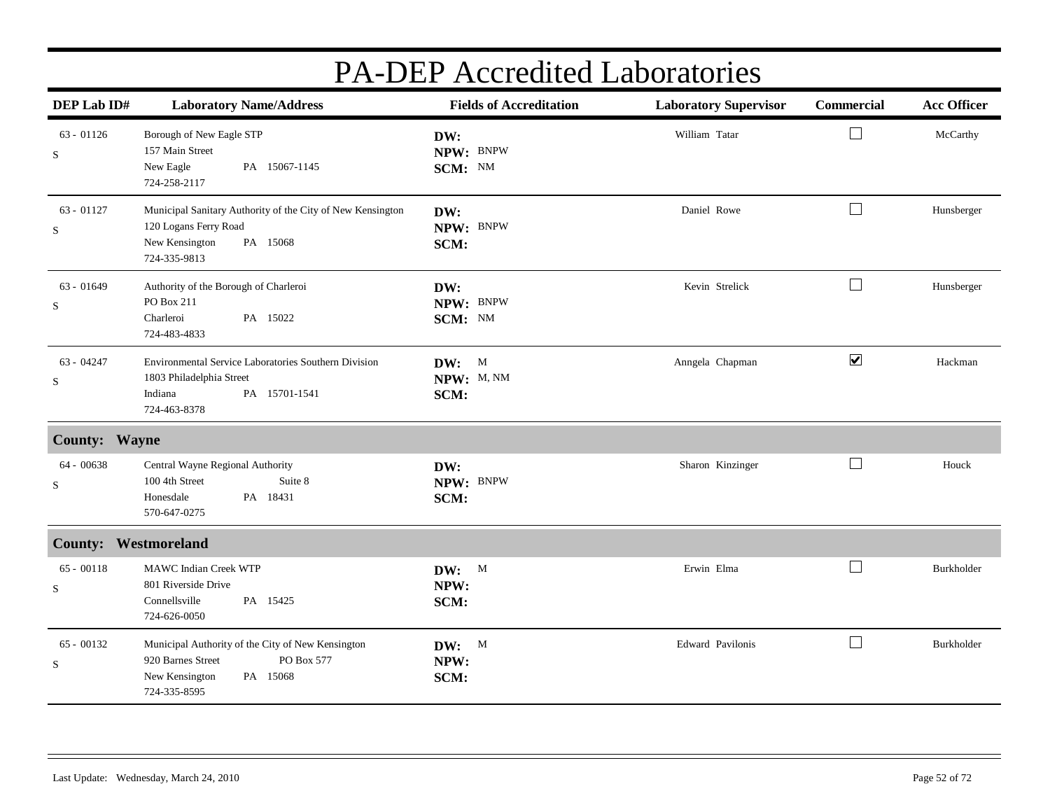# PA-DEP Accredited Laboratories

| DEP Lab ID# | Laboratory Name/Address | Fields of Accreditation | Laboratory Supervisor | Commercial | Acc Officer |
|---|---|---|---|---|---|
| 63 - 01126<br>S | Borough of New Eagle STP<br>157 Main Street<br>New Eagle PA 15067-1145<br>724-258-2117 | **DW:**<br>**NPW:** BNPW<br>**SCM:** NM | William Tatar | ☐ | McCarthy |
| 63 - 01127<br>S | Municipal Sanitary Authority of the City of New Kensington<br>120 Logans Ferry Road<br>New Kensington PA 15068<br>724-335-9813 | **DW:**<br>**NPW:** BNPW<br>**SCM:** | Daniel Rowe | ☐ | Hunsberger |
| 63 - 01649<br>S | Authority of the Borough of Charleroi<br>PO Box 211<br>Charleroi PA 15022<br>724-483-4833 | **DW:**<br>**NPW:** BNPW<br>**SCM:** NM | Kevin Strelick | ☐ | Hunsberger |
| 63 - 04247<br>S | Environmental Service Laboratories Southern Division<br>1803 Philadelphia Street<br>Indiana PA 15701-1541<br>724-463-8378 | **DW:** M<br>**NPW:** M, NM<br>**SCM:** | Anngela Chapman | ☑ | Hackman |
| **County: Wayne** | | | | | |
| 64 - 00638<br>S | Central Wayne Regional Authority<br>100 4th Street Suite 8<br>Honesdale PA 18431<br>570-647-0275 | **DW:**<br>**NPW:** BNPW<br>**SCM:** | Sharon Kinzinger | ☐ | Houck |
| **County: Westmoreland** | | | | | |
| 65 - 00118<br>S | MAWC Indian Creek WTP<br>801 Riverside Drive<br>Connellsville PA 15425<br>724-626-0050 | **DW:** M<br>**NPW:**<br>**SCM:** | Erwin Elma | ☐ | Burkholder |
| 65 - 00132<br>S | Municipal Authority of the City of New Kensington<br>920 Barnes Street PO Box 577<br>New Kensington PA 15068<br>724-335-8595 | **DW:** M<br>**NPW:**<br>**SCM:** | Edward Pavilonis | ☐ | Burkholder |

Last Update: Wednesday, March 24, 2010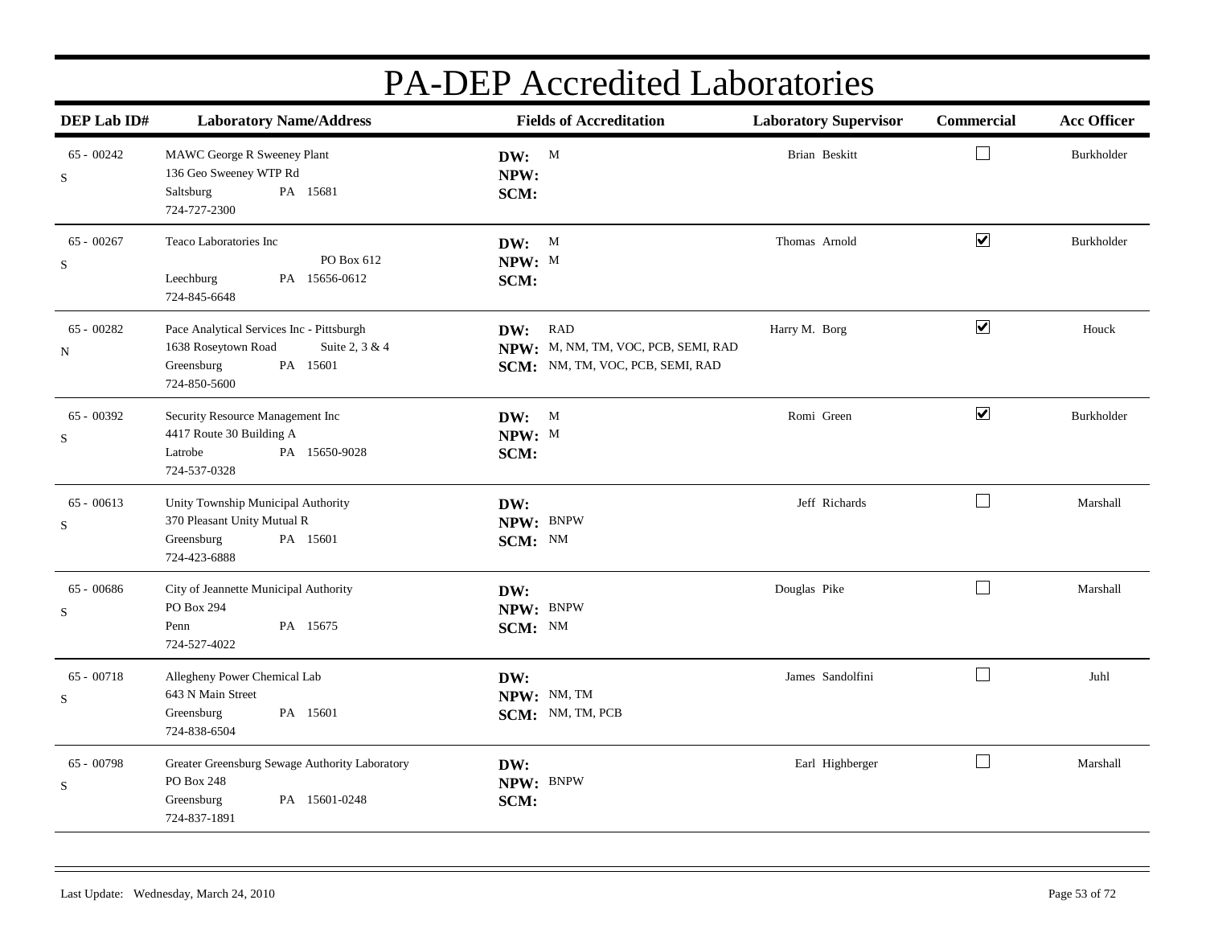# PA-DEP Accredited Laboratories

| DEP Lab ID# | Laboratory Name/Address | Fields of Accreditation | Laboratory Supervisor | Commercial | Acc Officer |
|---|---|---|---|---|---|
| 65 - 00242<br>S | MAWC George R Sweeney Plant<br>136 Geo Sweeney WTP Rd<br>Saltsburg PA 15681<br>724-727-2300 | **DW:** M<br>**NPW:**<br>**SCM:** | Brian Beskitt | ☐ | Burkholder |
| 65 - 00267<br>S | Teaco Laboratories Inc<br>PO Box 612<br>Leechburg PA 15656-0612<br>724-845-6648 | **DW:** M<br>**NPW:** M<br>**SCM:** | Thomas Arnold | ☑ | Burkholder |
| 65 - 00282<br>N | Pace Analytical Services Inc - Pittsburgh<br>1638 Roseytown Road Suite 2, 3 & 4<br>Greensburg PA 15601<br>724-850-5600 | **DW:** RAD<br>**NPW:** M, NM, TM, VOC, PCB, SEMI, RAD<br>**SCM:** NM, TM, VOC, PCB, SEMI, RAD | Harry M. Borg | ☑ | Houck |
| 65 - 00392<br>S | Security Resource Management Inc<br>4417 Route 30 Building A<br>Latrobe PA 15650-9028<br>724-537-0328 | **DW:** M<br>**NPW:** M<br>**SCM:** | Romi Green | ☑ | Burkholder |
| 65 - 00613<br>S | Unity Township Municipal Authority<br>370 Pleasant Unity Mutual R<br>Greensburg PA 15601<br>724-423-6888 | **DW:**<br>**NPW:** BNPW<br>**SCM:** NM | Jeff Richards | ☐ | Marshall |
| 65 - 00686<br>S | City of Jeannette Municipal Authority<br>PO Box 294<br>Penn PA 15675<br>724-527-4022 | **DW:**<br>**NPW:** BNPW<br>**SCM:** NM | Douglas Pike | ☐ | Marshall |
| 65 - 00718<br>S | Allegheny Power Chemical Lab<br>643 N Main Street<br>Greensburg PA 15601<br>724-838-6504 | **DW:**<br>**NPW:** NM, TM<br>**SCM:** NM, TM, PCB | James Sandolfini | ☐ | Juhl |
| 65 - 00798<br>S | Greater Greensburg Sewage Authority Laboratory<br>PO Box 248<br>Greensburg PA 15601-0248<br>724-837-1891 | **DW:**<br>**NPW:** BNPW<br>**SCM:** | Earl Highberger | ☐ | Marshall |

Last Update: Wednesday, March 24, 2010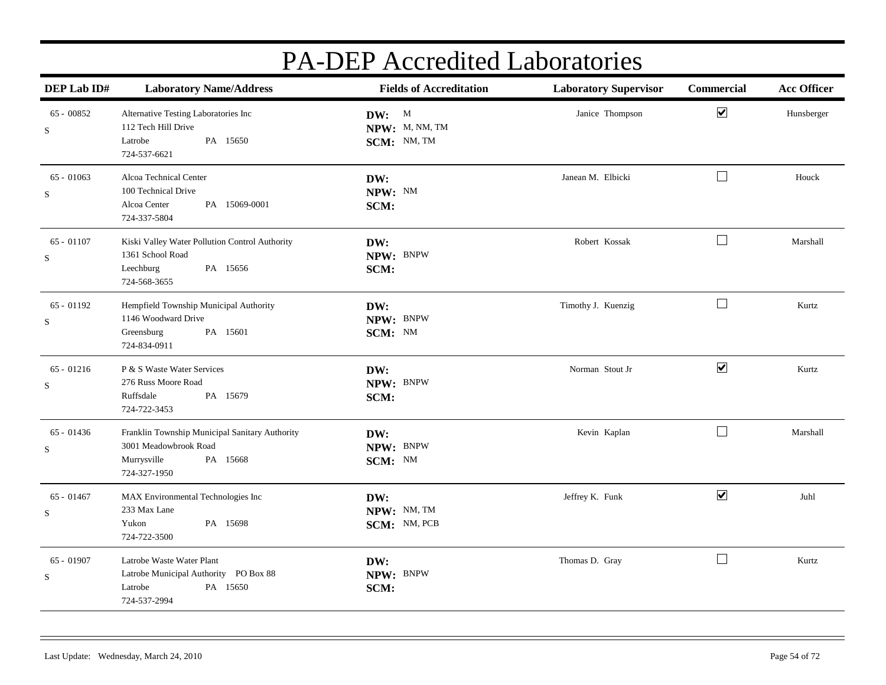# PA-DEP Accredited Laboratories

| DEP Lab ID# | Laboratory Name/Address | Fields of Accreditation | Laboratory Supervisor | Commercial | Acc Officer |
|---|---|---|---|---|---|
| 65 - 00852<br>S | Alternative Testing Laboratories Inc<br>112 Tech Hill Drive<br>Latrobe PA 15650<br>724-537-6621 | **DW:** M<br>**NPW:** M, NM, TM<br>**SCM:** NM, TM | Janice Thompson | ☑ | Hunsberger |
| 65 - 01063<br>S | Alcoa Technical Center<br>100 Technical Drive<br>Alcoa Center PA 15069-0001<br>724-337-5804 | **DW:**<br>**NPW:** NM<br>**SCM:** | Janean M. Elbicki | ☐ | Houck |
| 65 - 01107<br>S | Kiski Valley Water Pollution Control Authority<br>1361 School Road<br>Leechburg PA 15656<br>724-568-3655 | **DW:**<br>**NPW:** BNPW<br>**SCM:** | Robert Kossak | ☐ | Marshall |
| 65 - 01192<br>S | Hempfield Township Municipal Authority<br>1146 Woodward Drive<br>Greensburg PA 15601<br>724-834-0911 | **DW:**<br>**NPW:** BNPW<br>**SCM:** NM | Timothy J. Kuenzig | ☐ | Kurtz |
| 65 - 01216<br>S | P & S Waste Water Services<br>276 Russ Moore Road<br>Ruffsdale PA 15679<br>724-722-3453 | **DW:**<br>**NPW:** BNPW<br>**SCM:** | Norman Stout Jr | ☑ | Kurtz |
| 65 - 01436<br>S | Franklin Township Municipal Sanitary Authority<br>3001 Meadowbrook Road<br>Murrysville PA 15668<br>724-327-1950 | **DW:**<br>**NPW:** BNPW<br>**SCM:** NM | Kevin Kaplan | ☐ | Marshall |
| 65 - 01467<br>S | MAX Environmental Technologies Inc<br>233 Max Lane<br>Yukon PA 15698<br>724-722-3500 | **DW:**<br>**NPW:** NM, TM<br>**SCM:** NM, PCB | Jeffrey K. Funk | ☑ | Juhl |
| 65 - 01907<br>S | Latrobe Waste Water Plant<br>Latrobe Municipal Authority PO Box 88<br>Latrobe PA 15650<br>724-537-2994 | **DW:**<br>**NPW:** BNPW<br>**SCM:** | Thomas D. Gray | ☐ | Kurtz |

Last Update: Wednesday, March 24, 2010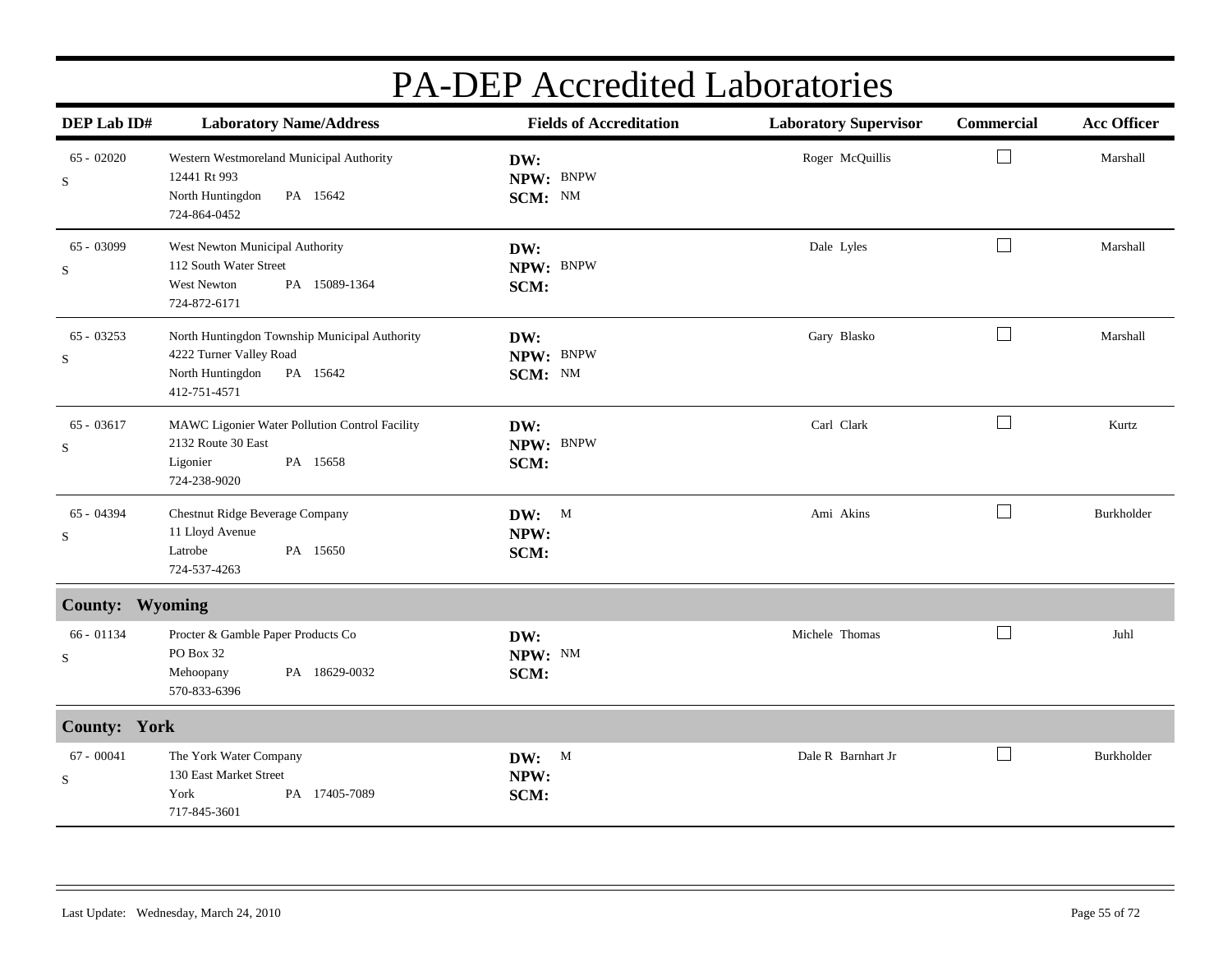# PA-DEP Accredited Laboratories

| DEP Lab ID# | Laboratory Name/Address | Fields of Accreditation | Laboratory Supervisor | Commercial | Acc Officer |
|---|---|---|---|---|---|
| 65 - 02020<br>S | Western Westmoreland Municipal Authority<br>12441 Rt 993<br>North Huntingdon PA 15642<br>724-864-0452 | **DW:**<br>**NPW:** BNPW<br>**SCM:** NM | Roger McQuillis | ☐ | Marshall |
| 65 - 03099<br>S | West Newton Municipal Authority<br>112 South Water Street<br>West Newton PA 15089-1364<br>724-872-6171 | **DW:**<br>**NPW:** BNPW<br>**SCM:** | Dale Lyles | ☐ | Marshall |
| 65 - 03253<br>S | North Huntingdon Township Municipal Authority<br>4222 Turner Valley Road<br>North Huntingdon PA 15642<br>412-751-4571 | **DW:**<br>**NPW:** BNPW<br>**SCM:** NM | Gary Blasko | ☐ | Marshall |
| 65 - 03617<br>S | MAWC Ligonier Water Pollution Control Facility<br>2132 Route 30 East<br>Ligonier PA 15658<br>724-238-9020 | **DW:**<br>**NPW:** BNPW<br>**SCM:** | Carl Clark | ☐ | Kurtz |
| 65 - 04394<br>S | Chestnut Ridge Beverage Company<br>11 Lloyd Avenue<br>Latrobe PA 15650<br>724-537-4263 | **DW:** M<br>**NPW:**<br>**SCM:** | Ami Akins | ☐ | Burkholder |
| **County: Wyoming** | | | | | |
| 66 - 01134<br>S | Procter & Gamble Paper Products Co<br>PO Box 32<br>Mehoopany PA 18629-0032<br>570-833-6396 | **DW:**<br>**NPW:** NM<br>**SCM:** | Michele Thomas | ☐ | Juhl |
| **County: York** | | | | | |
| 67 - 00041<br>S | The York Water Company<br>130 East Market Street<br>York PA 17405-7089<br>717-845-3601 | **DW:** M<br>**NPW:**<br>**SCM:** | Dale R Barnhart Jr | ☐ | Burkholder |

Last Update: Wednesday, March 24, 2010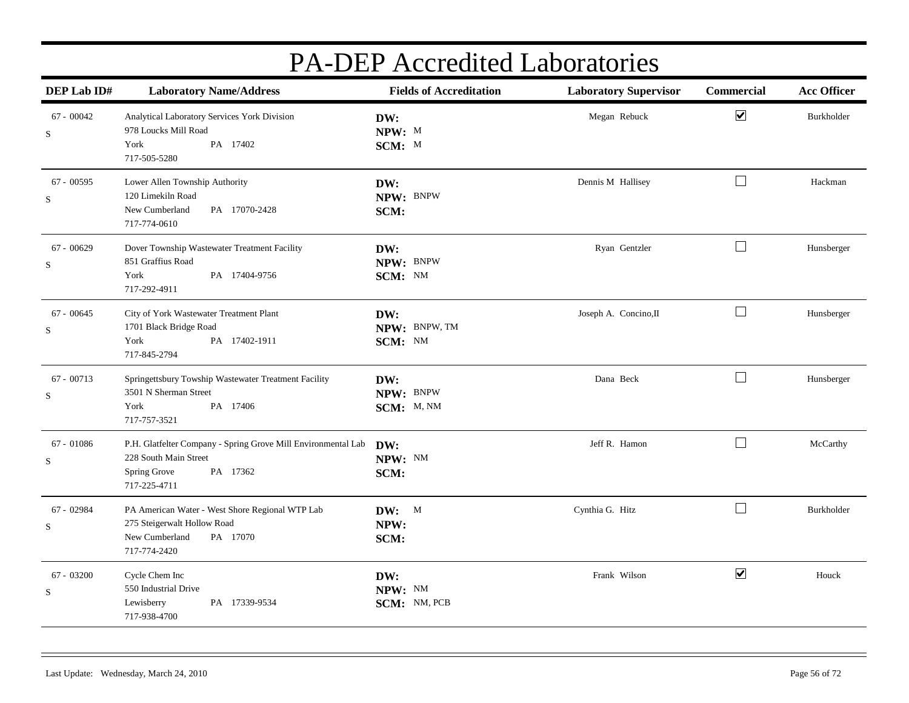# PA-DEP Accredited Laboratories

| DEP Lab ID# | Laboratory Name/Address | Fields of Accreditation | Laboratory Supervisor | Commercial | Acc Officer |
|---|---|---|---|---|---|
| 67 - 00042 S | Analytical Laboratory Services York Division<br>978 Loucks Mill Road<br>York PA 17402<br>717-505-5280 | **DW:**<br>**NPW:** M<br>**SCM:** M | Megan Rebuck | ☑ | Burkholder |
| 67 - 00595 S | Lower Allen Township Authority<br>120 Limekiln Road<br>New Cumberland PA 17070-2428<br>717-774-0610 | **DW:**<br>**NPW:** BNPW<br>**SCM:** | Dennis M Hallisey | ☐ | Hackman |
| 67 - 00629 S | Dover Township Wastewater Treatment Facility<br>851 Graffius Road<br>York PA 17404-9756<br>717-292-4911 | **DW:**<br>**NPW:** BNPW<br>**SCM:** NM | Ryan Gentzler | ☐ | Hunsberger |
| 67 - 00645 S | City of York Wastewater Treatment Plant<br>1701 Black Bridge Road<br>York PA 17402-1911<br>717-845-2794 | **DW:**<br>**NPW:** BNPW, TM<br>**SCM:** NM | Joseph A. Concino,II | ☐ | Hunsberger |
| 67 - 00713 S | Springettsbury Towship Wastewater Treatment Facility<br>3501 N Sherman Street<br>York PA 17406<br>717-757-3521 | **DW:**<br>**NPW:** BNPW<br>**SCM:** M, NM | Dana Beck | ☐ | Hunsberger |
| 67 - 01086 S | P.H. Glatfelter Company - Spring Grove Mill Environmental Lab<br>228 South Main Street<br>Spring Grove PA 17362<br>717-225-4711 | **DW:**<br>**NPW:** NM<br>**SCM:** | Jeff R. Hamon | ☐ | McCarthy |
| 67 - 02984 S | PA American Water - West Shore Regional WTP Lab<br>275 Steigerwalt Hollow Road<br>New Cumberland PA 17070<br>717-774-2420 | **DW:** M<br>**NPW:**<br>**SCM:** | Cynthia G. Hitz | ☐ | Burkholder |
| 67 - 03200 S | Cycle Chem Inc<br>550 Industrial Drive<br>Lewisberry PA 17339-9534<br>717-938-4700 | **DW:**<br>**NPW:** NM<br>**SCM:** NM, PCB | Frank Wilson | ☑ | Houck |

Last Update: Wednesday, March 24, 2010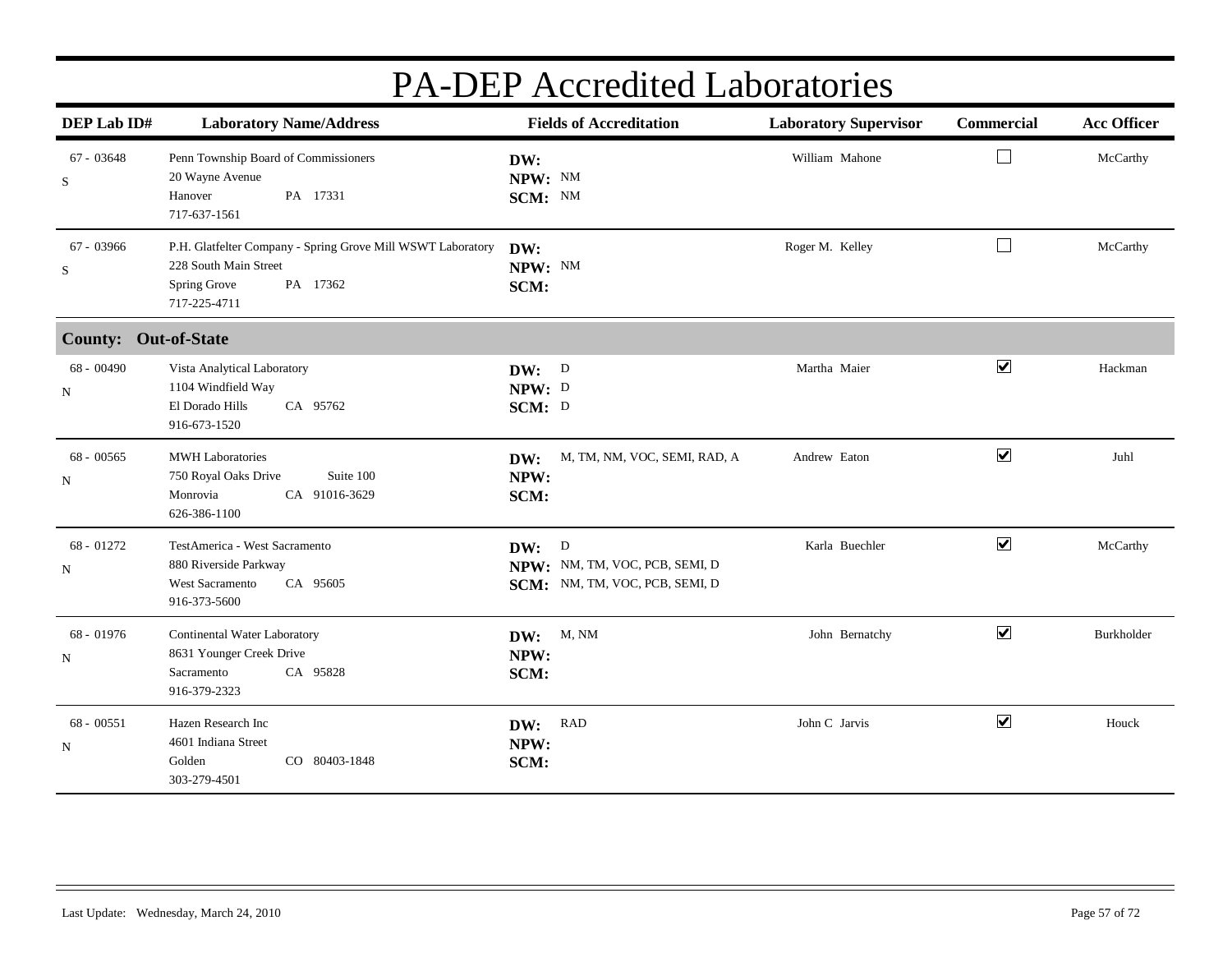# PA-DEP Accredited Laboratories

| DEP Lab ID# | Laboratory Name/Address | Fields of Accreditation | Laboratory Supervisor | Commercial | Acc Officer |
|---|---|---|---|---|---|
| 67 - 03648<br>S | Penn Township Board of Commissioners<br>20 Wayne Avenue<br>Hanover PA 17331<br>717-637-1561 | **DW:**<br>**NPW:** NM<br>**SCM:** NM | William Mahone | ☐ | McCarthy |
| 67 - 03966<br>S | P.H. Glatfelter Company - Spring Grove Mill WSWT Laboratory<br>228 South Main Street<br>Spring Grove PA 17362<br>717-225-4711 | **DW:**<br>**NPW:** NM<br>**SCM:** | Roger M. Kelley | ☐ | McCarthy |
| **County: Out-of-State** | | | | | |
| 68 - 00490<br>N | Vista Analytical Laboratory<br>1104 Windfield Way<br>El Dorado Hills CA 95762<br>916-673-1520 | **DW:** D<br>**NPW:** D<br>**SCM:** D | Martha Maier | ☑ | Hackman |
| 68 - 00565<br>N | MWH Laboratories<br>750 Royal Oaks Drive Suite 100<br>Monrovia CA 91016-3629<br>626-386-1100 | **DW:** M, TM, NM, VOC, SEMI, RAD, A<br>**NPW:**<br>**SCM:** | Andrew Eaton | ☑ | Juhl |
| 68 - 01272<br>N | TestAmerica - West Sacramento<br>880 Riverside Parkway<br>West Sacramento CA 95605<br>916-373-5600 | **DW:** D<br>**NPW:** NM, TM, VOC, PCB, SEMI, D<br>**SCM:** NM, TM, VOC, PCB, SEMI, D | Karla Buechler | ☑ | McCarthy |
| 68 - 01976<br>N | Continental Water Laboratory<br>8631 Younger Creek Drive<br>Sacramento CA 95828<br>916-379-2323 | **DW:** M, NM<br>**NPW:**<br>**SCM:** | John Bernatchy | ☑ | Burkholder |
| 68 - 00551<br>N | Hazen Research Inc<br>4601 Indiana Street<br>Golden CO 80403-1848<br>303-279-4501 | **DW:** RAD<br>**NPW:**<br>**SCM:** | John C Jarvis | ☑ | Houck |

Last Update: Wednesday, March 24, 2010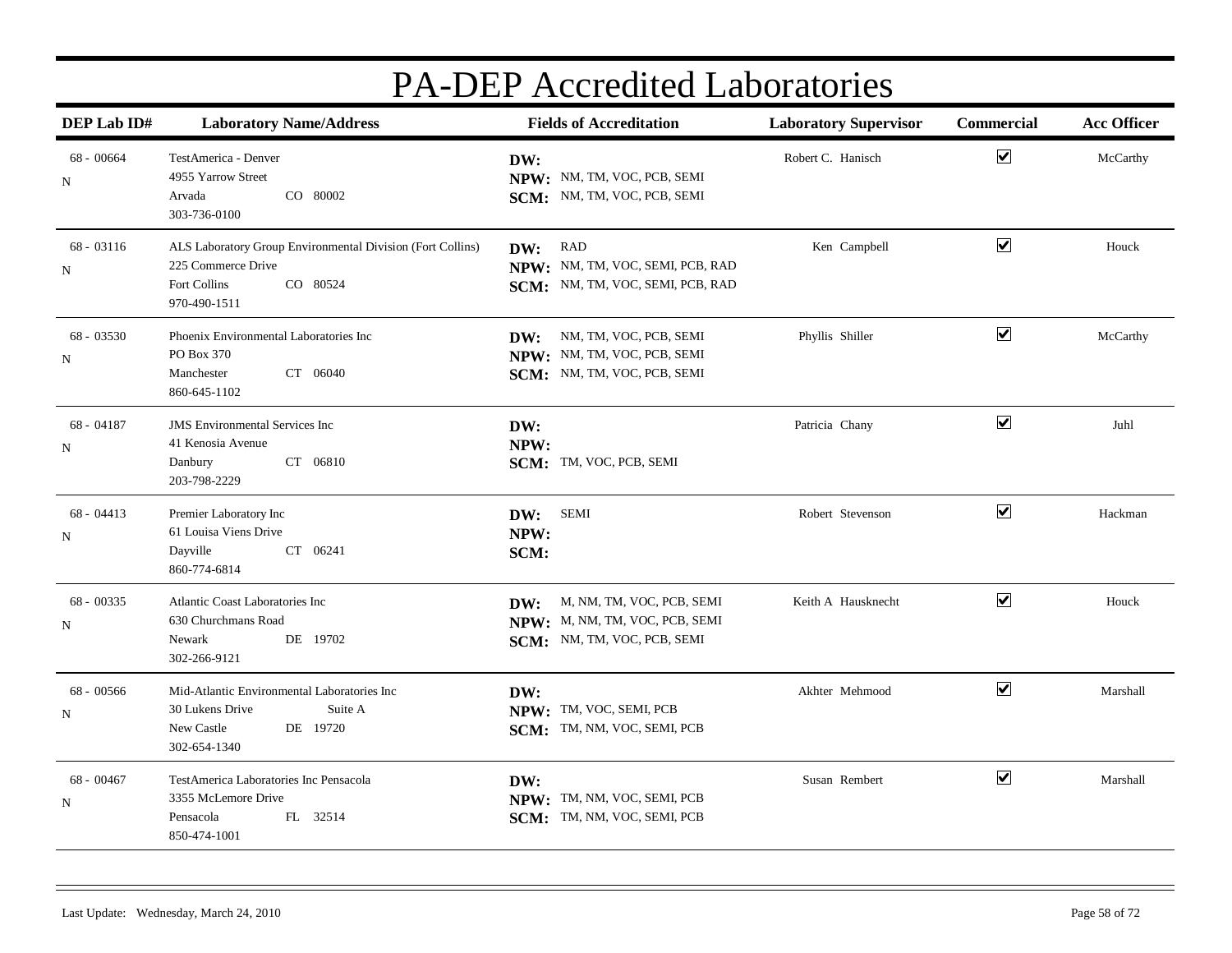# PA-DEP Accredited Laboratories

| DEP Lab ID# | Laboratory Name/Address | Fields of Accreditation | Laboratory Supervisor | Commercial | Acc Officer |
|---|---|---|---|---|---|
| 68 - 00664<br>N | TestAmerica - Denver<br>4955 Yarrow Street<br>Arvada CO 80002<br>303-736-0100 | **DW:**<br>**NPW:** NM, TM, VOC, PCB, SEMI<br>**SCM:** NM, TM, VOC, PCB, SEMI | Robert C. Hanisch | ☑ | McCarthy |
| 68 - 03116<br>N | ALS Laboratory Group Environmental Division (Fort Collins)<br>225 Commerce Drive<br>Fort Collins CO 80524<br>970-490-1511 | **DW:** RAD<br>**NPW:** NM, TM, VOC, SEMI, PCB, RAD<br>**SCM:** NM, TM, VOC, SEMI, PCB, RAD | Ken Campbell | ☑ | Houck |
| 68 - 03530<br>N | Phoenix Environmental Laboratories Inc<br>PO Box 370<br>Manchester CT 06040<br>860-645-1102 | **DW:** NM, TM, VOC, PCB, SEMI<br>**NPW:** NM, TM, VOC, PCB, SEMI<br>**SCM:** NM, TM, VOC, PCB, SEMI | Phyllis Shiller | ☑ | McCarthy |
| 68 - 04187<br>N | JMS Environmental Services Inc<br>41 Kenosia Avenue<br>Danbury CT 06810<br>203-798-2229 | **DW:**<br>**NPW:**<br>**SCM:** TM, VOC, PCB, SEMI | Patricia Chany | ☑ | Juhl |
| 68 - 04413<br>N | Premier Laboratory Inc<br>61 Louisa Viens Drive<br>Dayville CT 06241<br>860-774-6814 | **DW:** SEMI<br>**NPW:**<br>**SCM:** | Robert Stevenson | ☑ | Hackman |
| 68 - 00335<br>N | Atlantic Coast Laboratories Inc<br>630 Churchmans Road<br>Newark DE 19702<br>302-266-9121 | **DW:** M, NM, TM, VOC, PCB, SEMI<br>**NPW:** M, NM, TM, VOC, PCB, SEMI<br>**SCM:** NM, TM, VOC, PCB, SEMI | Keith A Hausknecht | ☑ | Houck |
| 68 - 00566<br>N | Mid-Atlantic Environmental Laboratories Inc<br>30 Lukens Drive Suite A<br>New Castle DE 19720<br>302-654-1340 | **DW:**<br>**NPW:** TM, VOC, SEMI, PCB<br>**SCM:** TM, NM, VOC, SEMI, PCB | Akhter Mehmood | ☑ | Marshall |
| 68 - 00467<br>N | TestAmerica Laboratories Inc Pensacola<br>3355 McLemore Drive<br>Pensacola FL 32514<br>850-474-1001 | **DW:**<br>**NPW:** TM, NM, VOC, SEMI, PCB<br>**SCM:** TM, NM, VOC, SEMI, PCB | Susan Rembert | ☑ | Marshall |

Last Update: Wednesday, March 24, 2010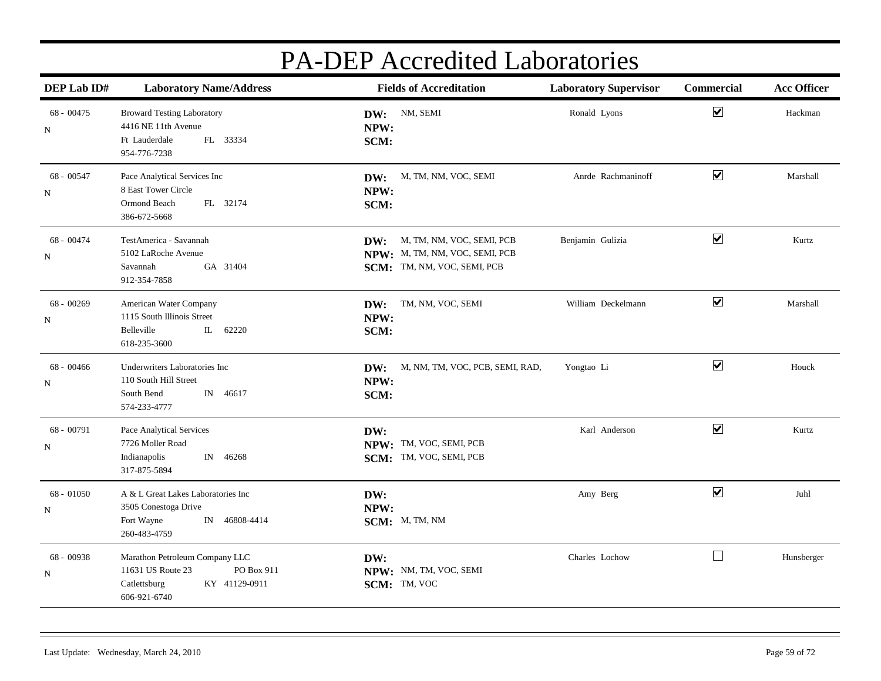# PA-DEP Accredited Laboratories

| DEP Lab ID# | Laboratory Name/Address | Fields of Accreditation | Laboratory Supervisor | Commercial | Acc Officer |
|---|---|---|---|---|---|
| 68 - 00475<br>N | Broward Testing Laboratory<br>4416 NE 11th Avenue<br>Ft Lauderdale FL 33334<br>954-776-7238 | **DW:** NM, SEMI<br>**NPW:**<br>**SCM:** | Ronald Lyons | ☑ | Hackman |
| 68 - 00547<br>N | Pace Analytical Services Inc<br>8 East Tower Circle<br>Ormond Beach FL 32174<br>386-672-5668 | **DW:** M, TM, NM, VOC, SEMI<br>**NPW:**<br>**SCM:** | Anrde Rachmaninoff | ☑ | Marshall |
| 68 - 00474<br>N | TestAmerica - Savannah<br>5102 LaRoche Avenue<br>Savannah GA 31404<br>912-354-7858 | **DW:** M, TM, NM, VOC, SEMI, PCB<br>**NPW:** M, TM, NM, VOC, SEMI, PCB<br>**SCM:** TM, NM, VOC, SEMI, PCB | Benjamin Gulizia | ☑ | Kurtz |
| 68 - 00269<br>N | American Water Company<br>1115 South Illinois Street<br>Belleville IL 62220<br>618-235-3600 | **DW:** TM, NM, VOC, SEMI<br>**NPW:**<br>**SCM:** | William Deckelmann | ☑ | Marshall |
| 68 - 00466<br>N | Underwriters Laboratories Inc<br>110 South Hill Street<br>South Bend IN 46617<br>574-233-4777 | **DW:** M, NM, TM, VOC, PCB, SEMI, RAD,<br>**NPW:**<br>**SCM:** | Yongtao Li | ☑ | Houck |
| 68 - 00791<br>N | Pace Analytical Services<br>7726 Moller Road<br>Indianapolis IN 46268<br>317-875-5894 | **DW:**<br>**NPW:** TM, VOC, SEMI, PCB<br>**SCM:** TM, VOC, SEMI, PCB | Karl Anderson | ☑ | Kurtz |
| 68 - 01050<br>N | A & L Great Lakes Laboratories Inc<br>3505 Conestoga Drive<br>Fort Wayne IN 46808-4414<br>260-483-4759 | **DW:**<br>**NPW:**<br>**SCM:** M, TM, NM | Amy Berg | ☑ | Juhl |
| 68 - 00938<br>N | Marathon Petroleum Company LLC<br>11631 US Route 23 PO Box 911<br>Catlettsburg KY 41129-0911<br>606-921-6740 | **DW:**<br>**NPW:** NM, TM, VOC, SEMI<br>**SCM:** TM, VOC | Charles Lochow | ☐ | Hunsberger |

Last Update: Wednesday, March 24, 2010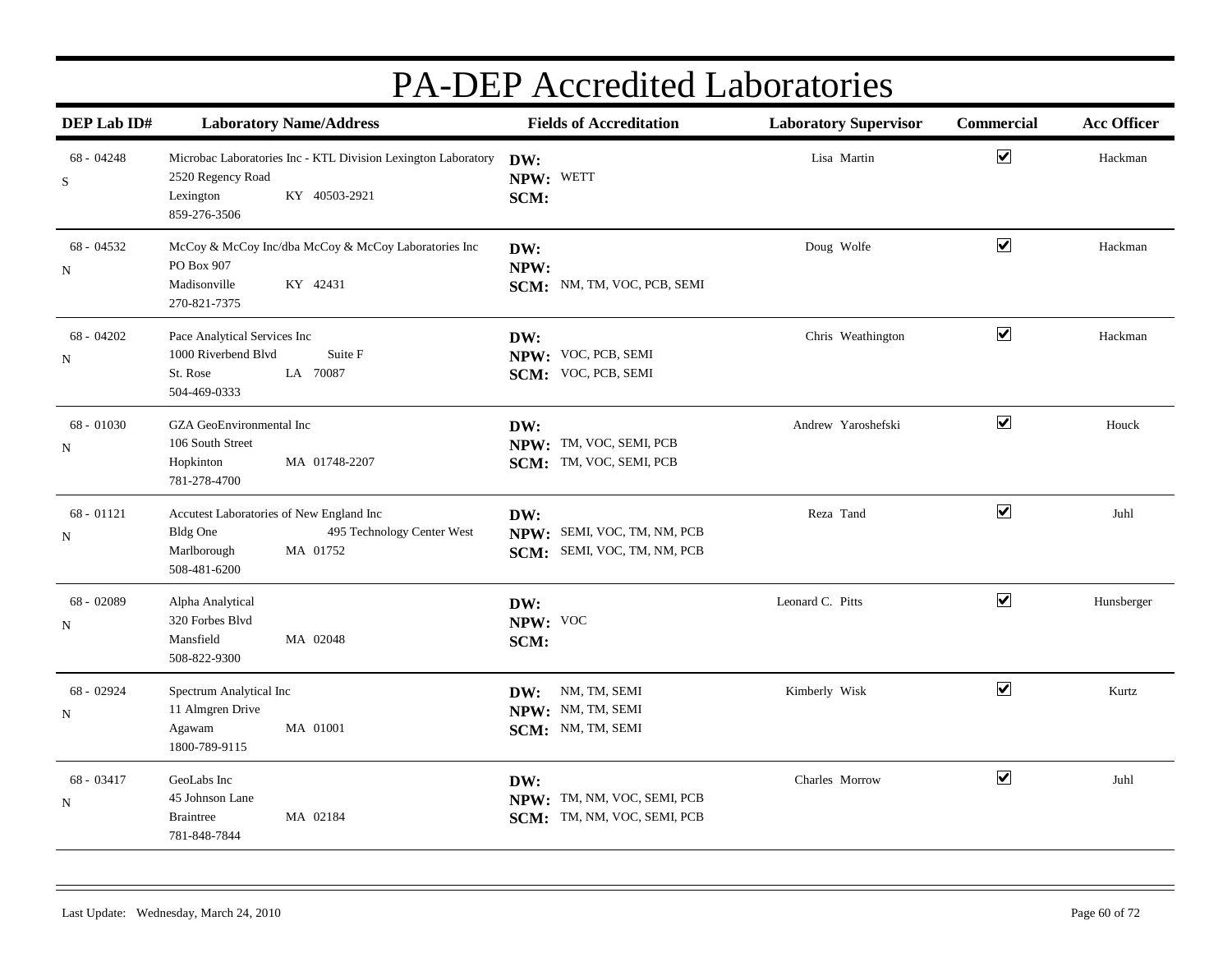# PA-DEP Accredited Laboratories

| DEP Lab ID# | Laboratory Name/Address | Fields of Accreditation | Laboratory Supervisor | Commercial | Acc Officer |
|---|---|---|---|---|---|
| 68 - 04248<br>S | Microbac Laboratories Inc - KTL Division Lexington Laboratory<br>2520 Regency Road<br>Lexington KY 40503-2921<br>859-276-3506 | **DW:**<br>**NPW:** WETT<br>**SCM:** | Lisa Martin | ☑ | Hackman |
| 68 - 04532<br>N | McCoy & McCoy Inc/dba McCoy & McCoy Laboratories Inc<br>PO Box 907<br>Madisonville KY 42431<br>270-821-7375 | **DW:**<br>**NPW:**<br>**SCM:** NM, TM, VOC, PCB, SEMI | Doug Wolfe | ☑ | Hackman |
| 68 - 04202<br>N | Pace Analytical Services Inc<br>1000 Riverbend Blvd Suite F<br>St. Rose LA 70087<br>504-469-0333 | **DW:**<br>**NPW:** VOC, PCB, SEMI<br>**SCM:** VOC, PCB, SEMI | Chris Weathington | ☑ | Hackman |
| 68 - 01030<br>N | GZA GeoEnvironmental Inc<br>106 South Street<br>Hopkinton MA 01748-2207<br>781-278-4700 | **DW:**<br>**NPW:** TM, VOC, SEMI, PCB<br>**SCM:** TM, VOC, SEMI, PCB | Andrew Yaroshefski | ☑ | Houck |
| 68 - 01121<br>N | Accutest Laboratories of New England Inc<br>Bldg One 495 Technology Center West<br>Marlborough MA 01752<br>508-481-6200 | **DW:**<br>**NPW:** SEMI, VOC, TM, NM, PCB<br>**SCM:** SEMI, VOC, TM, NM, PCB | Reza Tand | ☑ | Juhl |
| 68 - 02089<br>N | Alpha Analytical<br>320 Forbes Blvd<br>Mansfield MA 02048<br>508-822-9300 | **DW:**<br>**NPW:** VOC<br>**SCM:** | Leonard C. Pitts | ☑ | Hunsberger |
| 68 - 02924<br>N | Spectrum Analytical Inc<br>11 Almgren Drive<br>Agawam MA 01001<br>1800-789-9115 | **DW:** NM, TM, SEMI<br>**NPW:** NM, TM, SEMI<br>**SCM:** NM, TM, SEMI | Kimberly Wisk | ☑ | Kurtz |
| 68 - 03417<br>N | GeoLabs Inc<br>45 Johnson Lane<br>Braintree MA 02184<br>781-848-7844 | **DW:**<br>**NPW:** TM, NM, VOC, SEMI, PCB<br>**SCM:** TM, NM, VOC, SEMI, PCB | Charles Morrow | ☑ | Juhl |

Last Update: Wednesday, March 24, 2010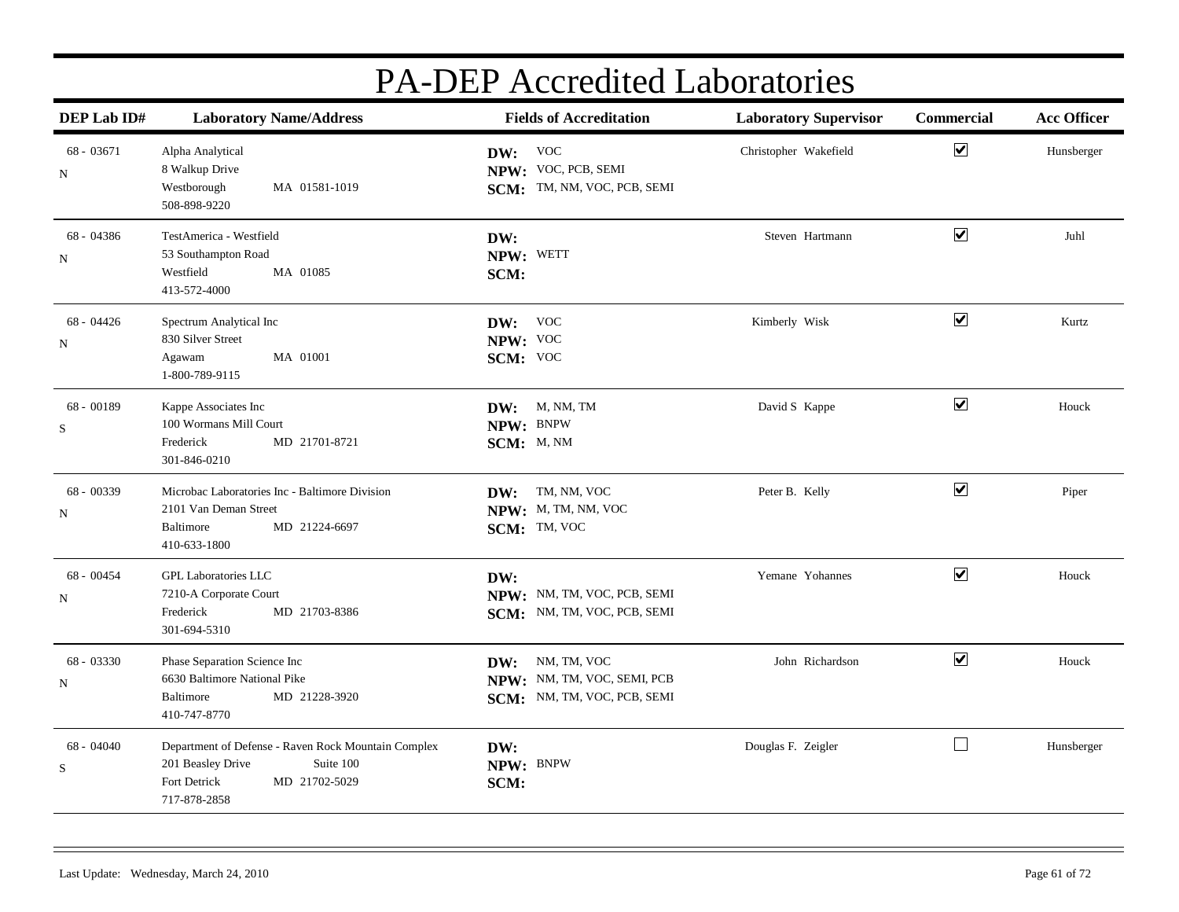# PA-DEP Accredited Laboratories

| DEP Lab ID# | Laboratory Name/Address | Fields of Accreditation | Laboratory Supervisor | Commercial | Acc Officer |
|---|---|---|---|---|---|
| 68 - 03671<br>N | Alpha Analytical<br>8 Walkup Drive<br>Westborough MA 01581-1019<br>508-898-9220 | **DW:** VOC<br>**NPW:** VOC, PCB, SEMI<br>**SCM:** TM, NM, VOC, PCB, SEMI | Christopher Wakefield | ☑ | Hunsberger |
| 68 - 04386<br>N | TestAmerica - Westfield<br>53 Southampton Road<br>Westfield MA 01085<br>413-572-4000 | **DW:**<br>**NPW:** WETT<br>**SCM:** | Steven Hartmann | ☑ | Juhl |
| 68 - 04426<br>N | Spectrum Analytical Inc<br>830 Silver Street<br>Agawam MA 01001<br>1-800-789-9115 | **DW:** VOC<br>**NPW:** VOC<br>**SCM:** VOC | Kimberly Wisk | ☑ | Kurtz |
| 68 - 00189<br>S | Kappe Associates Inc<br>100 Wormans Mill Court<br>Frederick MD 21701-8721<br>301-846-0210 | **DW:** M, NM, TM<br>**NPW:** BNPW<br>**SCM:** M, NM | David S Kappe | ☑ | Houck |
| 68 - 00339<br>N | Microbac Laboratories Inc - Baltimore Division<br>2101 Van Deman Street<br>Baltimore MD 21224-6697<br>410-633-1800 | **DW:** TM, NM, VOC<br>**NPW:** M, TM, NM, VOC<br>**SCM:** TM, VOC | Peter B. Kelly | ☑ | Piper |
| 68 - 00454<br>N | GPL Laboratories LLC<br>7210-A Corporate Court<br>Frederick MD 21703-8386<br>301-694-5310 | **DW:**<br>**NPW:** NM, TM, VOC, PCB, SEMI<br>**SCM:** NM, TM, VOC, PCB, SEMI | Yemane Yohannes | ☑ | Houck |
| 68 - 03330<br>N | Phase Separation Science Inc<br>6630 Baltimore National Pike<br>Baltimore MD 21228-3920<br>410-747-8770 | **DW:** NM, TM, VOC<br>**NPW:** NM, TM, VOC, SEMI, PCB<br>**SCM:** NM, TM, VOC, PCB, SEMI | John Richardson | ☑ | Houck |
| 68 - 04040<br>S | Department of Defense - Raven Rock Mountain Complex<br>201 Beasley Drive Suite 100<br>Fort Detrick MD 21702-5029<br>717-878-2858 | **DW:**<br>**NPW:** BNPW<br>**SCM:** | Douglas F. Zeigler | ☐ | Hunsberger |

Last Update: Wednesday, March 24, 2010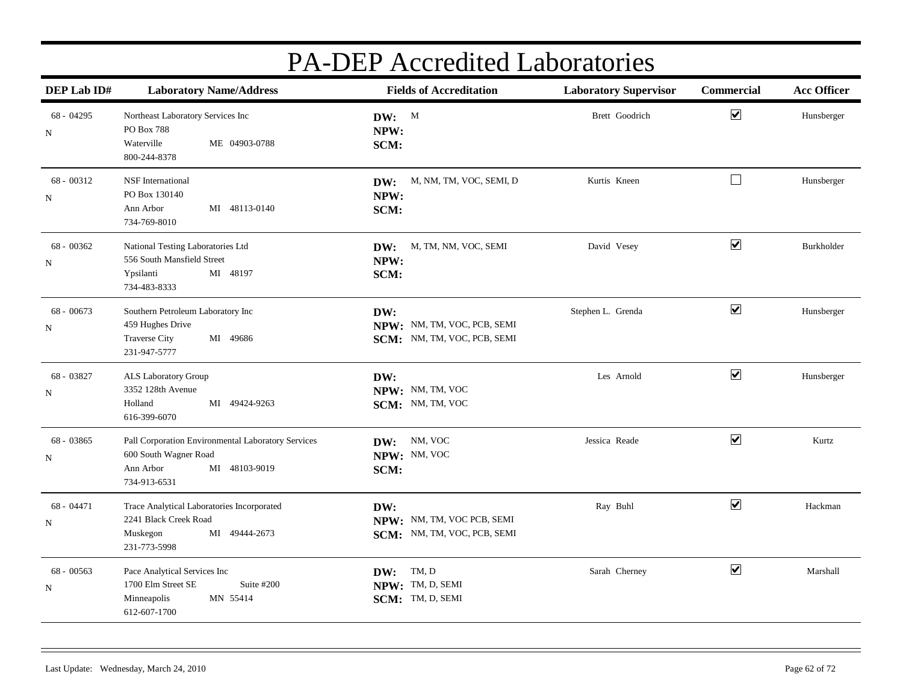# PA-DEP Accredited Laboratories

| DEP Lab ID# | Laboratory Name/Address | Fields of Accreditation | Laboratory Supervisor | Commercial | Acc Officer |
|---|---|---|---|---|---|
| 68 - 04295<br>N | Northeast Laboratory Services Inc<br>PO Box 788<br>Waterville ME 04903-0788<br>800-244-8378 | **DW:** M<br>**NPW:**<br>**SCM:** | Brett Goodrich | ☑ | Hunsberger |
| 68 - 00312<br>N | NSF International<br>PO Box 130140<br>Ann Arbor MI 48113-0140<br>734-769-8010 | **DW:** M, NM, TM, VOC, SEMI, D<br>**NPW:**<br>**SCM:** | Kurtis Kneen | ☐ | Hunsberger |
| 68 - 00362<br>N | National Testing Laboratories Ltd<br>556 South Mansfield Street<br>Ypsilanti MI 48197<br>734-483-8333 | **DW:** M, TM, NM, VOC, SEMI<br>**NPW:**<br>**SCM:** | David Vesey | ☑ | Burkholder |
| 68 - 00673<br>N | Southern Petroleum Laboratory Inc<br>459 Hughes Drive<br>Traverse City MI 49686<br>231-947-5777 | **DW:**<br>**NPW:** NM, TM, VOC, PCB, SEMI<br>**SCM:** NM, TM, VOC, PCB, SEMI | Stephen L. Grenda | ☑ | Hunsberger |
| 68 - 03827<br>N | ALS Laboratory Group<br>3352 128th Avenue<br>Holland MI 49424-9263<br>616-399-6070 | **DW:**<br>**NPW:** NM, TM, VOC<br>**SCM:** NM, TM, VOC | Les Arnold | ☑ | Hunsberger |
| 68 - 03865<br>N | Pall Corporation Environmental Laboratory Services<br>600 South Wagner Road<br>Ann Arbor MI 48103-9019<br>734-913-6531 | **DW:** NM, VOC<br>**NPW:** NM, VOC<br>**SCM:** | Jessica Reade | ☑ | Kurtz |
| 68 - 04471<br>N | Trace Analytical Laboratories Incorporated<br>2241 Black Creek Road<br>Muskegon MI 49444-2673<br>231-773-5998 | **DW:**<br>**NPW:** NM, TM, VOC PCB, SEMI<br>**SCM:** NM, TM, VOC, PCB, SEMI | Ray Buhl | ☑ | Hackman |
| 68 - 00563<br>N | Pace Analytical Services Inc<br>1700 Elm Street SE Suite #200<br>Minneapolis MN 55414<br>612-607-1700 | **DW:** TM, D<br>**NPW:** TM, D, SEMI<br>**SCM:** TM, D, SEMI | Sarah Cherney | ☑ | Marshall |

Last Update: Wednesday, March 24, 2010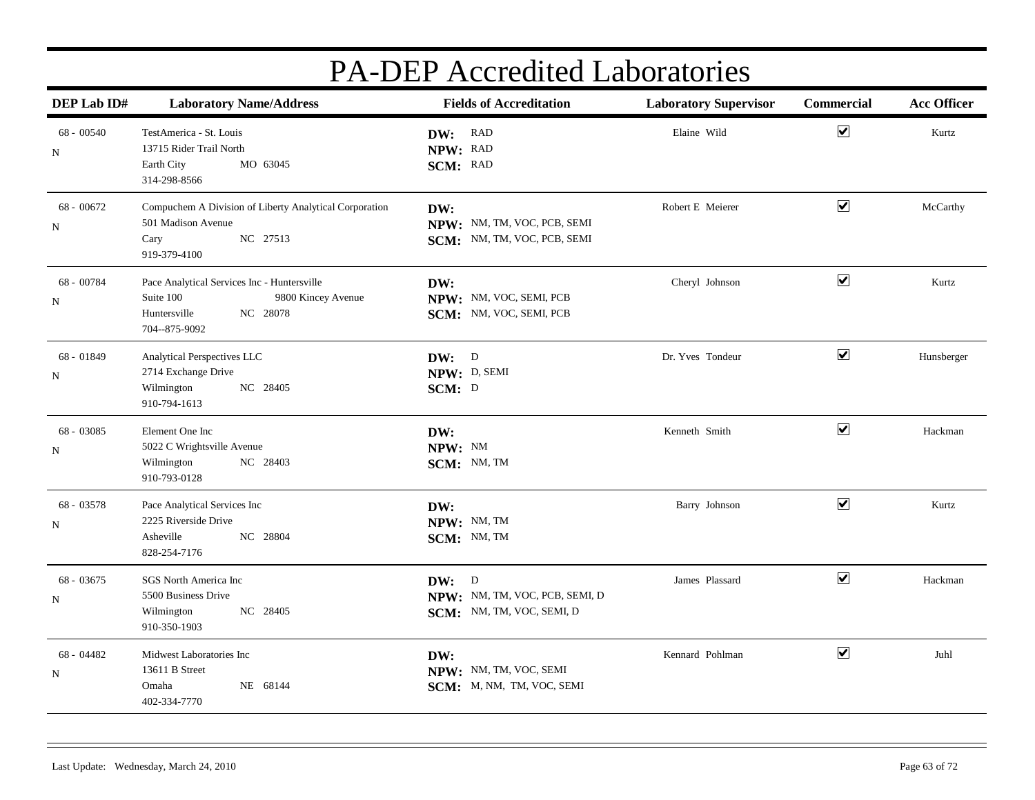# PA-DEP Accredited Laboratories

| DEP Lab ID# | Laboratory Name/Address | Fields of Accreditation | Laboratory Supervisor | Commercial | Acc Officer |
|---|---|---|---|---|---|
| 68 - 00540<br>N | TestAmerica - St. Louis<br>13715 Rider Trail North<br>Earth City MO 63045<br>314-298-8566 | **DW:** RAD<br>**NPW:** RAD<br>**SCM:** RAD | Elaine Wild | ☑ | Kurtz |
| 68 - 00672<br>N | Compuchem A Division of Liberty Analytical Corporation<br>501 Madison Avenue<br>Cary NC 27513<br>919-379-4100 | **DW:**<br>**NPW:** NM, TM, VOC, PCB, SEMI<br>**SCM:** NM, TM, VOC, PCB, SEMI | Robert E Meierer | ☑ | McCarthy |
| 68 - 00784<br>N | Pace Analytical Services Inc - Huntersville<br>Suite 100 9800 Kincey Avenue<br>Huntersville NC 28078<br>704--875-9092 | **DW:**<br>**NPW:** NM, VOC, SEMI, PCB<br>**SCM:** NM, VOC, SEMI, PCB | Cheryl Johnson | ☑ | Kurtz |
| 68 - 01849<br>N | Analytical Perspectives LLC<br>2714 Exchange Drive<br>Wilmington NC 28405<br>910-794-1613 | **DW:** D<br>**NPW:** D, SEMI<br>**SCM:** D | Dr. Yves Tondeur | ☑ | Hunsberger |
| 68 - 03085<br>N | Element One Inc<br>5022 C Wrightsville Avenue<br>Wilmington NC 28403<br>910-793-0128 | **DW:**<br>**NPW:** NM<br>**SCM:** NM, TM | Kenneth Smith | ☑ | Hackman |
| 68 - 03578<br>N | Pace Analytical Services Inc<br>2225 Riverside Drive<br>Asheville NC 28804<br>828-254-7176 | **DW:**<br>**NPW:** NM, TM<br>**SCM:** NM, TM | Barry Johnson | ☑ | Kurtz |
| 68 - 03675<br>N | SGS North America Inc<br>5500 Business Drive<br>Wilmington NC 28405<br>910-350-1903 | **DW:** D<br>**NPW:** NM, TM, VOC, PCB, SEMI, D<br>**SCM:** NM, TM, VOC, SEMI, D | James Plassard | ☑ | Hackman |
| 68 - 04482<br>N | Midwest Laboratories Inc<br>13611 B Street<br>Omaha NE 68144<br>402-334-7770 | **DW:**<br>**NPW:** NM, TM, VOC, SEMI<br>**SCM:** M, NM, TM, VOC, SEMI | Kennard Pohlman | ☑ | Juhl |

Last Update: Wednesday, March 24, 2010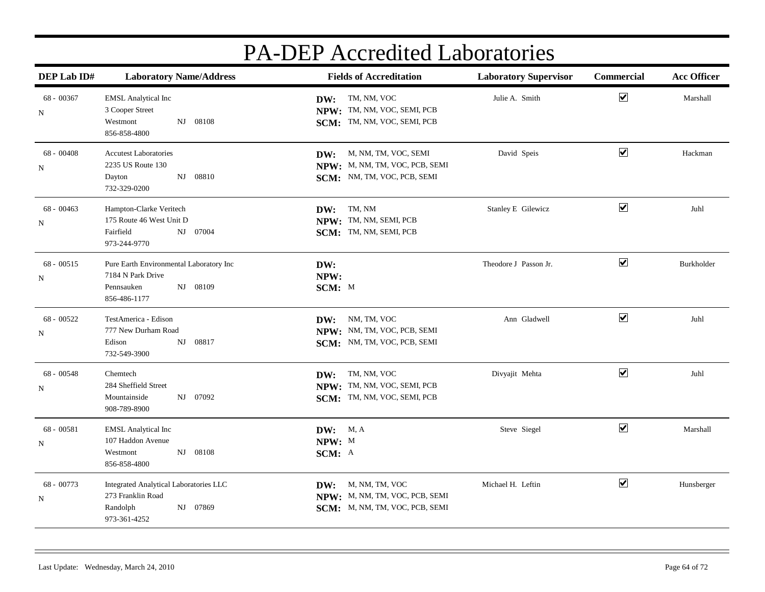# PA-DEP Accredited Laboratories

| DEP Lab ID# | Laboratory Name/Address | Fields of Accreditation | Laboratory Supervisor | Commercial | Acc Officer |
|---|---|---|---|---|---|
| 68 - 00367<br>N | EMSL Analytical Inc<br>3 Cooper Street<br>Westmont NJ 08108<br>856-858-4800 | **DW:** TM, NM, VOC<br>**NPW:** TM, NM, VOC, SEMI, PCB<br>**SCM:** TM, NM, VOC, SEMI, PCB | Julie A. Smith | ☑ | Marshall |
| 68 - 00408<br>N | Accutest Laboratories<br>2235 US Route 130<br>Dayton NJ 08810<br>732-329-0200 | **DW:** M, NM, TM, VOC, SEMI<br>**NPW:** M, NM, TM, VOC, PCB, SEMI<br>**SCM:** NM, TM, VOC, PCB, SEMI | David Speis | ☑ | Hackman |
| 68 - 00463<br>N | Hampton-Clarke Veritech<br>175 Route 46 West Unit D<br>Fairfield NJ 07004<br>973-244-9770 | **DW:** TM, NM<br>**NPW:** TM, NM, SEMI, PCB<br>**SCM:** TM, NM, SEMI, PCB | Stanley E Gilewicz | ☑ | Juhl |
| 68 - 00515<br>N | Pure Earth Environmental Laboratory Inc<br>7184 N Park Drive<br>Pennsauken NJ 08109<br>856-486-1177 | **DW:**<br>**NPW:**<br>**SCM:** M | Theodore J Passon Jr. | ☑ | Burkholder |
| 68 - 00522<br>N | TestAmerica - Edison<br>777 New Durham Road<br>Edison NJ 08817<br>732-549-3900 | **DW:** NM, TM, VOC<br>**NPW:** NM, TM, VOC, PCB, SEMI<br>**SCM:** NM, TM, VOC, PCB, SEMI | Ann Gladwell | ☑ | Juhl |
| 68 - 00548<br>N | Chemtech<br>284 Sheffield Street<br>Mountainside NJ 07092<br>908-789-8900 | **DW:** TM, NM, VOC<br>**NPW:** TM, NM, VOC, SEMI, PCB<br>**SCM:** TM, NM, VOC, SEMI, PCB | Divyajit Mehta | ☑ | Juhl |
| 68 - 00581<br>N | EMSL Analytical Inc<br>107 Haddon Avenue<br>Westmont NJ 08108<br>856-858-4800 | **DW:** M, A<br>**NPW:** M<br>**SCM:** A | Steve Siegel | ☑ | Marshall |
| 68 - 00773<br>N | Integrated Analytical Laboratories LLC<br>273 Franklin Road<br>Randolph NJ 07869<br>973-361-4252 | **DW:** M, NM, TM, VOC<br>**NPW:** M, NM, TM, VOC, PCB, SEMI<br>**SCM:** M, NM, TM, VOC, PCB, SEMI | Michael H. Leftin | ☑ | Hunsberger |

Last Update: Wednesday, March 24, 2010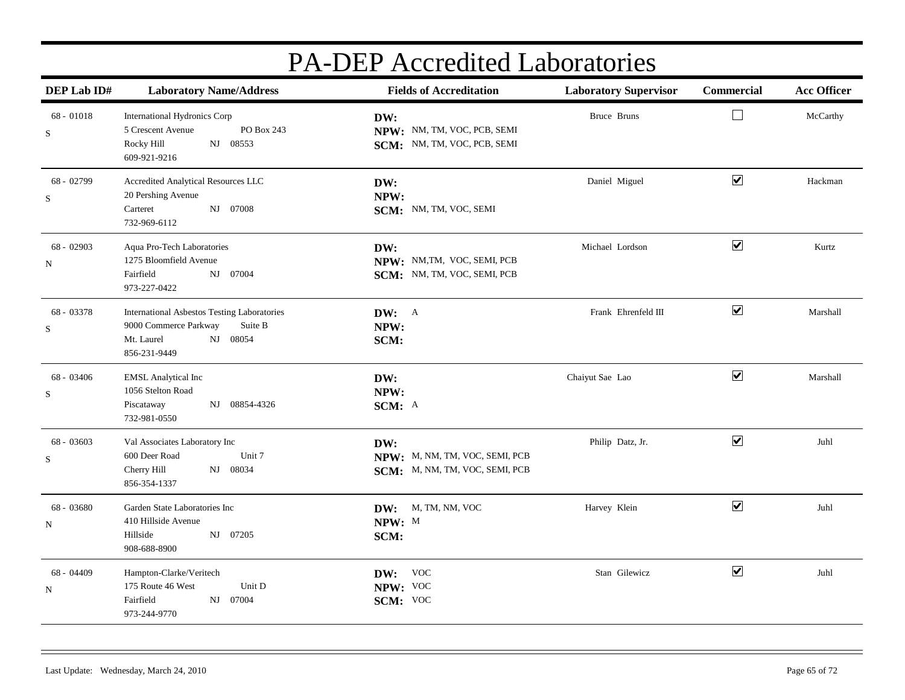# PA-DEP Accredited Laboratories

| DEP Lab ID# | Laboratory Name/Address | Fields of Accreditation | Laboratory Supervisor | Commercial | Acc Officer |
|---|---|---|---|---|---|
| 68 - 01018<br>S | International Hydronics Corp<br>5 Crescent Avenue PO Box 243<br>Rocky Hill NJ 08553<br>609-921-9216 | **DW:**<br>**NPW:** NM, TM, VOC, PCB, SEMI<br>**SCM:** NM, TM, VOC, PCB, SEMI | Bruce Bruns | ☐ | McCarthy |
| 68 - 02799<br>S | Accredited Analytical Resources LLC<br>20 Pershing Avenue<br>Carteret NJ 07008<br>732-969-6112 | **DW:**<br>**NPW:**<br>**SCM:** NM, TM, VOC, SEMI | Daniel Miguel | ☑ | Hackman |
| 68 - 02903<br>N | Aqua Pro-Tech Laboratories<br>1275 Bloomfield Avenue<br>Fairfield NJ 07004<br>973-227-0422 | **DW:**<br>**NPW:** NM,TM, VOC, SEMI, PCB<br>**SCM:** NM, TM, VOC, SEMI, PCB | Michael Lordson | ☑ | Kurtz |
| 68 - 03378<br>S | International Asbestos Testing Laboratories<br>9000 Commerce Parkway Suite B<br>Mt. Laurel NJ 08054<br>856-231-9449 | **DW:** A<br>**NPW:**<br>**SCM:** | Frank Ehrenfeld III | ☑ | Marshall |
| 68 - 03406<br>S | EMSL Analytical Inc<br>1056 Stelton Road<br>Piscataway NJ 08854-4326<br>732-981-0550 | **DW:**<br>**NPW:**<br>**SCM:** A | Chaiyut Sae Lao | ☑ | Marshall |
| 68 - 03603<br>S | Val Associates Laboratory Inc<br>600 Deer Road Unit 7<br>Cherry Hill NJ 08034<br>856-354-1337 | **DW:**<br>**NPW:** M, NM, TM, VOC, SEMI, PCB<br>**SCM:** M, NM, TM, VOC, SEMI, PCB | Philip Datz, Jr. | ☑ | Juhl |
| 68 - 03680<br>N | Garden State Laboratories Inc<br>410 Hillside Avenue<br>Hillside NJ 07205<br>908-688-8900 | **DW:** M, TM, NM, VOC<br>**NPW:** M<br>**SCM:** | Harvey Klein | ☑ | Juhl |
| 68 - 04409<br>N | Hampton-Clarke/Veritech<br>175 Route 46 West Unit D<br>Fairfield NJ 07004<br>973-244-9770 | **DW:** VOC<br>**NPW:** VOC<br>**SCM:** VOC | Stan Gilewicz | ☑ | Juhl |

Last Update: Wednesday, March 24, 2010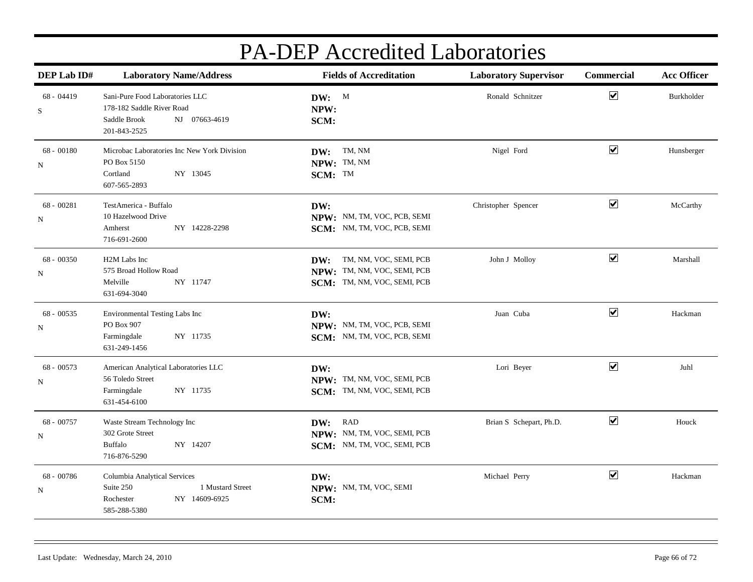# PA-DEP Accredited Laboratories

| DEP Lab ID# | Laboratory Name/Address | Fields of Accreditation | Laboratory Supervisor | Commercial | Acc Officer |
|---|---|---|---|---|---|
| 68 - 04419<br>S | Sani-Pure Food Laboratories LLC<br>178-182 Saddle River Road<br>Saddle Brook NJ 07663-4619<br>201-843-2525 | **DW:** M<br>**NPW:**<br>**SCM:** | Ronald Schnitzer | ☑ | Burkholder |
| 68 - 00180<br>N | Microbac Laboratories Inc New York Division<br>PO Box 5150<br>Cortland NY 13045<br>607-565-2893 | **DW:** TM, NM<br>**NPW:** TM, NM<br>**SCM:** TM | Nigel Ford | ☑ | Hunsberger |
| 68 - 00281<br>N | TestAmerica - Buffalo<br>10 Hazelwood Drive<br>Amherst NY 14228-2298<br>716-691-2600 | **DW:**<br>**NPW:** NM, TM, VOC, PCB, SEMI<br>**SCM:** NM, TM, VOC, PCB, SEMI | Christopher Spencer | ☑ | McCarthy |
| 68 - 00350<br>N | H2M Labs Inc<br>575 Broad Hollow Road<br>Melville NY 11747<br>631-694-3040 | **DW:** TM, NM, VOC, SEMI, PCB<br>**NPW:** TM, NM, VOC, SEMI, PCB<br>**SCM:** TM, NM, VOC, SEMI, PCB | John J Molloy | ☑ | Marshall |
| 68 - 00535<br>N | Environmental Testing Labs Inc<br>PO Box 907<br>Farmingdale NY 11735<br>631-249-1456 | **DW:**<br>**NPW:** NM, TM, VOC, PCB, SEMI<br>**SCM:** NM, TM, VOC, PCB, SEMI | Juan Cuba | ☑ | Hackman |
| 68 - 00573<br>N | American Analytical Laboratories LLC<br>56 Toledo Street<br>Farmingdale NY 11735<br>631-454-6100 | **DW:**<br>**NPW:** TM, NM, VOC, SEMI, PCB<br>**SCM:** TM, NM, VOC, SEMI, PCB | Lori Beyer | ☑ | Juhl |
| 68 - 00757<br>N | Waste Stream Technology Inc<br>302 Grote Street<br>Buffalo NY 14207<br>716-876-5290 | **DW:** RAD<br>**NPW:** NM, TM, VOC, SEMI, PCB<br>**SCM:** NM, TM, VOC, SEMI, PCB | Brian S Schepart, Ph.D. | ☑ | Houck |
| 68 - 00786<br>N | Columbia Analytical Services<br>Suite 250 1 Mustard Street<br>Rochester NY 14609-6925<br>585-288-5380 | **DW:**<br>**NPW:** NM, TM, VOC, SEMI<br>**SCM:** | Michael Perry | ☑ | Hackman |

Last Update: Wednesday, March 24, 2010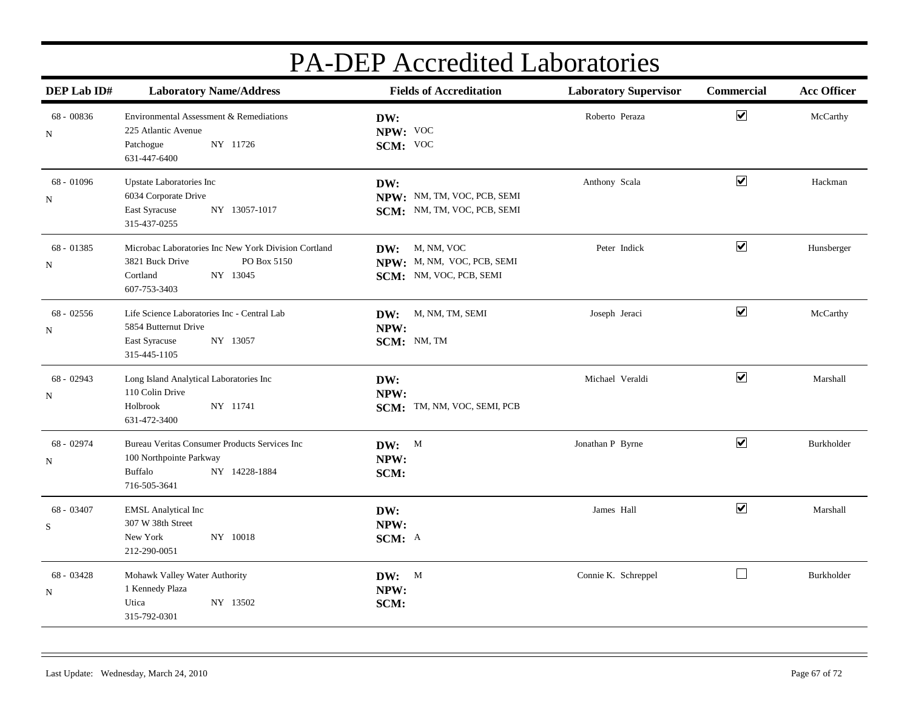# PA-DEP Accredited Laboratories

| DEP Lab ID# | Laboratory Name/Address | Fields of Accreditation | Laboratory Supervisor | Commercial | Acc Officer |
|---|---|---|---|---|---|
| 68 - 00836<br>N | Environmental Assessment & Remediations<br>225 Atlantic Avenue<br>Patchogue NY 11726<br>631-447-6400 | **DW:**<br>**NPW:** VOC<br>**SCM:** VOC | Roberto Peraza | ☑ | McCarthy |
| 68 - 01096<br>N | Upstate Laboratories Inc<br>6034 Corporate Drive<br>East Syracuse NY 13057-1017<br>315-437-0255 | **DW:**<br>**NPW:** NM, TM, VOC, PCB, SEMI<br>**SCM:** NM, TM, VOC, PCB, SEMI | Anthony Scala | ☑ | Hackman |
| 68 - 01385<br>N | Microbac Laboratories Inc New York Division Cortland<br>3821 Buck Drive PO Box 5150<br>Cortland NY 13045<br>607-753-3403 | **DW:** M, NM, VOC<br>**NPW:** M, NM, VOC, PCB, SEMI<br>**SCM:** NM, VOC, PCB, SEMI | Peter Indick | ☑ | Hunsberger |
| 68 - 02556<br>N | Life Science Laboratories Inc - Central Lab<br>5854 Butternut Drive<br>East Syracuse NY 13057<br>315-445-1105 | **DW:** M, NM, TM, SEMI<br>**NPW:**<br>**SCM:** NM, TM | Joseph Jeraci | ☑ | McCarthy |
| 68 - 02943<br>N | Long Island Analytical Laboratories Inc<br>110 Colin Drive<br>Holbrook NY 11741<br>631-472-3400 | **DW:**<br>**NPW:**<br>**SCM:** TM, NM, VOC, SEMI, PCB | Michael Veraldi | ☑ | Marshall |
| 68 - 02974<br>N | Bureau Veritas Consumer Products Services Inc<br>100 Northpointe Parkway<br>Buffalo NY 14228-1884<br>716-505-3641 | **DW:** M<br>**NPW:**<br>**SCM:** | Jonathan P Byrne | ☑ | Burkholder |
| 68 - 03407<br>S | EMSL Analytical Inc<br>307 W 38th Street<br>New York NY 10018<br>212-290-0051 | **DW:**<br>**NPW:**<br>**SCM:** A | James Hall | ☑ | Marshall |
| 68 - 03428<br>N | Mohawk Valley Water Authority<br>1 Kennedy Plaza<br>Utica NY 13502<br>315-792-0301 | **DW:** M<br>**NPW:**<br>**SCM:** | Connie K. Schreppel | ☐ | Burkholder |

Last Update: Wednesday, March 24, 2010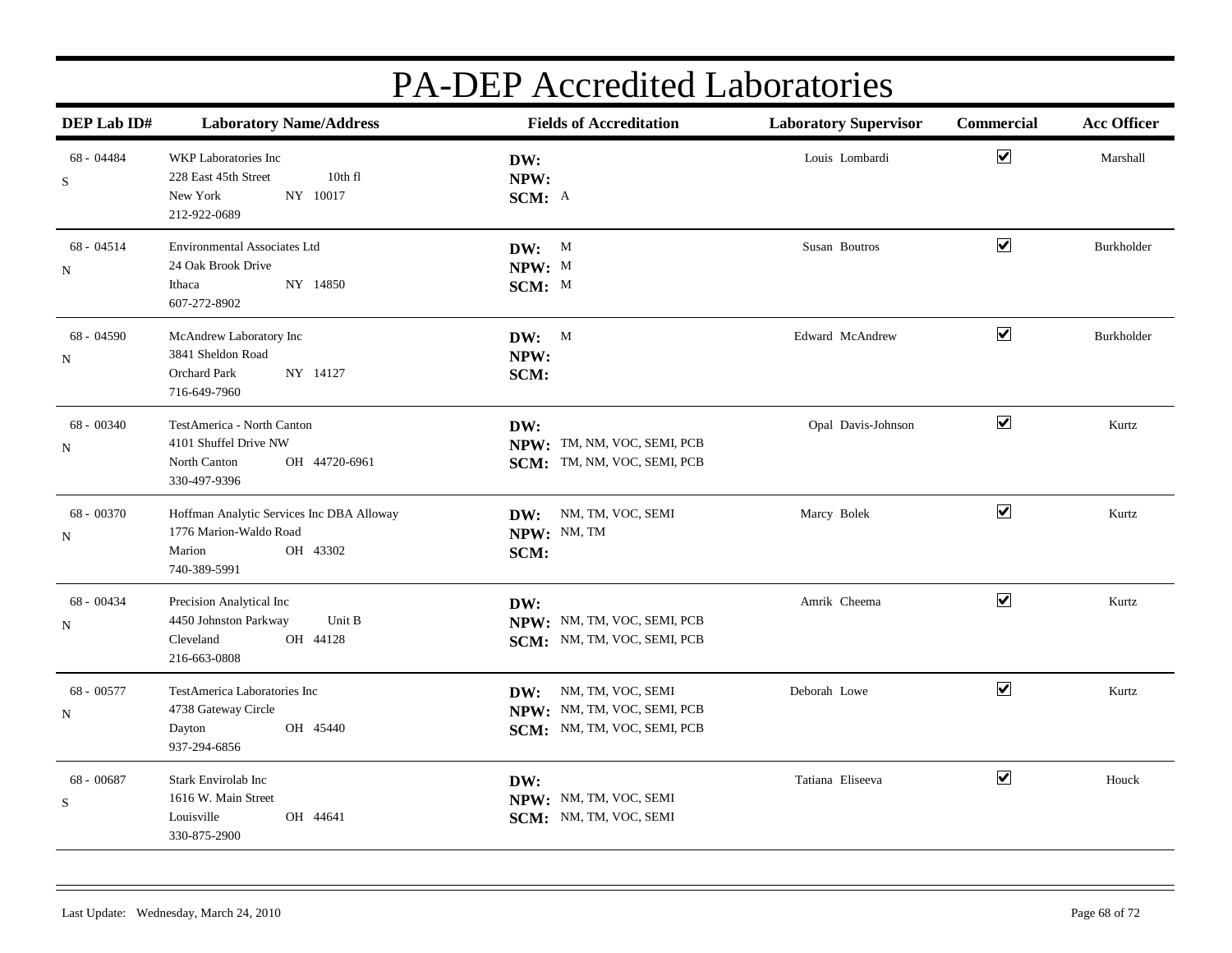# PA-DEP Accredited Laboratories

| DEP Lab ID# | Laboratory Name/Address | Fields of Accreditation | Laboratory Supervisor | Commercial | Acc Officer |
|---|---|---|---|---|---|
| 68 - 04484<br>S | WKP Laboratories Inc<br>228 East 45th Street 10th fl<br>New York NY 10017<br>212-922-0689 | **DW:**<br>**NPW:**<br>**SCM:** A | Louis Lombardi | ☑ | Marshall |
| 68 - 04514<br>N | Environmental Associates Ltd<br>24 Oak Brook Drive<br>Ithaca NY 14850<br>607-272-8902 | **DW:** M<br>**NPW:** M<br>**SCM:** M | Susan Boutros | ☑ | Burkholder |
| 68 - 04590<br>N | McAndrew Laboratory Inc<br>3841 Sheldon Road<br>Orchard Park NY 14127<br>716-649-7960 | **DW:** M<br>**NPW:**<br>**SCM:** | Edward McAndrew | ☑ | Burkholder |
| 68 - 00340<br>N | TestAmerica - North Canton<br>4101 Shuffel Drive NW<br>North Canton OH 44720-6961<br>330-497-9396 | **DW:**<br>**NPW:** TM, NM, VOC, SEMI, PCB<br>**SCM:** TM, NM, VOC, SEMI, PCB | Opal Davis-Johnson | ☑ | Kurtz |
| 68 - 00370<br>N | Hoffman Analytic Services Inc DBA Alloway<br>1776 Marion-Waldo Road<br>Marion OH 43302<br>740-389-5991 | **DW:** NM, TM, VOC, SEMI<br>**NPW:** NM, TM<br>**SCM:** | Marcy Bolek | ☑ | Kurtz |
| 68 - 00434<br>N | Precision Analytical Inc<br>4450 Johnston Parkway Unit B<br>Cleveland OH 44128<br>216-663-0808 | **DW:**<br>**NPW:** NM, TM, VOC, SEMI, PCB<br>**SCM:** NM, TM, VOC, SEMI, PCB | Amrik Cheema | ☑ | Kurtz |
| 68 - 00577<br>N | TestAmerica Laboratories Inc<br>4738 Gateway Circle<br>Dayton OH 45440<br>937-294-6856 | **DW:** NM, TM, VOC, SEMI<br>**NPW:** NM, TM, VOC, SEMI, PCB<br>**SCM:** NM, TM, VOC, SEMI, PCB | Deborah Lowe | ☑ | Kurtz |
| 68 - 00687<br>S | Stark Envirolab Inc<br>1616 W. Main Street<br>Louisville OH 44641<br>330-875-2900 | **DW:**<br>**NPW:** NM, TM, VOC, SEMI<br>**SCM:** NM, TM, VOC, SEMI | Tatiana Eliseeva | ☑ | Houck |

Last Update: Wednesday, March 24, 2010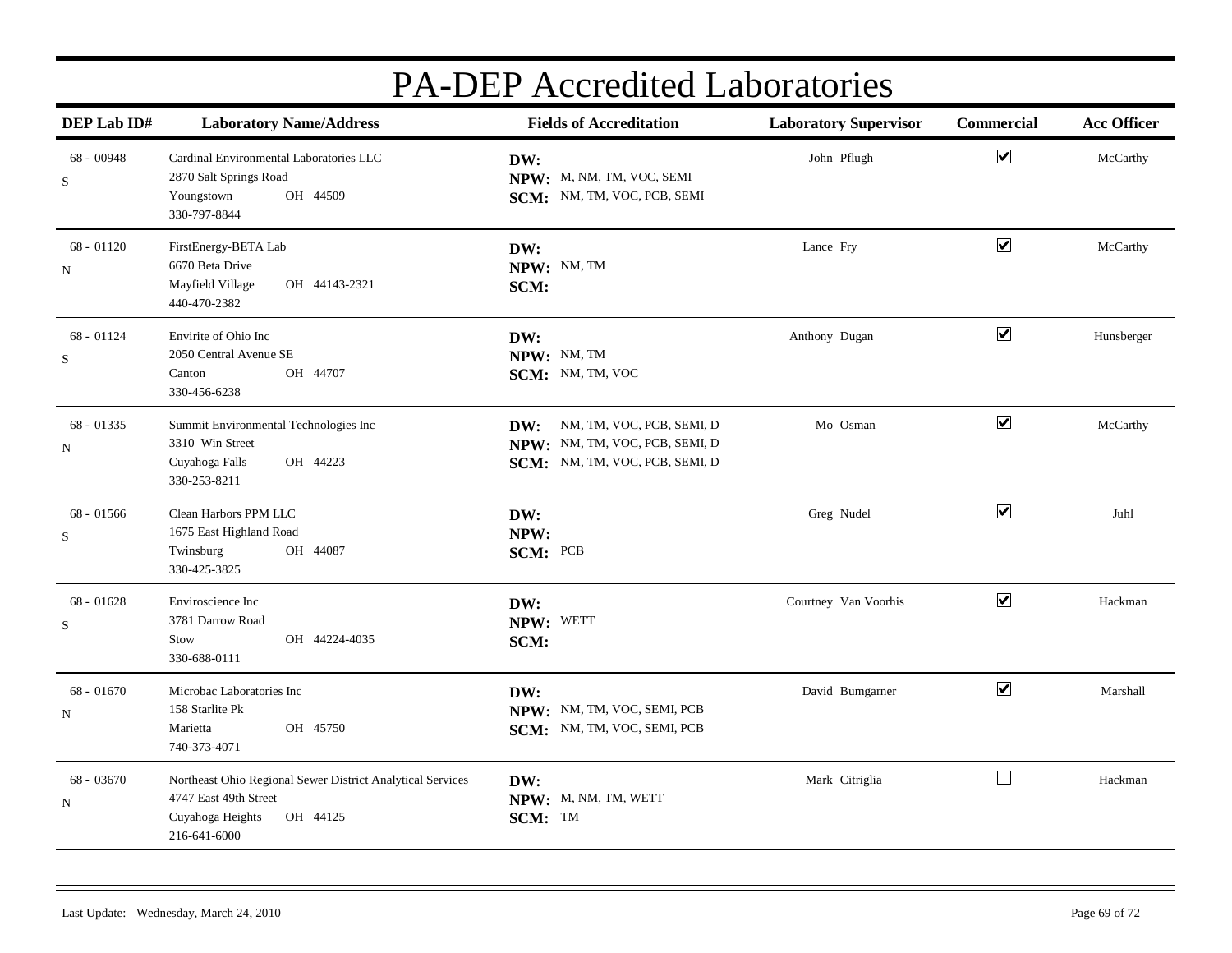# PA-DEP Accredited Laboratories

| DEP Lab ID# | Laboratory Name/Address | Fields of Accreditation | Laboratory Supervisor | Commercial | Acc Officer |
|---|---|---|---|---|---|
| 68 - 00948<br>S | Cardinal Environmental Laboratories LLC<br>2870 Salt Springs Road<br>Youngstown OH 44509<br>330-797-8844 | **DW:**<br>**NPW:** M, NM, TM, VOC, SEMI<br>**SCM:** NM, TM, VOC, PCB, SEMI | John Pflugh | ☑ | McCarthy |
| 68 - 01120<br>N | FirstEnergy-BETA Lab<br>6670 Beta Drive<br>Mayfield Village OH 44143-2321<br>440-470-2382 | **DW:**<br>**NPW:** NM, TM<br>**SCM:** | Lance Fry | ☑ | McCarthy |
| 68 - 01124<br>S | Envirite of Ohio Inc<br>2050 Central Avenue SE<br>Canton OH 44707<br>330-456-6238 | **DW:**<br>**NPW:** NM, TM<br>**SCM:** NM, TM, VOC | Anthony Dugan | ☑ | Hunsberger |
| 68 - 01335<br>N | Summit Environmental Technologies Inc<br>3310 Win Street<br>Cuyahoga Falls OH 44223<br>330-253-8211 | **DW:** NM, TM, VOC, PCB, SEMI, D<br>**NPW:** NM, TM, VOC, PCB, SEMI, D<br>**SCM:** NM, TM, VOC, PCB, SEMI, D | Mo Osman | ☑ | McCarthy |
| 68 - 01566<br>S | Clean Harbors PPM LLC<br>1675 East Highland Road<br>Twinsburg OH 44087<br>330-425-3825 | **DW:**<br>**NPW:**<br>**SCM:** PCB | Greg Nudel | ☑ | Juhl |
| 68 - 01628<br>S | Enviroscience Inc<br>3781 Darrow Road<br>Stow OH 44224-4035<br>330-688-0111 | **DW:**<br>**NPW:** WETT<br>**SCM:** | Courtney Van Voorhis | ☑ | Hackman |
| 68 - 01670<br>N | Microbac Laboratories Inc<br>158 Starlite Pk<br>Marietta OH 45750<br>740-373-4071 | **DW:**<br>**NPW:** NM, TM, VOC, SEMI, PCB<br>**SCM:** NM, TM, VOC, SEMI, PCB | David Bumgarner | ☑ | Marshall |
| 68 - 03670<br>N | Northeast Ohio Regional Sewer District Analytical Services<br>4747 East 49th Street<br>Cuyahoga Heights OH 44125<br>216-641-6000 | **DW:**<br>**NPW:** M, NM, TM, WETT<br>**SCM:** TM | Mark Citriglia | ☐ | Hackman |

Last Update: Wednesday, March 24, 2010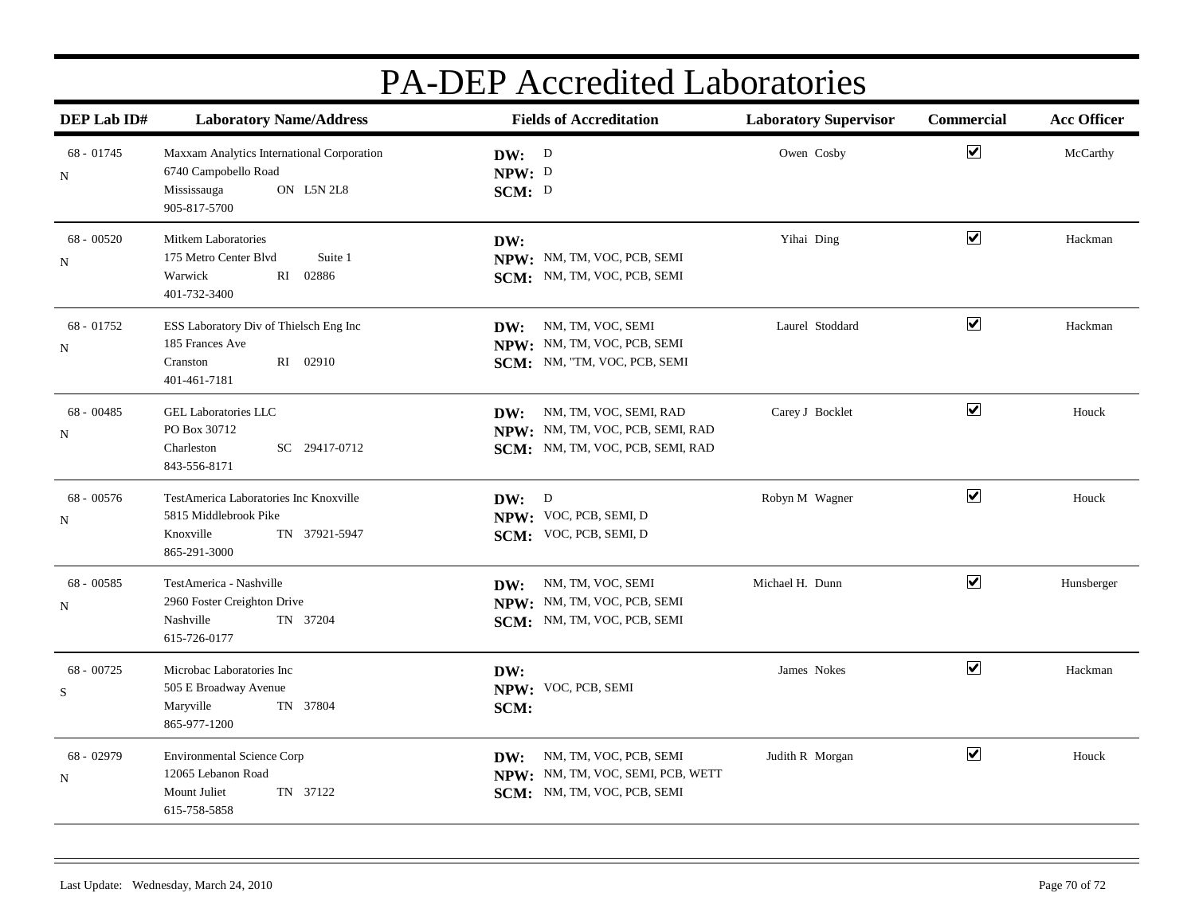# PA-DEP Accredited Laboratories

| DEP Lab ID# | Laboratory Name/Address | Fields of Accreditation | Laboratory Supervisor | Commercial | Acc Officer |
|---|---|---|---|---|---|
| 68 - 01745<br>N | Maxxam Analytics International Corporation<br>6740 Campobello Road<br>Mississauga ON L5N 2L8<br>905-817-5700 | **DW:** D<br>**NPW:** D<br>**SCM:** D | Owen Cosby | ☑ | McCarthy |
| 68 - 00520<br>N | Mitkem Laboratories<br>175 Metro Center Blvd Suite 1<br>Warwick RI 02886<br>401-732-3400 | **DW:**<br>**NPW:** NM, TM, VOC, PCB, SEMI<br>**SCM:** NM, TM, VOC, PCB, SEMI | Yihai Ding | ☑ | Hackman |
| 68 - 01752<br>N | ESS Laboratory Div of Thielsch Eng Inc<br>185 Frances Ave<br>Cranston RI 02910<br>401-461-7181 | **DW:** NM, TM, VOC, SEMI<br>**NPW:** NM, TM, VOC, PCB, SEMI<br>**SCM:** NM, "TM, VOC, PCB, SEMI | Laurel Stoddard | ☑ | Hackman |
| 68 - 00485<br>N | GEL Laboratories LLC<br>PO Box 30712<br>Charleston SC 29417-0712<br>843-556-8171 | **DW:** NM, TM, VOC, SEMI, RAD<br>**NPW:** NM, TM, VOC, PCB, SEMI, RAD<br>**SCM:** NM, TM, VOC, PCB, SEMI, RAD | Carey J Bocklet | ☑ | Houck |
| 68 - 00576<br>N | TestAmerica Laboratories Inc Knoxville<br>5815 Middlebrook Pike<br>Knoxville TN 37921-5947<br>865-291-3000 | **DW:** D<br>**NPW:** VOC, PCB, SEMI, D<br>**SCM:** VOC, PCB, SEMI, D | Robyn M Wagner | ☑ | Houck |
| 68 - 00585<br>N | TestAmerica - Nashville<br>2960 Foster Creighton Drive<br>Nashville TN 37204<br>615-726-0177 | **DW:** NM, TM, VOC, SEMI<br>**NPW:** NM, TM, VOC, PCB, SEMI<br>**SCM:** NM, TM, VOC, PCB, SEMI | Michael H. Dunn | ☑ | Hunsberger |
| 68 - 00725<br>S | Microbac Laboratories Inc<br>505 E Broadway Avenue<br>Maryville TN 37804<br>865-977-1200 | **DW:**<br>**NPW:** VOC, PCB, SEMI<br>**SCM:** | James Nokes | ☑ | Hackman |
| 68 - 02979<br>N | Environmental Science Corp<br>12065 Lebanon Road<br>Mount Juliet TN 37122<br>615-758-5858 | **DW:** NM, TM, VOC, PCB, SEMI<br>**NPW:** NM, TM, VOC, SEMI, PCB, WETT<br>**SCM:** NM, TM, VOC, PCB, SEMI | Judith R Morgan | ☑ | Houck |

Last Update: Wednesday, March 24, 2010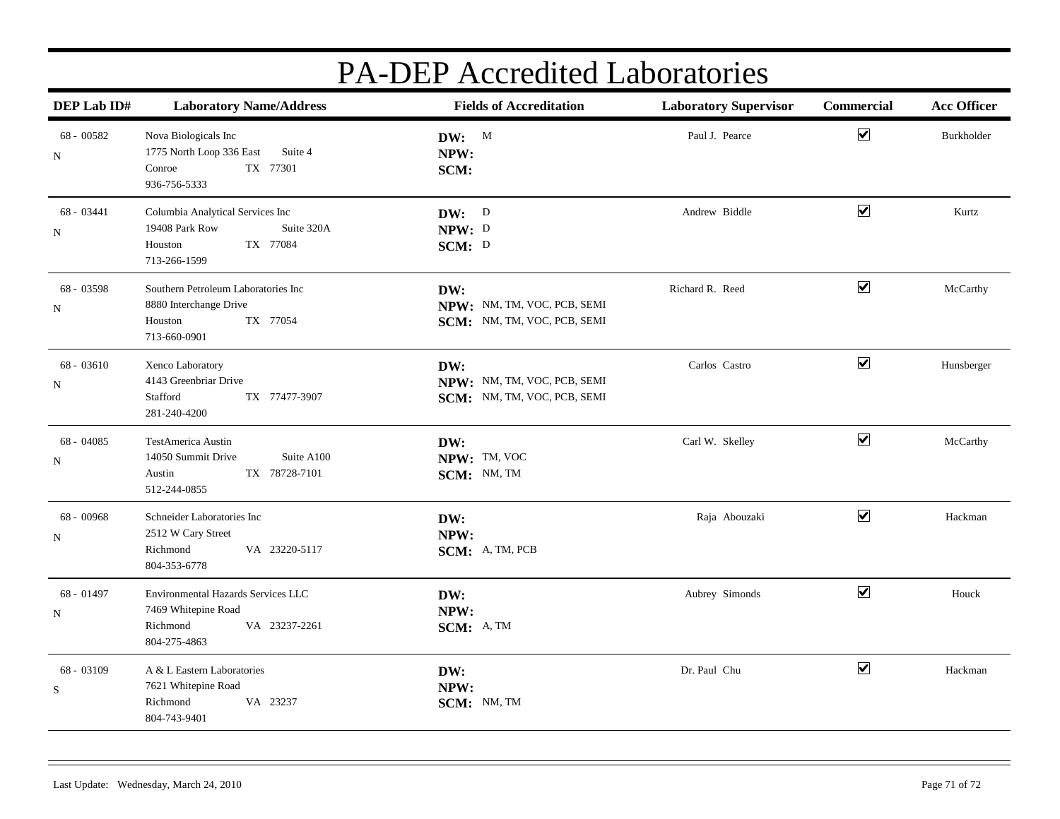# PA-DEP Accredited Laboratories

| DEP Lab ID# | Laboratory Name/Address | Fields of Accreditation | Laboratory Supervisor | Commercial | Acc Officer |
|---|---|---|---|---|---|
| 68 - 00582<br>N | Nova Biologicals Inc<br>1775 North Loop 336 East Suite 4<br>Conroe TX 77301<br>936-756-5333 | **DW:** M<br>**NPW:**<br>**SCM:** | Paul J. Pearce | ☑ | Burkholder |
| 68 - 03441<br>N | Columbia Analytical Services Inc<br>19408 Park Row Suite 320A<br>Houston TX 77084<br>713-266-1599 | **DW:** D<br>**NPW:** D<br>**SCM:** D | Andrew Biddle | ☑ | Kurtz |
| 68 - 03598<br>N | Southern Petroleum Laboratories Inc<br>8880 Interchange Drive<br>Houston TX 77054<br>713-660-0901 | **DW:**<br>**NPW:** NM, TM, VOC, PCB, SEMI<br>**SCM:** NM, TM, VOC, PCB, SEMI | Richard R. Reed | ☑ | McCarthy |
| 68 - 03610<br>N | Xenco Laboratory<br>4143 Greenbriar Drive<br>Stafford TX 77477-3907<br>281-240-4200 | **DW:**<br>**NPW:** NM, TM, VOC, PCB, SEMI<br>**SCM:** NM, TM, VOC, PCB, SEMI | Carlos Castro | ☑ | Hunsberger |
| 68 - 04085<br>N | TestAmerica Austin<br>14050 Summit Drive Suite A100<br>Austin TX 78728-7101<br>512-244-0855 | **DW:**<br>**NPW:** TM, VOC<br>**SCM:** NM, TM | Carl W. Skelley | ☑ | McCarthy |
| 68 - 00968<br>N | Schneider Laboratories Inc<br>2512 W Cary Street<br>Richmond VA 23220-5117<br>804-353-6778 | **DW:**<br>**NPW:**<br>**SCM:** A, TM, PCB | Raja Abouzaki | ☑ | Hackman |
| 68 - 01497<br>N | Environmental Hazards Services LLC<br>7469 Whitepine Road<br>Richmond VA 23237-2261<br>804-275-4863 | **DW:**<br>**NPW:**<br>**SCM:** A, TM | Aubrey Simonds | ☑ | Houck |
| 68 - 03109<br>S | A & L Eastern Laboratories<br>7621 Whitepine Road<br>Richmond VA 23237<br>804-743-9401 | **DW:**<br>**NPW:**<br>**SCM:** NM, TM | Dr. Paul Chu | ☑ | Hackman |

Last Update: Wednesday, March 24, 2010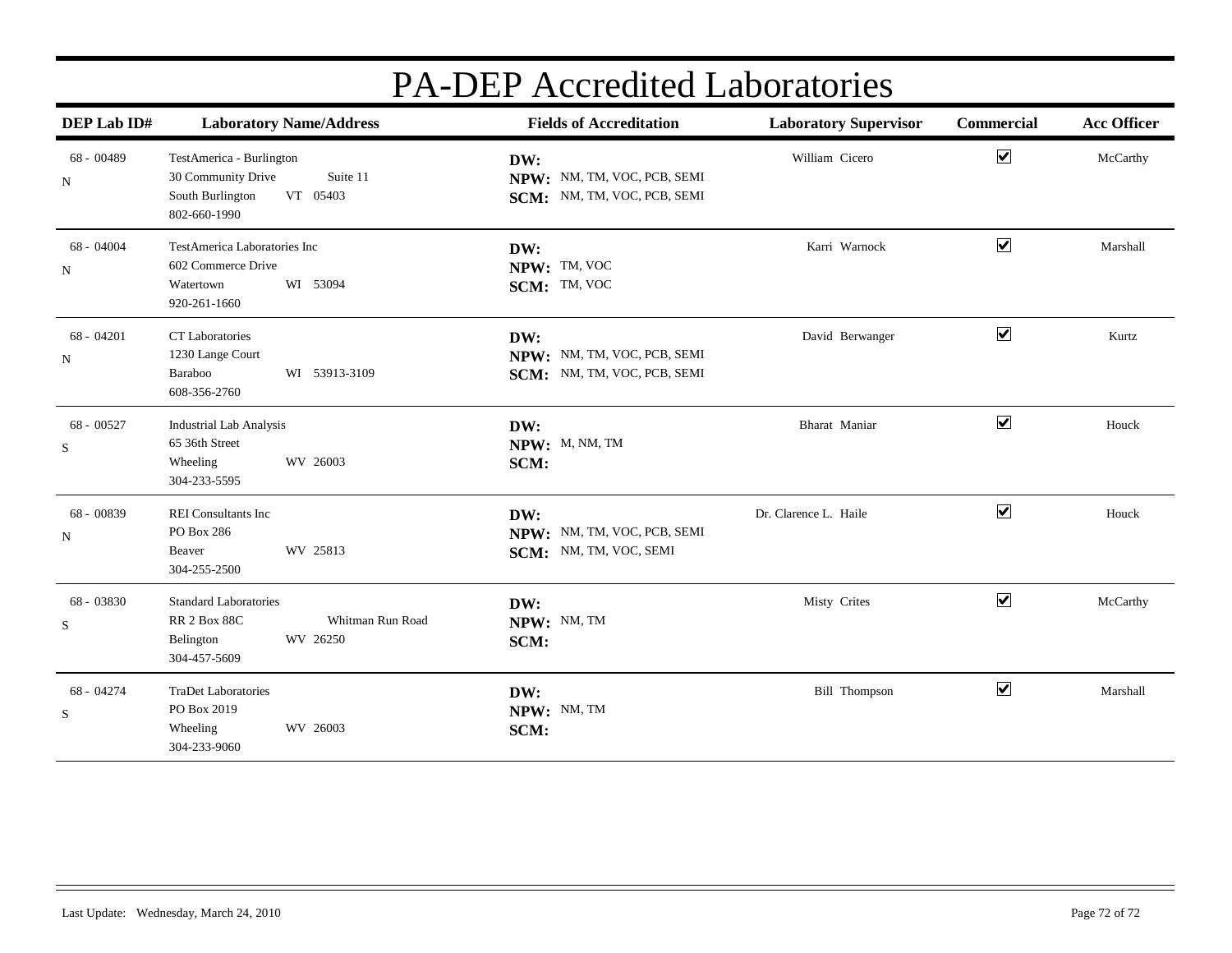# PA-DEP Accredited Laboratories

| DEP Lab ID# | Laboratory Name/Address | Fields of Accreditation | Laboratory Supervisor | Commercial | Acc Officer |
|---|---|---|---|---|---|
| 68 - 00489<br>N | TestAmerica - Burlington<br>30 Community Drive Suite 11<br>South Burlington VT 05403<br>802-660-1990 | **DW:**<br>**NPW:** NM, TM, VOC, PCB, SEMI<br>**SCM:** NM, TM, VOC, PCB, SEMI | William Cicero | ☑ | McCarthy |
| 68 - 04004<br>N | TestAmerica Laboratories Inc<br>602 Commerce Drive<br>Watertown WI 53094<br>920-261-1660 | **DW:**<br>**NPW:** TM, VOC<br>**SCM:** TM, VOC | Karri Warnock | ☑ | Marshall |
| 68 - 04201<br>N | CT Laboratories<br>1230 Lange Court<br>Baraboo WI 53913-3109<br>608-356-2760 | **DW:**<br>**NPW:** NM, TM, VOC, PCB, SEMI<br>**SCM:** NM, TM, VOC, PCB, SEMI | David Berwanger | ☑ | Kurtz |
| 68 - 00527<br>S | Industrial Lab Analysis<br>65 36th Street<br>Wheeling WV 26003<br>304-233-5595 | **DW:**<br>**NPW:** M, NM, TM<br>**SCM:** | Bharat Maniar | ☑ | Houck |
| 68 - 00839<br>N | REI Consultants Inc<br>PO Box 286<br>Beaver WV 25813<br>304-255-2500 | **DW:**<br>**NPW:** NM, TM, VOC, PCB, SEMI<br>**SCM:** NM, TM, VOC, SEMI | Dr. Clarence L. Haile | ☑ | Houck |
| 68 - 03830<br>S | Standard Laboratories<br>RR 2 Box 88C Whitman Run Road<br>Belington WV 26250<br>304-457-5609 | **DW:**<br>**NPW:** NM, TM<br>**SCM:** | Misty Crites | ☑ | McCarthy |
| 68 - 04274<br>S | TraDet Laboratories<br>PO Box 2019<br>Wheeling WV 26003<br>304-233-9060 | **DW:**<br>**NPW:** NM, TM<br>**SCM:** | Bill Thompson | ☑ | Marshall |

Last Update: Wednesday, March 24, 2010